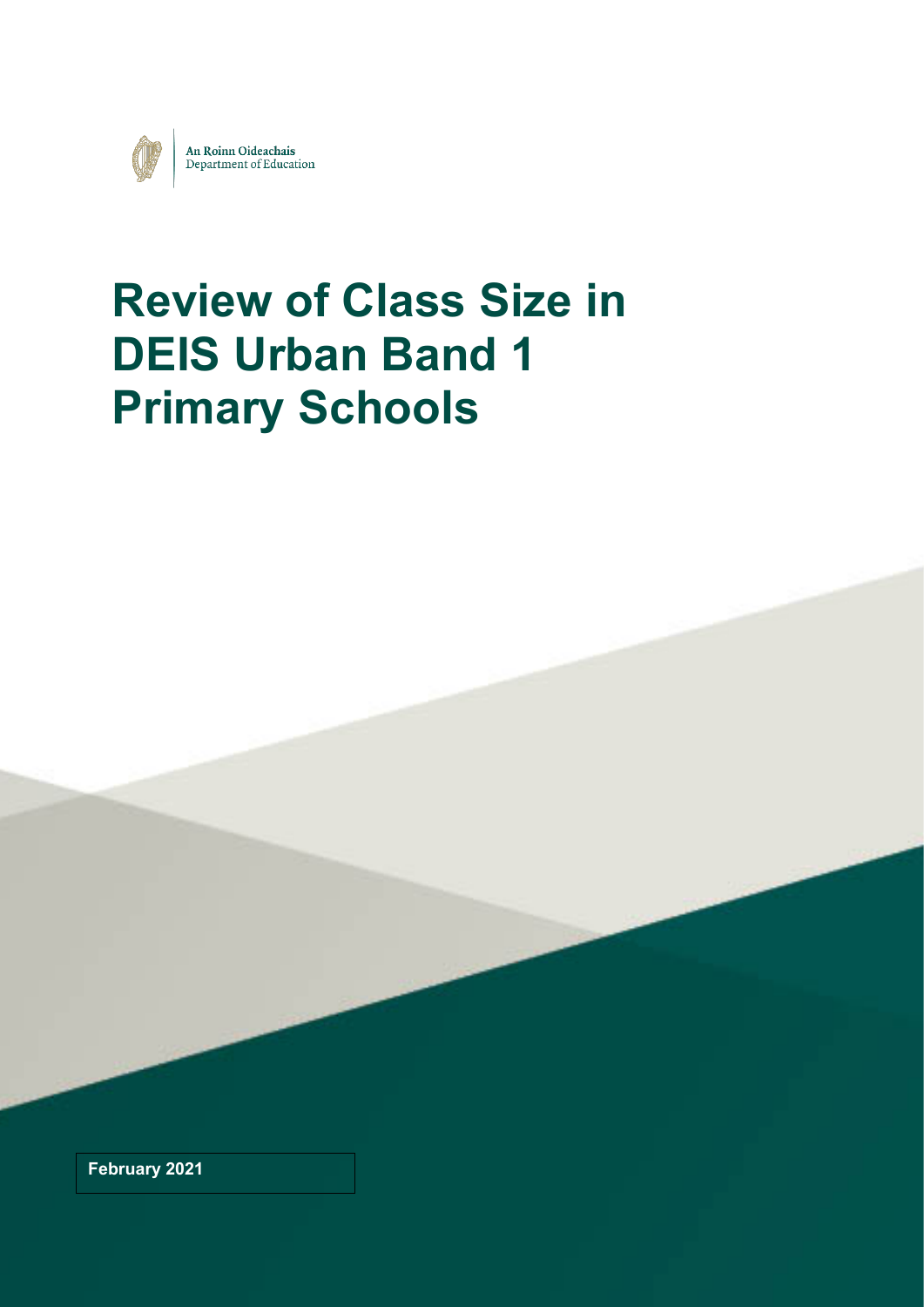An Roinn Oideachais
Department of Education

# Review of Class Size in DEIS Urban Band 1 Primary Schools

**February 2021**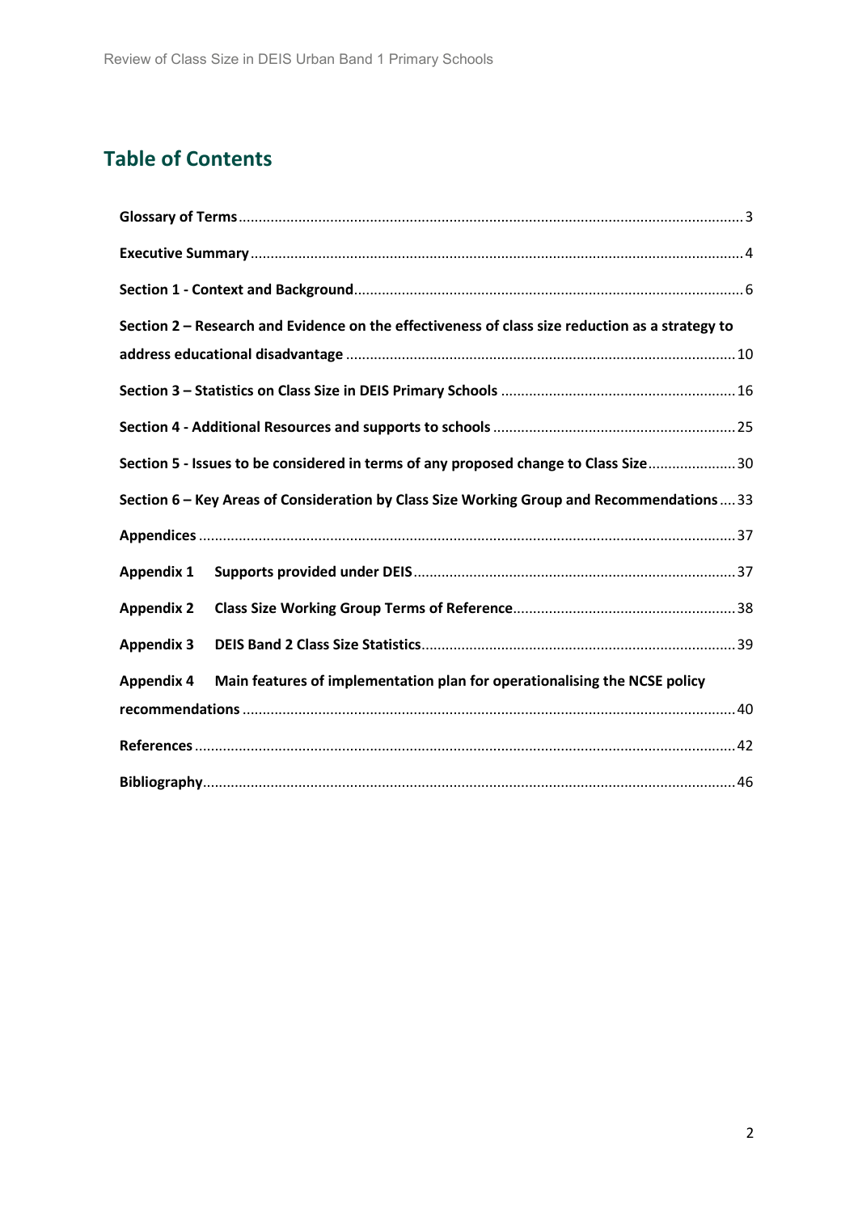## Table of Contents

**Glossary of Terms** ... 3

**Executive Summary** ... 4

**Section 1 - Context and Background** ... 6

**Section 2 – Research and Evidence on the effectiveness of class size reduction as a strategy to address educational disadvantage** ... 10

**Section 3 – Statistics on Class Size in DEIS Primary Schools** ... 16

**Section 4 - Additional Resources and supports to schools** ... 25

**Section 5 - Issues to be considered in terms of any proposed change to Class Size** ... 30

**Section 6 – Key Areas of Consideration by Class Size Working Group and Recommendations** ... 33

**Appendices** ... 37

**Appendix 1 Supports provided under DEIS** ... 37

**Appendix 2 Class Size Working Group Terms of Reference** ... 38

**Appendix 3 DEIS Band 2 Class Size Statistics** ... 39

**Appendix 4 Main features of implementation plan for operationalising the NCSE policy recommendations** ... 40

**References** ... 42

**Bibliography** ... 46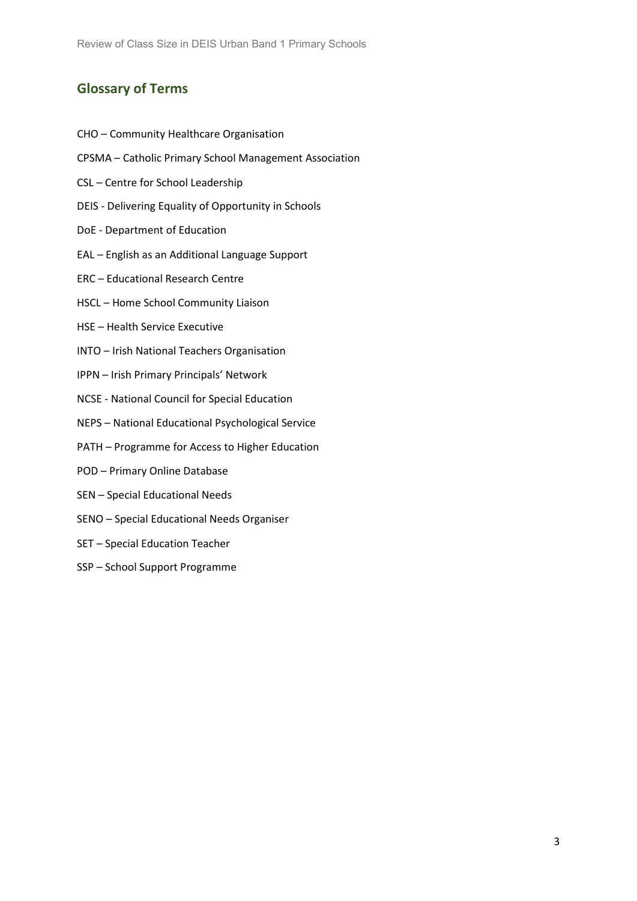## Glossary of Terms

CHO – Community Healthcare Organisation

CPSMA – Catholic Primary School Management Association

CSL – Centre for School Leadership

DEIS - Delivering Equality of Opportunity in Schools

DoE - Department of Education

EAL – English as an Additional Language Support

ERC – Educational Research Centre

HSCL – Home School Community Liaison

HSE – Health Service Executive

INTO – Irish National Teachers Organisation

IPPN – Irish Primary Principals' Network

NCSE - National Council for Special Education

NEPS – National Educational Psychological Service

PATH – Programme for Access to Higher Education

POD – Primary Online Database

SEN – Special Educational Needs

SENO – Special Educational Needs Organiser

SET – Special Education Teacher

SSP – School Support Programme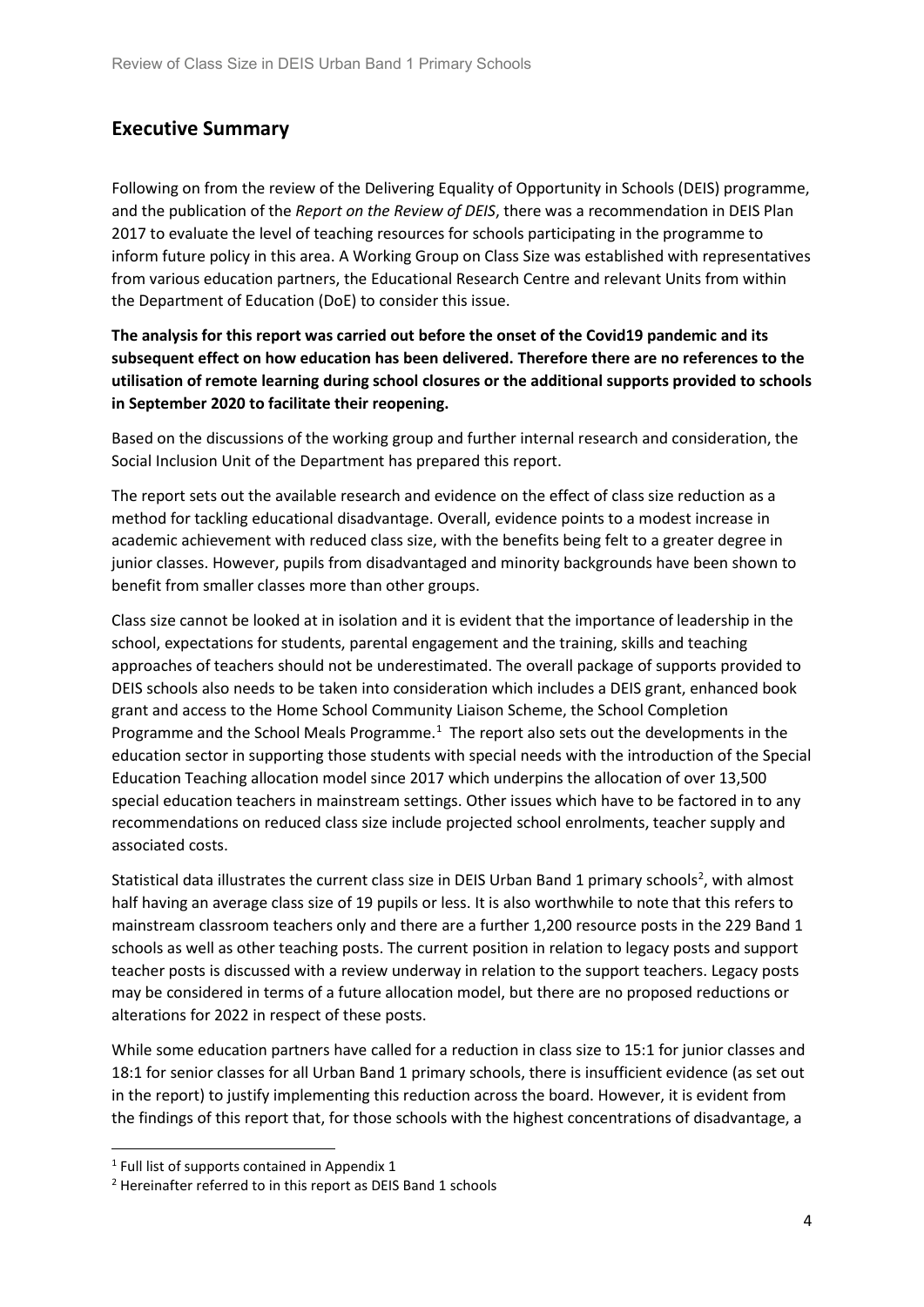## Executive Summary

Following on from the review of the Delivering Equality of Opportunity in Schools (DEIS) programme, and the publication of the *Report on the Review of DEIS*, there was a recommendation in DEIS Plan 2017 to evaluate the level of teaching resources for schools participating in the programme to inform future policy in this area. A Working Group on Class Size was established with representatives from various education partners, the Educational Research Centre and relevant Units from within the Department of Education (DoE) to consider this issue.

**The analysis for this report was carried out before the onset of the Covid19 pandemic and its subsequent effect on how education has been delivered. Therefore there are no references to the utilisation of remote learning during school closures or the additional supports provided to schools in September 2020 to facilitate their reopening.**

Based on the discussions of the working group and further internal research and consideration, the Social Inclusion Unit of the Department has prepared this report.

The report sets out the available research and evidence on the effect of class size reduction as a method for tackling educational disadvantage. Overall, evidence points to a modest increase in academic achievement with reduced class size, with the benefits being felt to a greater degree in junior classes. However, pupils from disadvantaged and minority backgrounds have been shown to benefit from smaller classes more than other groups.

Class size cannot be looked at in isolation and it is evident that the importance of leadership in the school, expectations for students, parental engagement and the training, skills and teaching approaches of teachers should not be underestimated. The overall package of supports provided to DEIS schools also needs to be taken into consideration which includes a DEIS grant, enhanced book grant and access to the Home School Community Liaison Scheme, the School Completion Programme and the School Meals Programme.[1] The report also sets out the developments in the education sector in supporting those students with special needs with the introduction of the Special Education Teaching allocation model since 2017 which underpins the allocation of over 13,500 special education teachers in mainstream settings. Other issues which have to be factored in to any recommendations on reduced class size include projected school enrolments, teacher supply and associated costs.

Statistical data illustrates the current class size in DEIS Urban Band 1 primary schools[2], with almost half having an average class size of 19 pupils or less. It is also worthwhile to note that this refers to mainstream classroom teachers only and there are a further 1,200 resource posts in the 229 Band 1 schools as well as other teaching posts. The current position in relation to legacy posts and support teacher posts is discussed with a review underway in relation to the support teachers. Legacy posts may be considered in terms of a future allocation model, but there are no proposed reductions or alterations for 2022 in respect of these posts.

While some education partners have called for a reduction in class size to 15:1 for junior classes and 18:1 for senior classes for all Urban Band 1 primary schools, there is insufficient evidence (as set out in the report) to justify implementing this reduction across the board. However, it is evident from the findings of this report that, for those schools with the highest concentrations of disadvantage, a

[1] Full list of supports contained in Appendix 1

[2] Hereinafter referred to in this report as DEIS Band 1 schools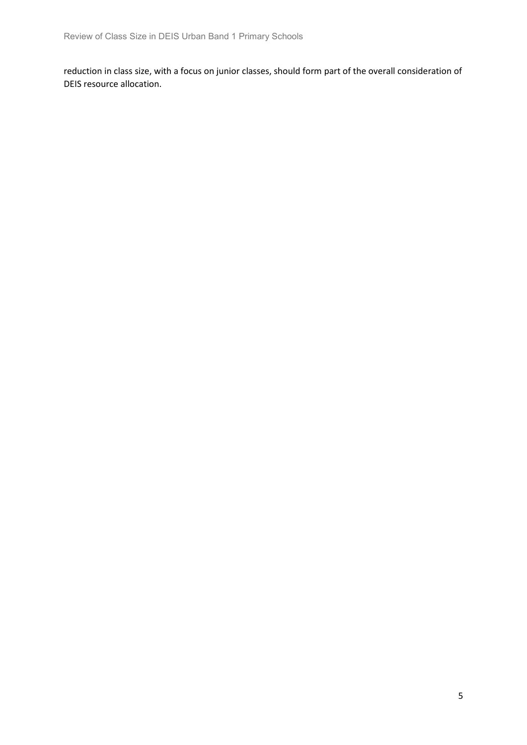reduction in class size, with a focus on junior classes, should form part of the overall consideration of DEIS resource allocation.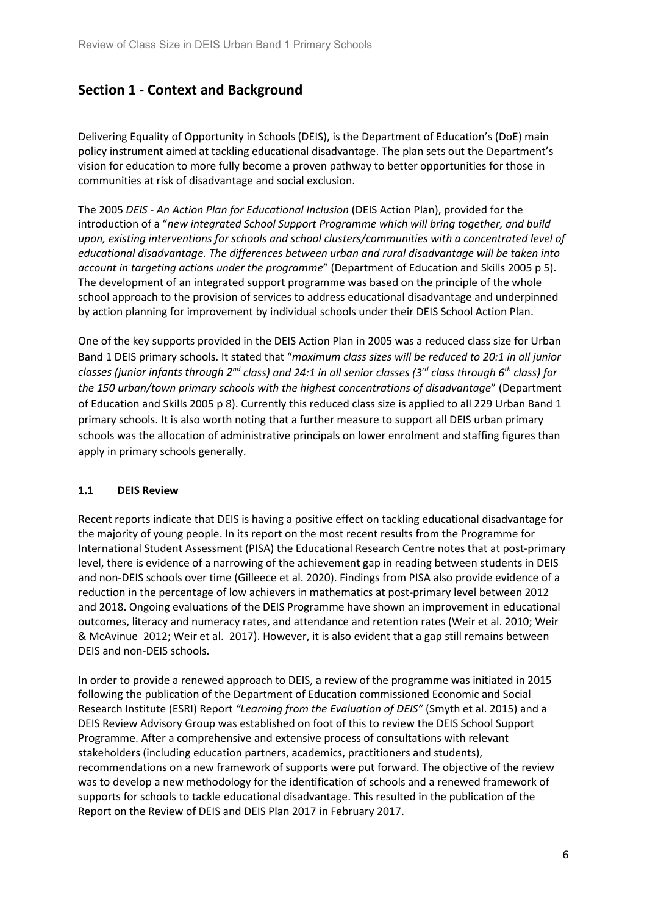## Section 1 - Context and Background

Delivering Equality of Opportunity in Schools (DEIS), is the Department of Education's (DoE) main policy instrument aimed at tackling educational disadvantage. The plan sets out the Department's vision for education to more fully become a proven pathway to better opportunities for those in communities at risk of disadvantage and social exclusion.

The 2005 *DEIS - An Action Plan for Educational Inclusion* (DEIS Action Plan), provided for the introduction of a "*new integrated School Support Programme which will bring together, and build upon, existing interventions for schools and school clusters/communities with a concentrated level of educational disadvantage. The differences between urban and rural disadvantage will be taken into account in targeting actions under the programme*" (Department of Education and Skills 2005 p 5). The development of an integrated support programme was based on the principle of the whole school approach to the provision of services to address educational disadvantage and underpinned by action planning for improvement by individual schools under their DEIS School Action Plan.

One of the key supports provided in the DEIS Action Plan in 2005 was a reduced class size for Urban Band 1 DEIS primary schools. It stated that "*maximum class sizes will be reduced to 20:1 in all junior classes (junior infants through 2nd class) and 24:1 in all senior classes (3rd class through 6th class) for the 150 urban/town primary schools with the highest concentrations of disadvantage*" (Department of Education and Skills 2005 p 8). Currently this reduced class size is applied to all 229 Urban Band 1 primary schools. It is also worth noting that a further measure to support all DEIS urban primary schools was the allocation of administrative principals on lower enrolment and staffing figures than apply in primary schools generally.

### 1.1 DEIS Review

Recent reports indicate that DEIS is having a positive effect on tackling educational disadvantage for the majority of young people. In its report on the most recent results from the Programme for International Student Assessment (PISA) the Educational Research Centre notes that at post-primary level, there is evidence of a narrowing of the achievement gap in reading between students in DEIS and non-DEIS schools over time (Gilleece et al. 2020). Findings from PISA also provide evidence of a reduction in the percentage of low achievers in mathematics at post-primary level between 2012 and 2018. Ongoing evaluations of the DEIS Programme have shown an improvement in educational outcomes, literacy and numeracy rates, and attendance and retention rates (Weir et al. 2010; Weir & McAvinue 2012; Weir et al. 2017). However, it is also evident that a gap still remains between DEIS and non-DEIS schools.

In order to provide a renewed approach to DEIS, a review of the programme was initiated in 2015 following the publication of the Department of Education commissioned Economic and Social Research Institute (ESRI) Report *"Learning from the Evaluation of DEIS"* (Smyth et al. 2015) and a DEIS Review Advisory Group was established on foot of this to review the DEIS School Support Programme. After a comprehensive and extensive process of consultations with relevant stakeholders (including education partners, academics, practitioners and students), recommendations on a new framework of supports were put forward. The objective of the review was to develop a new methodology for the identification of schools and a renewed framework of supports for schools to tackle educational disadvantage. This resulted in the publication of the Report on the Review of DEIS and DEIS Plan 2017 in February 2017.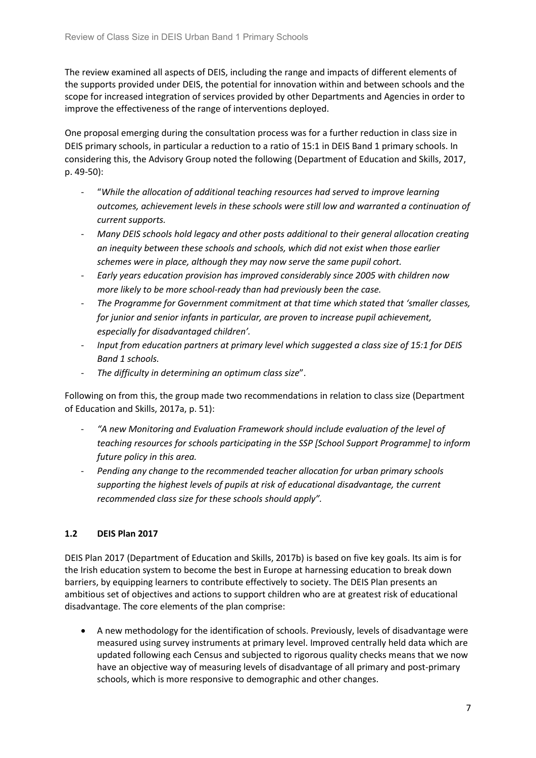The review examined all aspects of DEIS, including the range and impacts of different elements of the supports provided under DEIS, the potential for innovation within and between schools and the scope for increased integration of services provided by other Departments and Agencies in order to improve the effectiveness of the range of interventions deployed.

One proposal emerging during the consultation process was for a further reduction in class size in DEIS primary schools, in particular a reduction to a ratio of 15:1 in DEIS Band 1 primary schools. In considering this, the Advisory Group noted the following (Department of Education and Skills, 2017, p. 49-50):

- "*While the allocation of additional teaching resources had served to improve learning outcomes, achievement levels in these schools were still low and warranted a continuation of current supports.*
- *Many DEIS schools hold legacy and other posts additional to their general allocation creating an inequity between these schools and schools, which did not exist when those earlier schemes were in place, although they may now serve the same pupil cohort.*
- *Early years education provision has improved considerably since 2005 with children now more likely to be more school-ready than had previously been the case.*
- *The Programme for Government commitment at that time which stated that 'smaller classes, for junior and senior infants in particular, are proven to increase pupil achievement, especially for disadvantaged children'.*
- *Input from education partners at primary level which suggested a class size of 15:1 for DEIS Band 1 schools.*
- *The difficulty in determining an optimum class size*".

Following on from this, the group made two recommendations in relation to class size (Department of Education and Skills, 2017a, p. 51):

- *"A new Monitoring and Evaluation Framework should include evaluation of the level of teaching resources for schools participating in the SSP [School Support Programme] to inform future policy in this area.*
- *Pending any change to the recommended teacher allocation for urban primary schools supporting the highest levels of pupils at risk of educational disadvantage, the current recommended class size for these schools should apply".*

### 1.2 DEIS Plan 2017

DEIS Plan 2017 (Department of Education and Skills, 2017b) is based on five key goals. Its aim is for the Irish education system to become the best in Europe at harnessing education to break down barriers, by equipping learners to contribute effectively to society. The DEIS Plan presents an ambitious set of objectives and actions to support children who are at greatest risk of educational disadvantage. The core elements of the plan comprise:

- A new methodology for the identification of schools. Previously, levels of disadvantage were measured using survey instruments at primary level. Improved centrally held data which are updated following each Census and subjected to rigorous quality checks means that we now have an objective way of measuring levels of disadvantage of all primary and post-primary schools, which is more responsive to demographic and other changes.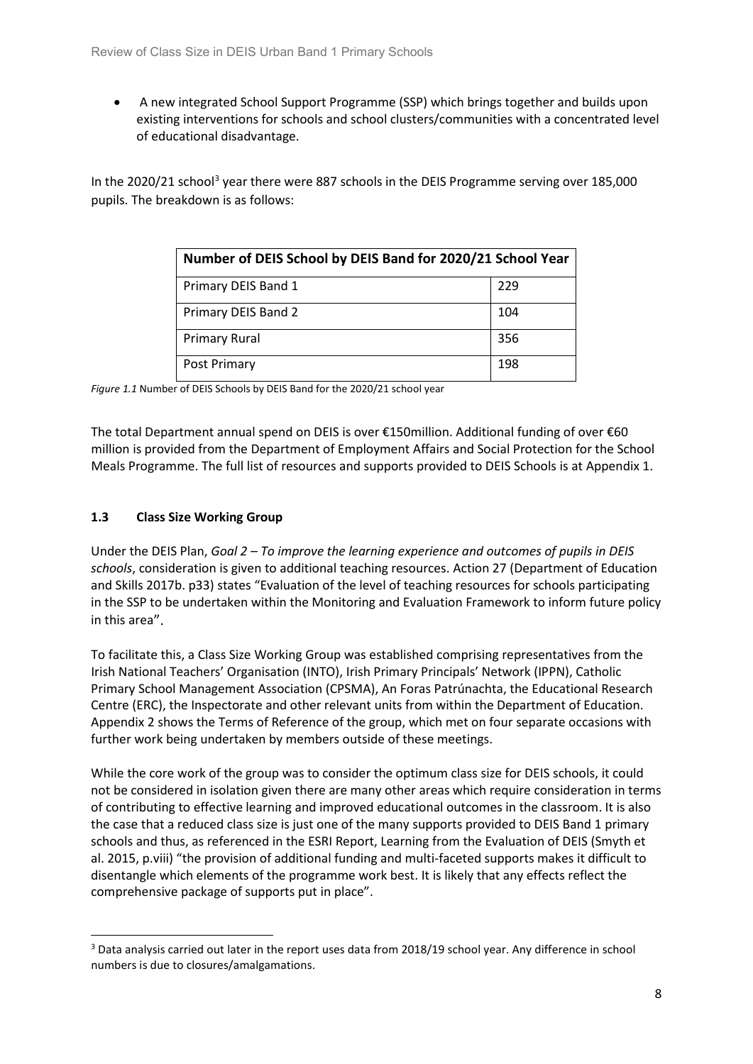- A new integrated School Support Programme (SSP) which brings together and builds upon existing interventions for schools and school clusters/communities with a concentrated level of educational disadvantage.

In the 2020/21 school[3] year there were 887 schools in the DEIS Programme serving over 185,000 pupils. The breakdown is as follows:

| Number of DEIS School by DEIS Band for 2020/21 School Year | |
|---|---|
| Primary DEIS Band 1 | 229 |
| Primary DEIS Band 2 | 104 |
| Primary Rural | 356 |
| Post Primary | 198 |

*Figure 1.1* Number of DEIS Schools by DEIS Band for the 2020/21 school year

The total Department annual spend on DEIS is over €150million. Additional funding of over €60 million is provided from the Department of Employment Affairs and Social Protection for the School Meals Programme. The full list of resources and supports provided to DEIS Schools is at Appendix 1.

### 1.3 Class Size Working Group

Under the DEIS Plan, *Goal 2 – To improve the learning experience and outcomes of pupils in DEIS schools*, consideration is given to additional teaching resources. Action 27 (Department of Education and Skills 2017b. p33) states "Evaluation of the level of teaching resources for schools participating in the SSP to be undertaken within the Monitoring and Evaluation Framework to inform future policy in this area".

To facilitate this, a Class Size Working Group was established comprising representatives from the Irish National Teachers' Organisation (INTO), Irish Primary Principals' Network (IPPN), Catholic Primary School Management Association (CPSMA), An Foras Patrúnachta, the Educational Research Centre (ERC), the Inspectorate and other relevant units from within the Department of Education. Appendix 2 shows the Terms of Reference of the group, which met on four separate occasions with further work being undertaken by members outside of these meetings.

While the core work of the group was to consider the optimum class size for DEIS schools, it could not be considered in isolation given there are many other areas which require consideration in terms of contributing to effective learning and improved educational outcomes in the classroom. It is also the case that a reduced class size is just one of the many supports provided to DEIS Band 1 primary schools and thus, as referenced in the ESRI Report, Learning from the Evaluation of DEIS (Smyth et al. 2015, p.viii) "the provision of additional funding and multi-faceted supports makes it difficult to disentangle which elements of the programme work best. It is likely that any effects reflect the comprehensive package of supports put in place".

[3] Data analysis carried out later in the report uses data from 2018/19 school year. Any difference in school numbers is due to closures/amalgamations.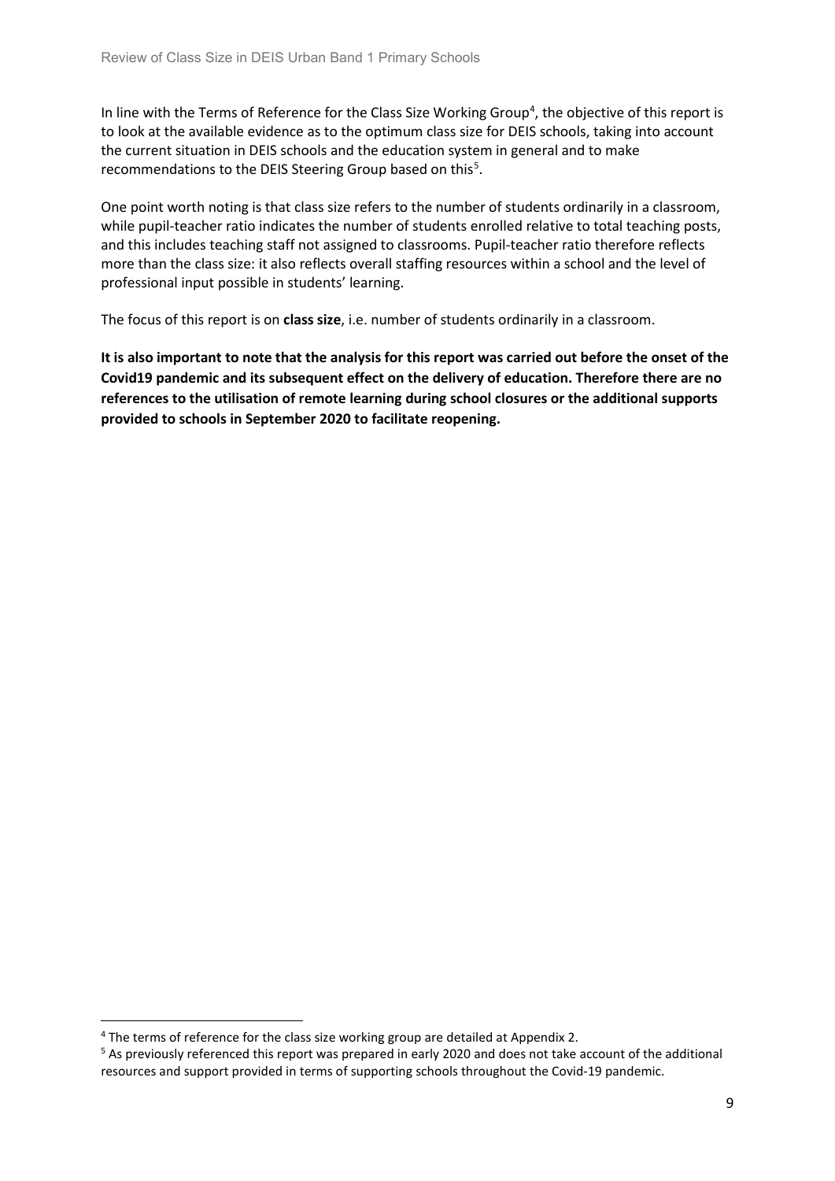In line with the Terms of Reference for the Class Size Working Group[4], the objective of this report is to look at the available evidence as to the optimum class size for DEIS schools, taking into account the current situation in DEIS schools and the education system in general and to make recommendations to the DEIS Steering Group based on this[5].

One point worth noting is that class size refers to the number of students ordinarily in a classroom, while pupil-teacher ratio indicates the number of students enrolled relative to total teaching posts, and this includes teaching staff not assigned to classrooms. Pupil-teacher ratio therefore reflects more than the class size: it also reflects overall staffing resources within a school and the level of professional input possible in students' learning.

The focus of this report is on **class size**, i.e. number of students ordinarily in a classroom.

**It is also important to note that the analysis for this report was carried out before the onset of the Covid19 pandemic and its subsequent effect on the delivery of education. Therefore there are no references to the utilisation of remote learning during school closures or the additional supports provided to schools in September 2020 to facilitate reopening.**

---

[4] The terms of reference for the class size working group are detailed at Appendix 2.

[5] As previously referenced this report was prepared in early 2020 and does not take account of the additional resources and support provided in terms of supporting schools throughout the Covid-19 pandemic.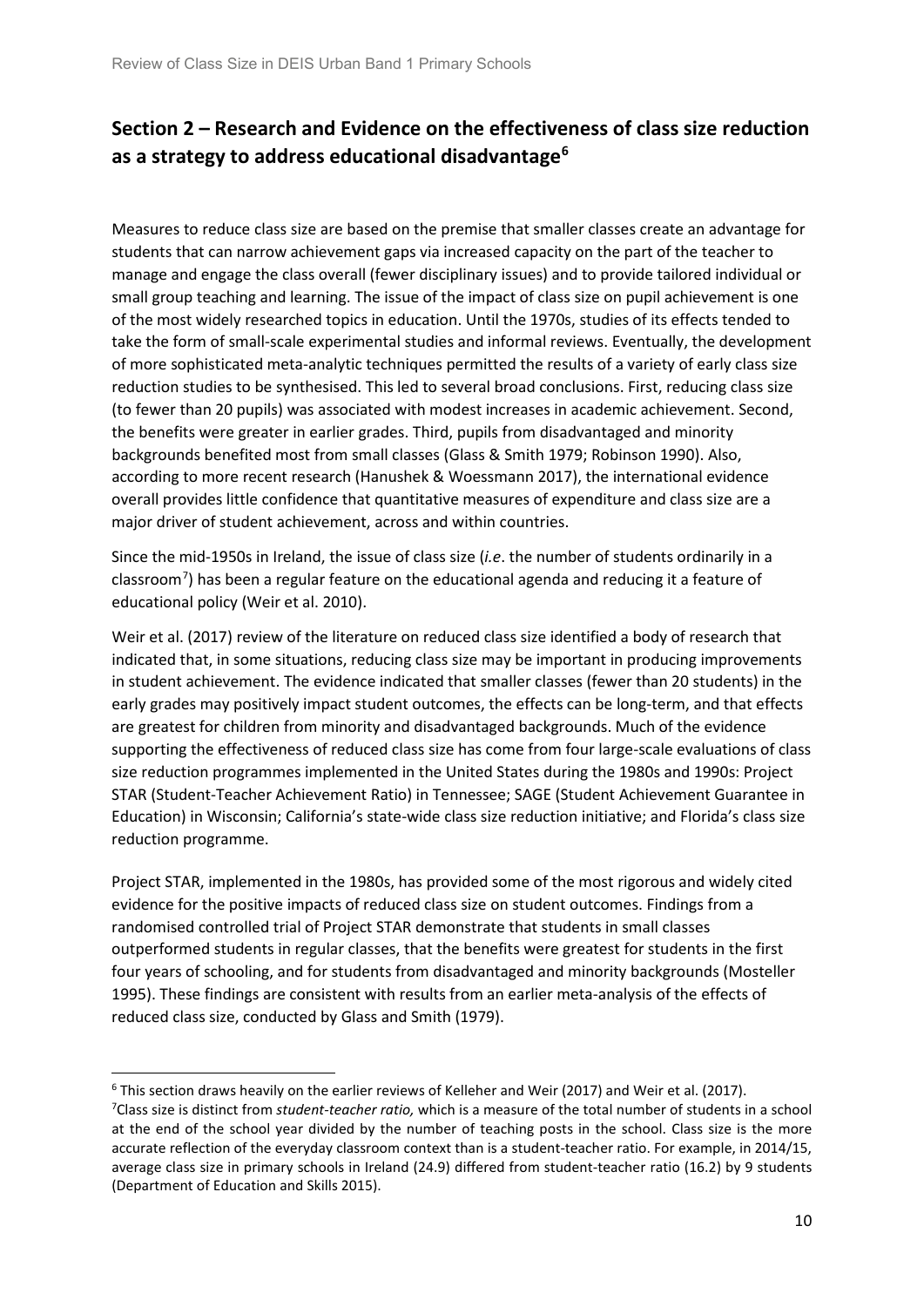## Section 2 – Research and Evidence on the effectiveness of class size reduction as a strategy to address educational disadvantage[6]

Measures to reduce class size are based on the premise that smaller classes create an advantage for students that can narrow achievement gaps via increased capacity on the part of the teacher to manage and engage the class overall (fewer disciplinary issues) and to provide tailored individual or small group teaching and learning. The issue of the impact of class size on pupil achievement is one of the most widely researched topics in education. Until the 1970s, studies of its effects tended to take the form of small-scale experimental studies and informal reviews. Eventually, the development of more sophisticated meta-analytic techniques permitted the results of a variety of early class size reduction studies to be synthesised. This led to several broad conclusions. First, reducing class size (to fewer than 20 pupils) was associated with modest increases in academic achievement. Second, the benefits were greater in earlier grades. Third, pupils from disadvantaged and minority backgrounds benefited most from small classes (Glass & Smith 1979; Robinson 1990). Also, according to more recent research (Hanushek & Woessmann 2017), the international evidence overall provides little confidence that quantitative measures of expenditure and class size are a major driver of student achievement, across and within countries.

Since the mid-1950s in Ireland, the issue of class size (*i.e*. the number of students ordinarily in a classroom[7]) has been a regular feature on the educational agenda and reducing it a feature of educational policy (Weir et al. 2010).

Weir et al. (2017) review of the literature on reduced class size identified a body of research that indicated that, in some situations, reducing class size may be important in producing improvements in student achievement. The evidence indicated that smaller classes (fewer than 20 students) in the early grades may positively impact student outcomes, the effects can be long-term, and that effects are greatest for children from minority and disadvantaged backgrounds. Much of the evidence supporting the effectiveness of reduced class size has come from four large-scale evaluations of class size reduction programmes implemented in the United States during the 1980s and 1990s: Project STAR (Student-Teacher Achievement Ratio) in Tennessee; SAGE (Student Achievement Guarantee in Education) in Wisconsin; California's state-wide class size reduction initiative; and Florida's class size reduction programme.

Project STAR, implemented in the 1980s, has provided some of the most rigorous and widely cited evidence for the positive impacts of reduced class size on student outcomes. Findings from a randomised controlled trial of Project STAR demonstrate that students in small classes outperformed students in regular classes, that the benefits were greatest for students in the first four years of schooling, and for students from disadvantaged and minority backgrounds (Mosteller 1995). These findings are consistent with results from an earlier meta-analysis of the effects of reduced class size, conducted by Glass and Smith (1979).

---

[6] This section draws heavily on the earlier reviews of Kelleher and Weir (2017) and Weir et al. (2017).

[7] Class size is distinct from *student-teacher ratio,* which is a measure of the total number of students in a school at the end of the school year divided by the number of teaching posts in the school. Class size is the more accurate reflection of the everyday classroom context than is a student-teacher ratio. For example, in 2014/15, average class size in primary schools in Ireland (24.9) differed from student-teacher ratio (16.2) by 9 students (Department of Education and Skills 2015).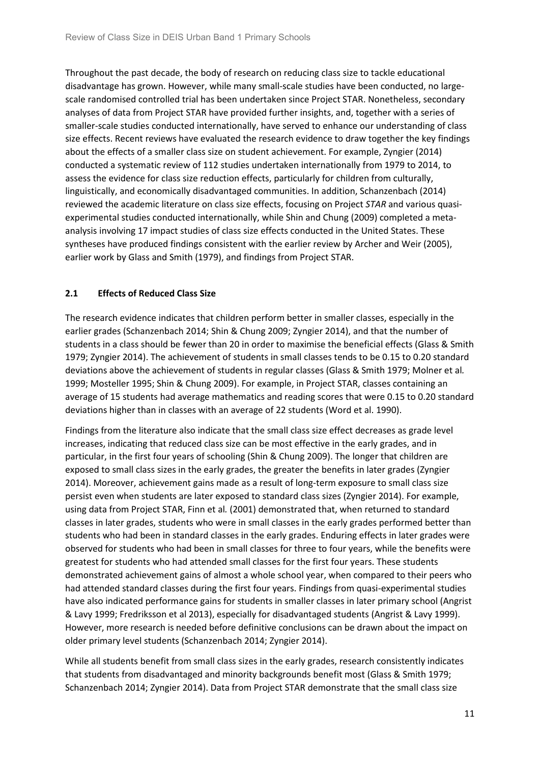Throughout the past decade, the body of research on reducing class size to tackle educational disadvantage has grown. However, while many small-scale studies have been conducted, no large-scale randomised controlled trial has been undertaken since Project STAR. Nonetheless, secondary analyses of data from Project STAR have provided further insights, and, together with a series of smaller-scale studies conducted internationally, have served to enhance our understanding of class size effects. Recent reviews have evaluated the research evidence to draw together the key findings about the effects of a smaller class size on student achievement. For example, Zyngier (2014) conducted a systematic review of 112 studies undertaken internationally from 1979 to 2014, to assess the evidence for class size reduction effects, particularly for children from culturally, linguistically, and economically disadvantaged communities. In addition, Schanzenbach (2014) reviewed the academic literature on class size effects, focusing on Project *STAR* and various quasi-experimental studies conducted internationally, while Shin and Chung (2009) completed a meta-analysis involving 17 impact studies of class size effects conducted in the United States. These syntheses have produced findings consistent with the earlier review by Archer and Weir (2005), earlier work by Glass and Smith (1979), and findings from Project STAR.

## 2.1 Effects of Reduced Class Size

The research evidence indicates that children perform better in smaller classes, especially in the earlier grades (Schanzenbach 2014; Shin & Chung 2009; Zyngier 2014), and that the number of students in a class should be fewer than 20 in order to maximise the beneficial effects (Glass & Smith 1979; Zyngier 2014). The achievement of students in small classes tends to be 0.15 to 0.20 standard deviations above the achievement of students in regular classes (Glass & Smith 1979; Molner et al*.* 1999; Mosteller 1995; Shin & Chung 2009). For example, in Project STAR, classes containing an average of 15 students had average mathematics and reading scores that were 0.15 to 0.20 standard deviations higher than in classes with an average of 22 students (Word et al. 1990).

Findings from the literature also indicate that the small class size effect decreases as grade level increases, indicating that reduced class size can be most effective in the early grades, and in particular, in the first four years of schooling (Shin & Chung 2009). The longer that children are exposed to small class sizes in the early grades, the greater the benefits in later grades (Zyngier 2014). Moreover, achievement gains made as a result of long-term exposure to small class size persist even when students are later exposed to standard class sizes (Zyngier 2014). For example, using data from Project STAR, Finn et al*.* (2001) demonstrated that, when returned to standard classes in later grades, students who were in small classes in the early grades performed better than students who had been in standard classes in the early grades. Enduring effects in later grades were observed for students who had been in small classes for three to four years, while the benefits were greatest for students who had attended small classes for the first four years. These students demonstrated achievement gains of almost a whole school year, when compared to their peers who had attended standard classes during the first four years. Findings from quasi-experimental studies have also indicated performance gains for students in smaller classes in later primary school (Angrist & Lavy 1999; Fredriksson et al 2013), especially for disadvantaged students (Angrist & Lavy 1999). However, more research is needed before definitive conclusions can be drawn about the impact on older primary level students (Schanzenbach 2014; Zyngier 2014).

While all students benefit from small class sizes in the early grades, research consistently indicates that students from disadvantaged and minority backgrounds benefit most (Glass & Smith 1979; Schanzenbach 2014; Zyngier 2014). Data from Project STAR demonstrate that the small class size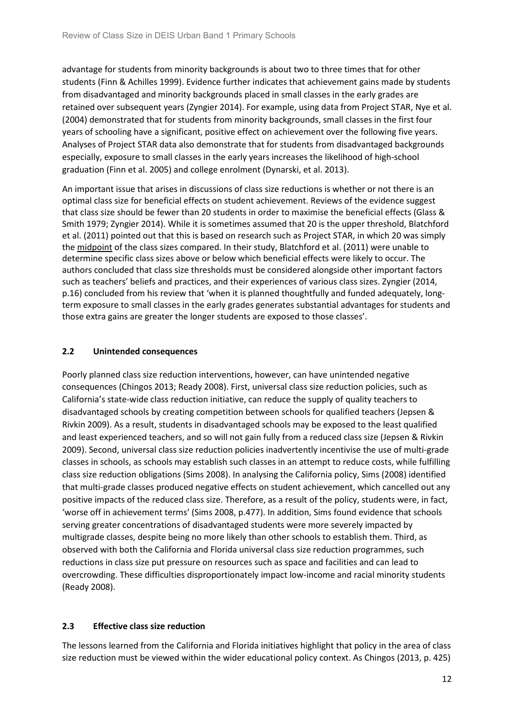advantage for students from minority backgrounds is about two to three times that for other students (Finn & Achilles 1999). Evidence further indicates that achievement gains made by students from disadvantaged and minority backgrounds placed in small classes in the early grades are retained over subsequent years (Zyngier 2014). For example, using data from Project STAR, Nye et al. (2004) demonstrated that for students from minority backgrounds, small classes in the first four years of schooling have a significant, positive effect on achievement over the following five years. Analyses of Project STAR data also demonstrate that for students from disadvantaged backgrounds especially, exposure to small classes in the early years increases the likelihood of high-school graduation (Finn et al. 2005) and college enrolment (Dynarski, et al. 2013).

An important issue that arises in discussions of class size reductions is whether or not there is an optimal class size for beneficial effects on student achievement. Reviews of the evidence suggest that class size should be fewer than 20 students in order to maximise the beneficial effects (Glass & Smith 1979; Zyngier 2014). While it is sometimes assumed that 20 is the upper threshold, Blatchford et al. (2011) pointed out that this is based on research such as Project STAR, in which 20 was simply the midpoint of the class sizes compared. In their study, Blatchford et al. (2011) were unable to determine specific class sizes above or below which beneficial effects were likely to occur. The authors concluded that class size thresholds must be considered alongside other important factors such as teachers' beliefs and practices, and their experiences of various class sizes. Zyngier (2014, p.16) concluded from his review that 'when it is planned thoughtfully and funded adequately, long-term exposure to small classes in the early grades generates substantial advantages for students and those extra gains are greater the longer students are exposed to those classes'.

### 2.2 Unintended consequences

Poorly planned class size reduction interventions, however, can have unintended negative consequences (Chingos 2013; Ready 2008). First, universal class size reduction policies, such as California's state-wide class reduction initiative, can reduce the supply of quality teachers to disadvantaged schools by creating competition between schools for qualified teachers (Jepsen & Rivkin 2009). As a result, students in disadvantaged schools may be exposed to the least qualified and least experienced teachers, and so will not gain fully from a reduced class size (Jepsen & Rivkin 2009). Second, universal class size reduction policies inadvertently incentivise the use of multi-grade classes in schools, as schools may establish such classes in an attempt to reduce costs, while fulfilling class size reduction obligations (Sims 2008). In analysing the California policy, Sims (2008) identified that multi-grade classes produced negative effects on student achievement, which cancelled out any positive impacts of the reduced class size. Therefore, as a result of the policy, students were, in fact, 'worse off in achievement terms' (Sims 2008, p.477). In addition, Sims found evidence that schools serving greater concentrations of disadvantaged students were more severely impacted by multigrade classes, despite being no more likely than other schools to establish them. Third, as observed with both the California and Florida universal class size reduction programmes, such reductions in class size put pressure on resources such as space and facilities and can lead to overcrowding. These difficulties disproportionately impact low-income and racial minority students (Ready 2008).

### 2.3 Effective class size reduction

The lessons learned from the California and Florida initiatives highlight that policy in the area of class size reduction must be viewed within the wider educational policy context. As Chingos (2013, p. 425)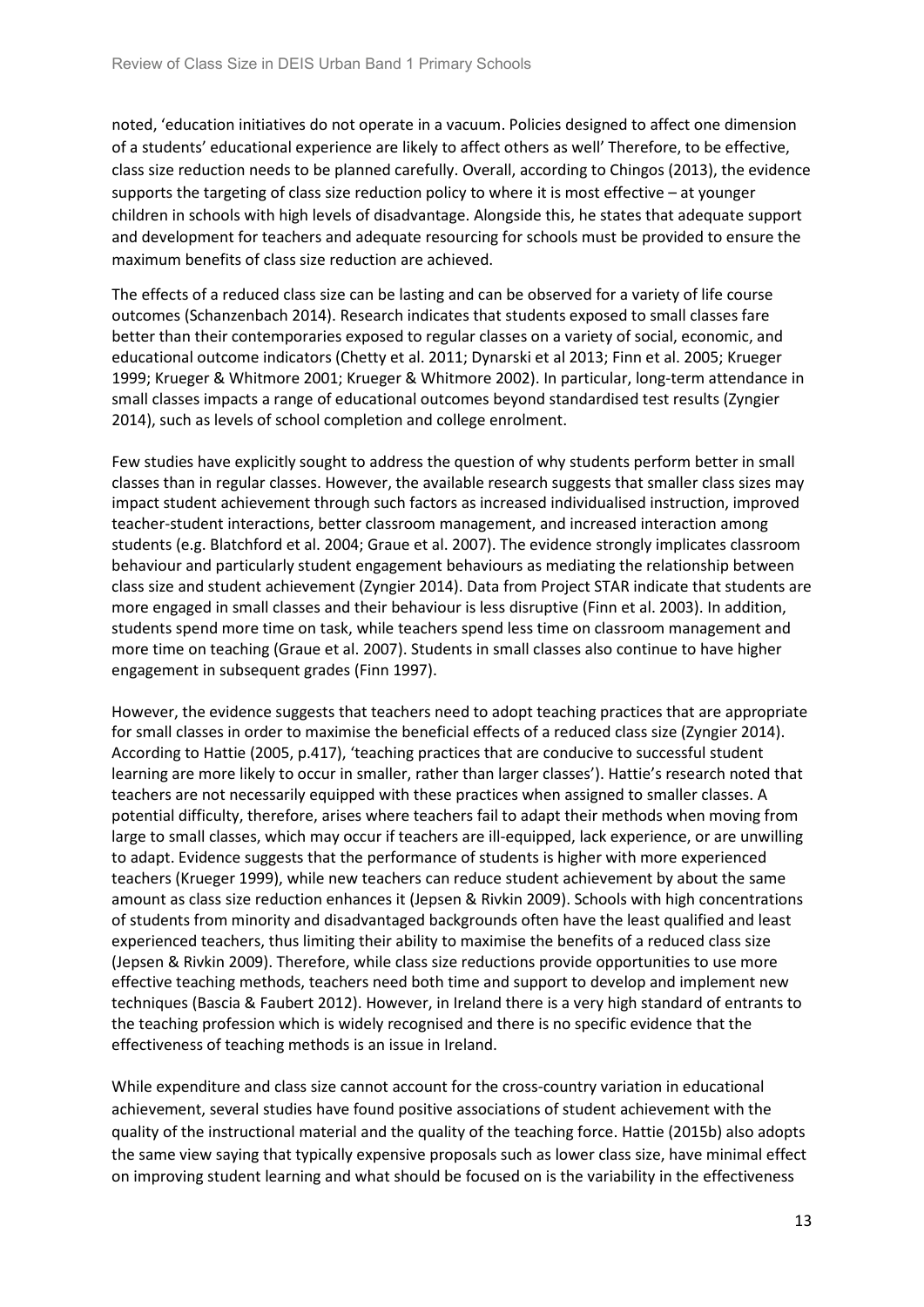noted, 'education initiatives do not operate in a vacuum. Policies designed to affect one dimension of a students' educational experience are likely to affect others as well' Therefore, to be effective, class size reduction needs to be planned carefully. Overall, according to Chingos (2013), the evidence supports the targeting of class size reduction policy to where it is most effective – at younger children in schools with high levels of disadvantage. Alongside this, he states that adequate support and development for teachers and adequate resourcing for schools must be provided to ensure the maximum benefits of class size reduction are achieved.

The effects of a reduced class size can be lasting and can be observed for a variety of life course outcomes (Schanzenbach 2014). Research indicates that students exposed to small classes fare better than their contemporaries exposed to regular classes on a variety of social, economic, and educational outcome indicators (Chetty et al. 2011; Dynarski et al 2013; Finn et al. 2005; Krueger 1999; Krueger & Whitmore 2001; Krueger & Whitmore 2002). In particular, long-term attendance in small classes impacts a range of educational outcomes beyond standardised test results (Zyngier 2014), such as levels of school completion and college enrolment.

Few studies have explicitly sought to address the question of why students perform better in small classes than in regular classes. However, the available research suggests that smaller class sizes may impact student achievement through such factors as increased individualised instruction, improved teacher-student interactions, better classroom management, and increased interaction among students (e.g. Blatchford et al. 2004; Graue et al. 2007). The evidence strongly implicates classroom behaviour and particularly student engagement behaviours as mediating the relationship between class size and student achievement (Zyngier 2014). Data from Project STAR indicate that students are more engaged in small classes and their behaviour is less disruptive (Finn et al. 2003). In addition, students spend more time on task, while teachers spend less time on classroom management and more time on teaching (Graue et al. 2007). Students in small classes also continue to have higher engagement in subsequent grades (Finn 1997).

However, the evidence suggests that teachers need to adopt teaching practices that are appropriate for small classes in order to maximise the beneficial effects of a reduced class size (Zyngier 2014). According to Hattie (2005, p.417), 'teaching practices that are conducive to successful student learning are more likely to occur in smaller, rather than larger classes'). Hattie's research noted that teachers are not necessarily equipped with these practices when assigned to smaller classes. A potential difficulty, therefore, arises where teachers fail to adapt their methods when moving from large to small classes, which may occur if teachers are ill-equipped, lack experience, or are unwilling to adapt. Evidence suggests that the performance of students is higher with more experienced teachers (Krueger 1999), while new teachers can reduce student achievement by about the same amount as class size reduction enhances it (Jepsen & Rivkin 2009). Schools with high concentrations of students from minority and disadvantaged backgrounds often have the least qualified and least experienced teachers, thus limiting their ability to maximise the benefits of a reduced class size (Jepsen & Rivkin 2009). Therefore, while class size reductions provide opportunities to use more effective teaching methods, teachers need both time and support to develop and implement new techniques (Bascia & Faubert 2012). However, in Ireland there is a very high standard of entrants to the teaching profession which is widely recognised and there is no specific evidence that the effectiveness of teaching methods is an issue in Ireland.

While expenditure and class size cannot account for the cross-country variation in educational achievement, several studies have found positive associations of student achievement with the quality of the instructional material and the quality of the teaching force. Hattie (2015b) also adopts the same view saying that typically expensive proposals such as lower class size, have minimal effect on improving student learning and what should be focused on is the variability in the effectiveness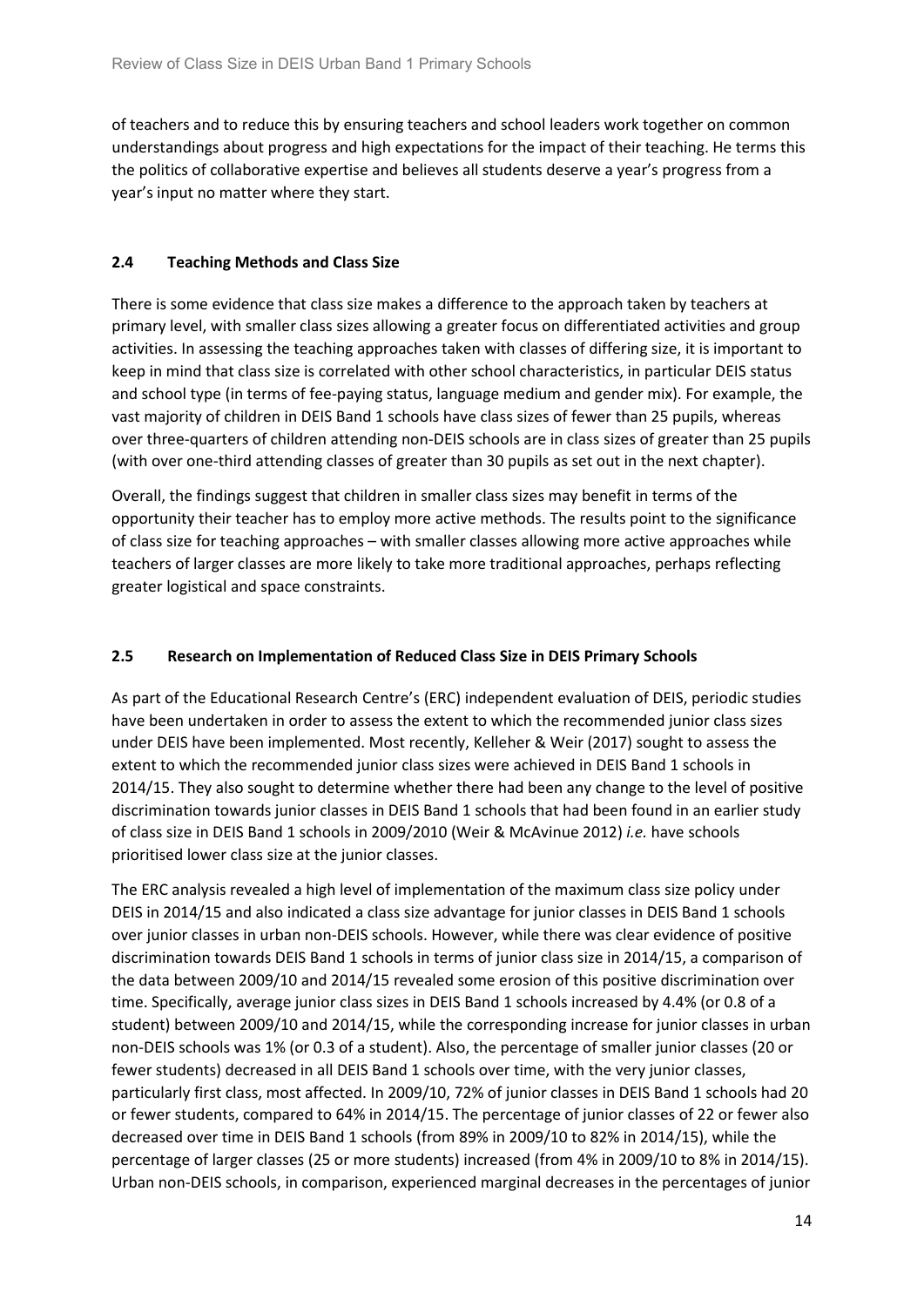of teachers and to reduce this by ensuring teachers and school leaders work together on common understandings about progress and high expectations for the impact of their teaching. He terms this the politics of collaborative expertise and believes all students deserve a year's progress from a year's input no matter where they start.

## 2.4 Teaching Methods and Class Size

There is some evidence that class size makes a difference to the approach taken by teachers at primary level, with smaller class sizes allowing a greater focus on differentiated activities and group activities. In assessing the teaching approaches taken with classes of differing size, it is important to keep in mind that class size is correlated with other school characteristics, in particular DEIS status and school type (in terms of fee-paying status, language medium and gender mix). For example, the vast majority of children in DEIS Band 1 schools have class sizes of fewer than 25 pupils, whereas over three-quarters of children attending non-DEIS schools are in class sizes of greater than 25 pupils (with over one-third attending classes of greater than 30 pupils as set out in the next chapter).

Overall, the findings suggest that children in smaller class sizes may benefit in terms of the opportunity their teacher has to employ more active methods. The results point to the significance of class size for teaching approaches – with smaller classes allowing more active approaches while teachers of larger classes are more likely to take more traditional approaches, perhaps reflecting greater logistical and space constraints.

## 2.5 Research on Implementation of Reduced Class Size in DEIS Primary Schools

As part of the Educational Research Centre's (ERC) independent evaluation of DEIS, periodic studies have been undertaken in order to assess the extent to which the recommended junior class sizes under DEIS have been implemented. Most recently, Kelleher & Weir (2017) sought to assess the extent to which the recommended junior class sizes were achieved in DEIS Band 1 schools in 2014/15. They also sought to determine whether there had been any change to the level of positive discrimination towards junior classes in DEIS Band 1 schools that had been found in an earlier study of class size in DEIS Band 1 schools in 2009/2010 (Weir & McAvinue 2012) *i.e.* have schools prioritised lower class size at the junior classes.

The ERC analysis revealed a high level of implementation of the maximum class size policy under DEIS in 2014/15 and also indicated a class size advantage for junior classes in DEIS Band 1 schools over junior classes in urban non-DEIS schools. However, while there was clear evidence of positive discrimination towards DEIS Band 1 schools in terms of junior class size in 2014/15, a comparison of the data between 2009/10 and 2014/15 revealed some erosion of this positive discrimination over time. Specifically, average junior class sizes in DEIS Band 1 schools increased by 4.4% (or 0.8 of a student) between 2009/10 and 2014/15, while the corresponding increase for junior classes in urban non-DEIS schools was 1% (or 0.3 of a student). Also, the percentage of smaller junior classes (20 or fewer students) decreased in all DEIS Band 1 schools over time, with the very junior classes, particularly first class, most affected. In 2009/10, 72% of junior classes in DEIS Band 1 schools had 20 or fewer students, compared to 64% in 2014/15. The percentage of junior classes of 22 or fewer also decreased over time in DEIS Band 1 schools (from 89% in 2009/10 to 82% in 2014/15), while the percentage of larger classes (25 or more students) increased (from 4% in 2009/10 to 8% in 2014/15). Urban non-DEIS schools, in comparison, experienced marginal decreases in the percentages of junior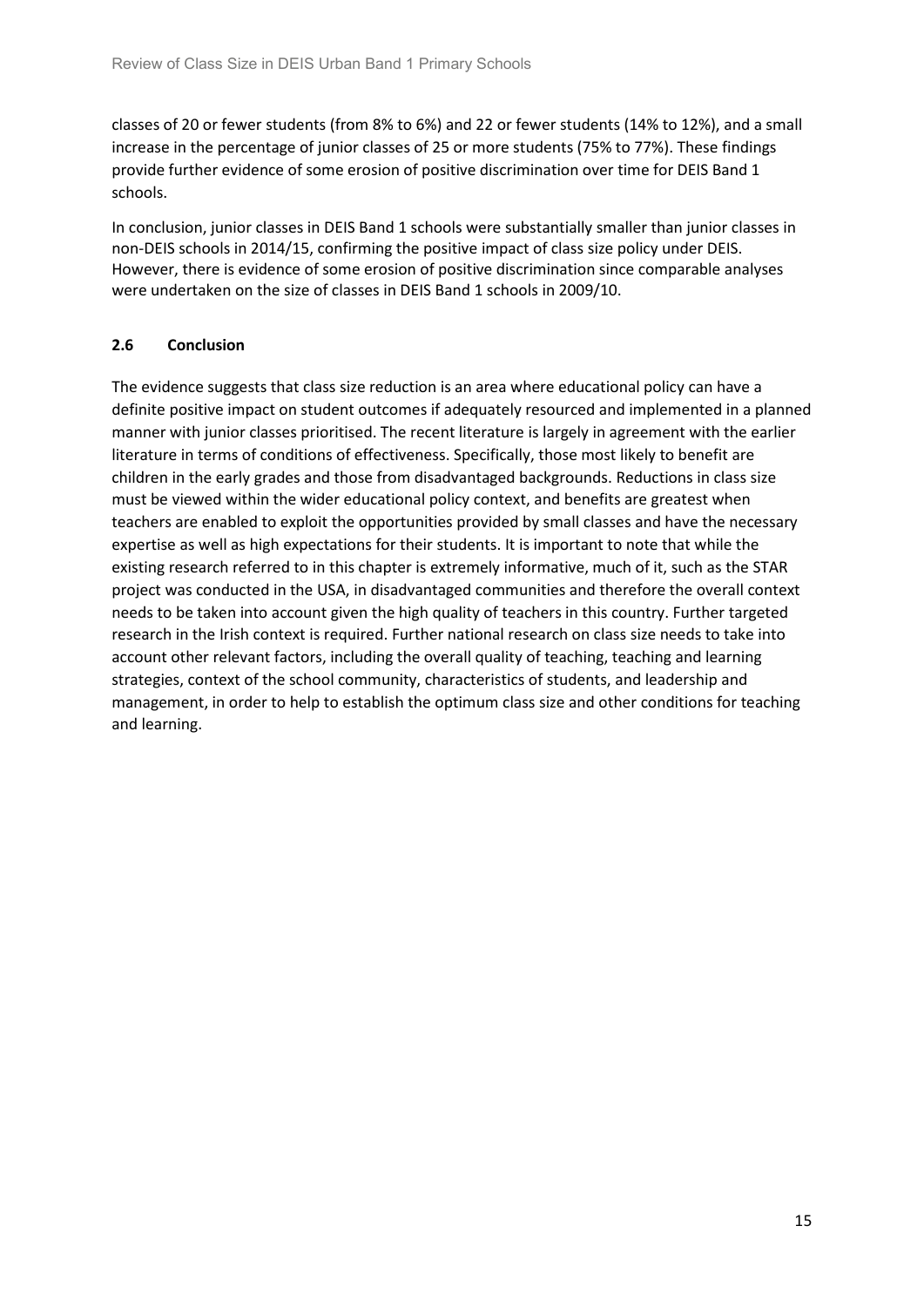classes of 20 or fewer students (from 8% to 6%) and 22 or fewer students (14% to 12%), and a small increase in the percentage of junior classes of 25 or more students (75% to 77%). These findings provide further evidence of some erosion of positive discrimination over time for DEIS Band 1 schools.

In conclusion, junior classes in DEIS Band 1 schools were substantially smaller than junior classes in non-DEIS schools in 2014/15, confirming the positive impact of class size policy under DEIS. However, there is evidence of some erosion of positive discrimination since comparable analyses were undertaken on the size of classes in DEIS Band 1 schools in 2009/10.

## 2.6 Conclusion

The evidence suggests that class size reduction is an area where educational policy can have a definite positive impact on student outcomes if adequately resourced and implemented in a planned manner with junior classes prioritised. The recent literature is largely in agreement with the earlier literature in terms of conditions of effectiveness. Specifically, those most likely to benefit are children in the early grades and those from disadvantaged backgrounds. Reductions in class size must be viewed within the wider educational policy context, and benefits are greatest when teachers are enabled to exploit the opportunities provided by small classes and have the necessary expertise as well as high expectations for their students. It is important to note that while the existing research referred to in this chapter is extremely informative, much of it, such as the STAR project was conducted in the USA, in disadvantaged communities and therefore the overall context needs to be taken into account given the high quality of teachers in this country. Further targeted research in the Irish context is required. Further national research on class size needs to take into account other relevant factors, including the overall quality of teaching, teaching and learning strategies, context of the school community, characteristics of students, and leadership and management, in order to help to establish the optimum class size and other conditions for teaching and learning.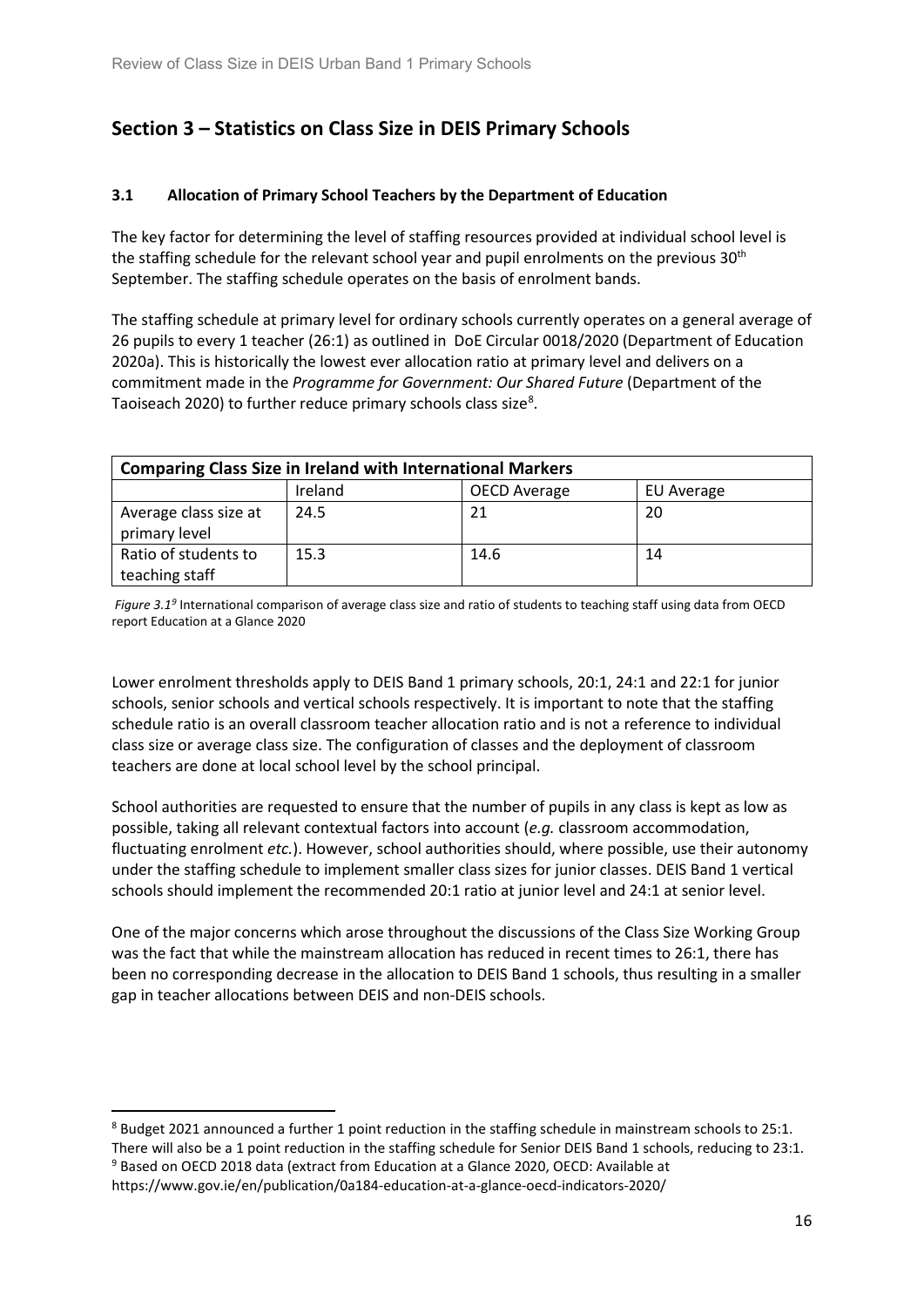## Section 3 – Statistics on Class Size in DEIS Primary Schools

### 3.1 Allocation of Primary School Teachers by the Department of Education

The key factor for determining the level of staffing resources provided at individual school level is the staffing schedule for the relevant school year and pupil enrolments on the previous 30th September. The staffing schedule operates on the basis of enrolment bands.

The staffing schedule at primary level for ordinary schools currently operates on a general average of 26 pupils to every 1 teacher (26:1) as outlined in DoE Circular 0018/2020 (Department of Education 2020a). This is historically the lowest ever allocation ratio at primary level and delivers on a commitment made in the *Programme for Government: Our Shared Future* (Department of the Taoiseach 2020) to further reduce primary schools class size[8].

| **Comparing Class Size in Ireland with International Markers** | | | |
|---|---|---|---|
| | Ireland | OECD Average | EU Average |
| Average class size at primary level | 24.5 | 21 | 20 |
| Ratio of students to teaching staff | 15.3 | 14.6 | 14 |

*Figure 3.1*[9] International comparison of average class size and ratio of students to teaching staff using data from OECD report Education at a Glance 2020

Lower enrolment thresholds apply to DEIS Band 1 primary schools, 20:1, 24:1 and 22:1 for junior schools, senior schools and vertical schools respectively. It is important to note that the staffing schedule ratio is an overall classroom teacher allocation ratio and is not a reference to individual class size or average class size. The configuration of classes and the deployment of classroom teachers are done at local school level by the school principal.

School authorities are requested to ensure that the number of pupils in any class is kept as low as possible, taking all relevant contextual factors into account (*e.g.* classroom accommodation, fluctuating enrolment *etc.*). However, school authorities should, where possible, use their autonomy under the staffing schedule to implement smaller class sizes for junior classes. DEIS Band 1 vertical schools should implement the recommended 20:1 ratio at junior level and 24:1 at senior level.

One of the major concerns which arose throughout the discussions of the Class Size Working Group was the fact that while the mainstream allocation has reduced in recent times to 26:1, there has been no corresponding decrease in the allocation to DEIS Band 1 schools, thus resulting in a smaller gap in teacher allocations between DEIS and non-DEIS schools.

---

[8] Budget 2021 announced a further 1 point reduction in the staffing schedule in mainstream schools to 25:1. There will also be a 1 point reduction in the staffing schedule for Senior DEIS Band 1 schools, reducing to 23:1.

[9] Based on OECD 2018 data (extract from Education at a Glance 2020, OECD: Available at https://www.gov.ie/en/publication/0a184-education-at-a-glance-oecd-indicators-2020/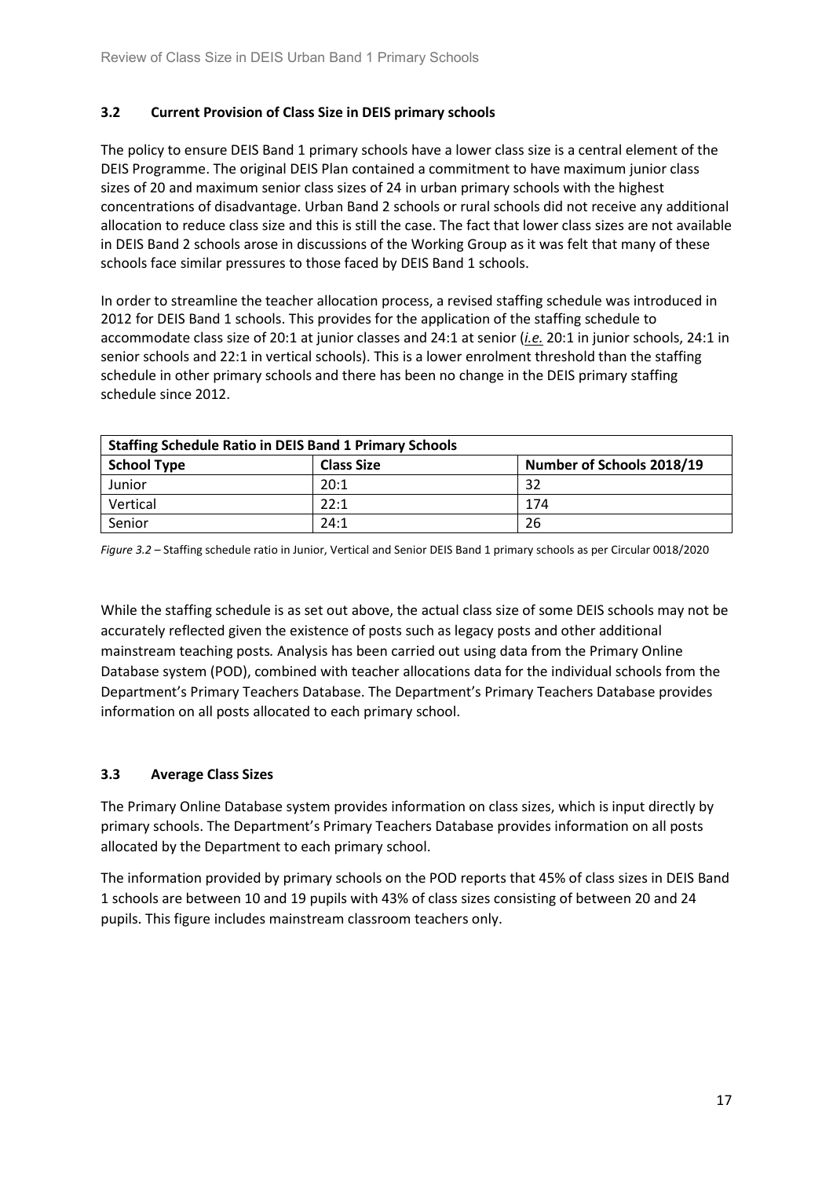### 3.2 Current Provision of Class Size in DEIS primary schools

The policy to ensure DEIS Band 1 primary schools have a lower class size is a central element of the DEIS Programme. The original DEIS Plan contained a commitment to have maximum junior class sizes of 20 and maximum senior class sizes of 24 in urban primary schools with the highest concentrations of disadvantage. Urban Band 2 schools or rural schools did not receive any additional allocation to reduce class size and this is still the case. The fact that lower class sizes are not available in DEIS Band 2 schools arose in discussions of the Working Group as it was felt that many of these schools face similar pressures to those faced by DEIS Band 1 schools.

In order to streamline the teacher allocation process, a revised staffing schedule was introduced in 2012 for DEIS Band 1 schools. This provides for the application of the staffing schedule to accommodate class size of 20:1 at junior classes and 24:1 at senior (*i.e.* 20:1 in junior schools, 24:1 in senior schools and 22:1 in vertical schools). This is a lower enrolment threshold than the staffing schedule in other primary schools and there has been no change in the DEIS primary staffing schedule since 2012.

| Staffing Schedule Ratio in DEIS Band 1 Primary Schools | | |
|---|---|---|
| **School Type** | **Class Size** | **Number of Schools 2018/19** |
| Junior | 20:1 | 32 |
| Vertical | 22:1 | 174 |
| Senior | 24:1 | 26 |

*Figure 3.2* – Staffing schedule ratio in Junior, Vertical and Senior DEIS Band 1 primary schools as per Circular 0018/2020

While the staffing schedule is as set out above, the actual class size of some DEIS schools may not be accurately reflected given the existence of posts such as legacy posts and other additional mainstream teaching posts. Analysis has been carried out using data from the Primary Online Database system (POD), combined with teacher allocations data for the individual schools from the Department's Primary Teachers Database. The Department's Primary Teachers Database provides information on all posts allocated to each primary school.

### 3.3 Average Class Sizes

The Primary Online Database system provides information on class sizes, which is input directly by primary schools. The Department's Primary Teachers Database provides information on all posts allocated by the Department to each primary school.

The information provided by primary schools on the POD reports that 45% of class sizes in DEIS Band 1 schools are between 10 and 19 pupils with 43% of class sizes consisting of between 20 and 24 pupils. This figure includes mainstream classroom teachers only.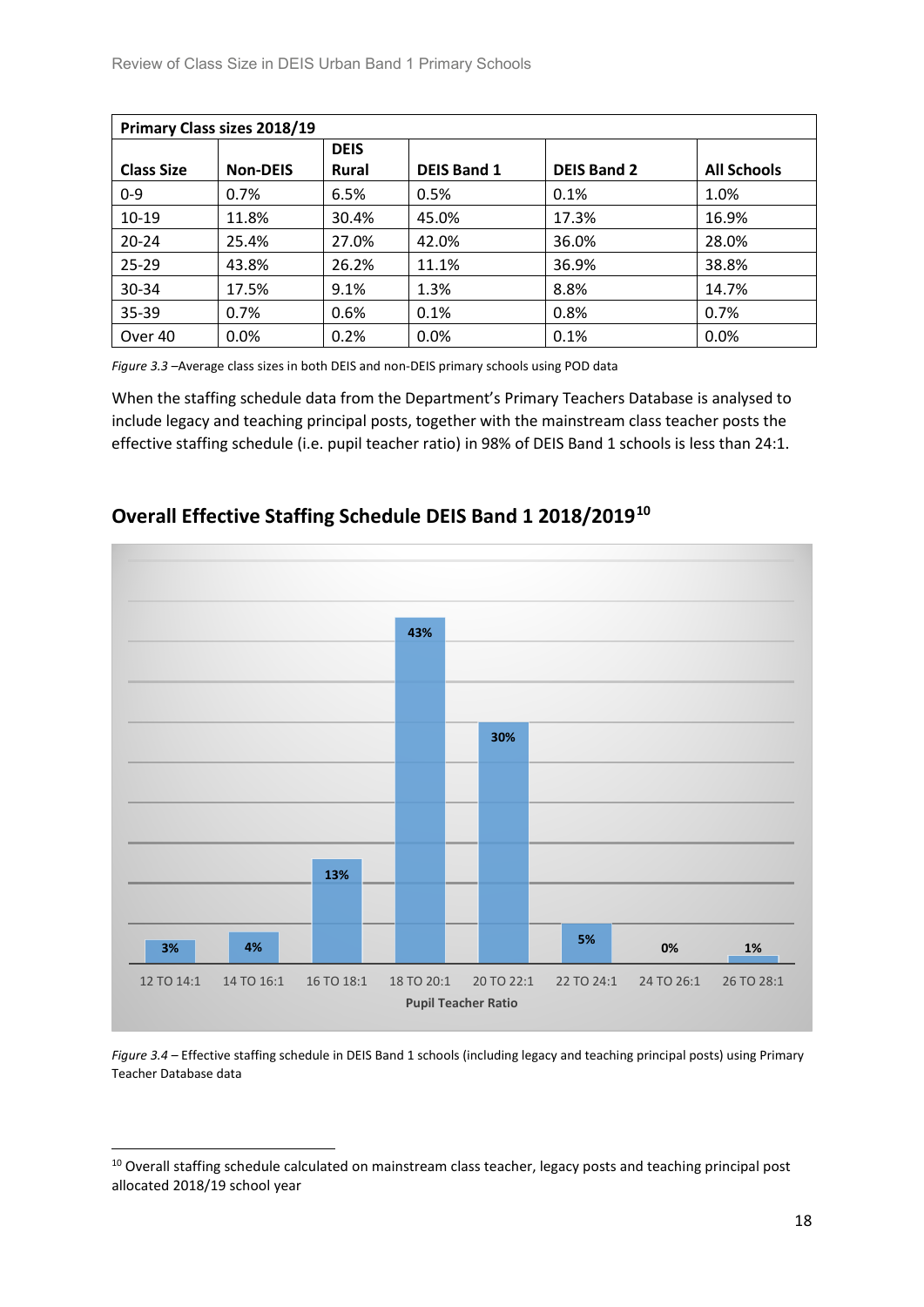| Primary Class sizes 2018/19 | | | | | |
|---|---|---|---|---|---|
| Class Size | Non-DEIS | DEIS Rural | DEIS Band 1 | DEIS Band 2 | All Schools |
| 0-9 | 0.7% | 6.5% | 0.5% | 0.1% | 1.0% |
| 10-19 | 11.8% | 30.4% | 45.0% | 17.3% | 16.9% |
| 20-24 | 25.4% | 27.0% | 42.0% | 36.0% | 28.0% |
| 25-29 | 43.8% | 26.2% | 11.1% | 36.9% | 38.8% |
| 30-34 | 17.5% | 9.1% | 1.3% | 8.8% | 14.7% |
| 35-39 | 0.7% | 0.6% | 0.1% | 0.8% | 0.7% |
| Over 40 | 0.0% | 0.2% | 0.0% | 0.1% | 0.0% |

*Figure 3.3* –Average class sizes in both DEIS and non-DEIS primary schools using POD data

When the staffing schedule data from the Department's Primary Teachers Database is analysed to include legacy and teaching principal posts, together with the mainstream class teacher posts the effective staffing schedule (i.e. pupil teacher ratio) in 98% of DEIS Band 1 schools is less than 24:1.

## Overall Effective Staffing Schedule DEIS Band 1 2018/2019[10]

| Pupil Teacher Ratio | 12 TO 14:1 | 14 TO 16:1 | 16 TO 18:1 | 18 TO 20:1 | 20 TO 22:1 | 22 TO 24:1 | 24 TO 26:1 | 26 TO 28:1 |
|---|---|---|---|---|---|---|---|---|
| | 3% | 4% | 13% | 43% | 30% | 5% | 0% | 1% |

*Figure 3.4* – Effective staffing schedule in DEIS Band 1 schools (including legacy and teaching principal posts) using Primary Teacher Database data

[10] Overall staffing schedule calculated on mainstream class teacher, legacy posts and teaching principal post allocated 2018/19 school year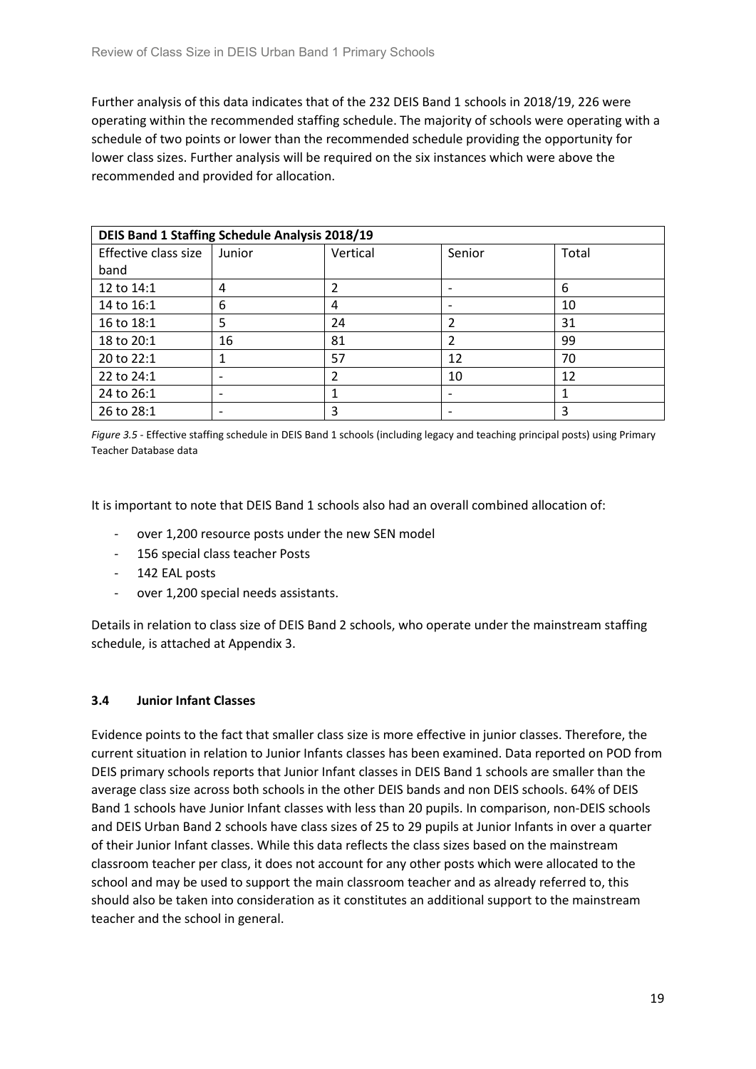Further analysis of this data indicates that of the 232 DEIS Band 1 schools in 2018/19, 226 were operating within the recommended staffing schedule. The majority of schools were operating with a schedule of two points or lower than the recommended schedule providing the opportunity for lower class sizes. Further analysis will be required on the six instances which were above the recommended and provided for allocation.

| **DEIS Band 1 Staffing Schedule Analysis 2018/19** | | | | |
|---|---|---|---|---|
| Effective class size band | Junior | Vertical | Senior | Total |
| 12 to 14:1 | 4 | 2 | - | 6 |
| 14 to 16:1 | 6 | 4 | - | 10 |
| 16 to 18:1 | 5 | 24 | 2 | 31 |
| 18 to 20:1 | 16 | 81 | 2 | 99 |
| 20 to 22:1 | 1 | 57 | 12 | 70 |
| 22 to 24:1 | - | 2 | 10 | 12 |
| 24 to 26:1 | - | 1 | - | 1 |
| 26 to 28:1 | - | 3 | - | 3 |

*Figure 3.5* - Effective staffing schedule in DEIS Band 1 schools (including legacy and teaching principal posts) using Primary Teacher Database data

It is important to note that DEIS Band 1 schools also had an overall combined allocation of:

- over 1,200 resource posts under the new SEN model
- 156 special class teacher Posts
- 142 EAL posts
- over 1,200 special needs assistants.

Details in relation to class size of DEIS Band 2 schools, who operate under the mainstream staffing schedule, is attached at Appendix 3.

### 3.4 Junior Infant Classes

Evidence points to the fact that smaller class size is more effective in junior classes. Therefore, the current situation in relation to Junior Infants classes has been examined. Data reported on POD from DEIS primary schools reports that Junior Infant classes in DEIS Band 1 schools are smaller than the average class size across both schools in the other DEIS bands and non DEIS schools. 64% of DEIS Band 1 schools have Junior Infant classes with less than 20 pupils. In comparison, non-DEIS schools and DEIS Urban Band 2 schools have class sizes of 25 to 29 pupils at Junior Infants in over a quarter of their Junior Infant classes. While this data reflects the class sizes based on the mainstream classroom teacher per class, it does not account for any other posts which were allocated to the school and may be used to support the main classroom teacher and as already referred to, this should also be taken into consideration as it constitutes an additional support to the mainstream teacher and the school in general.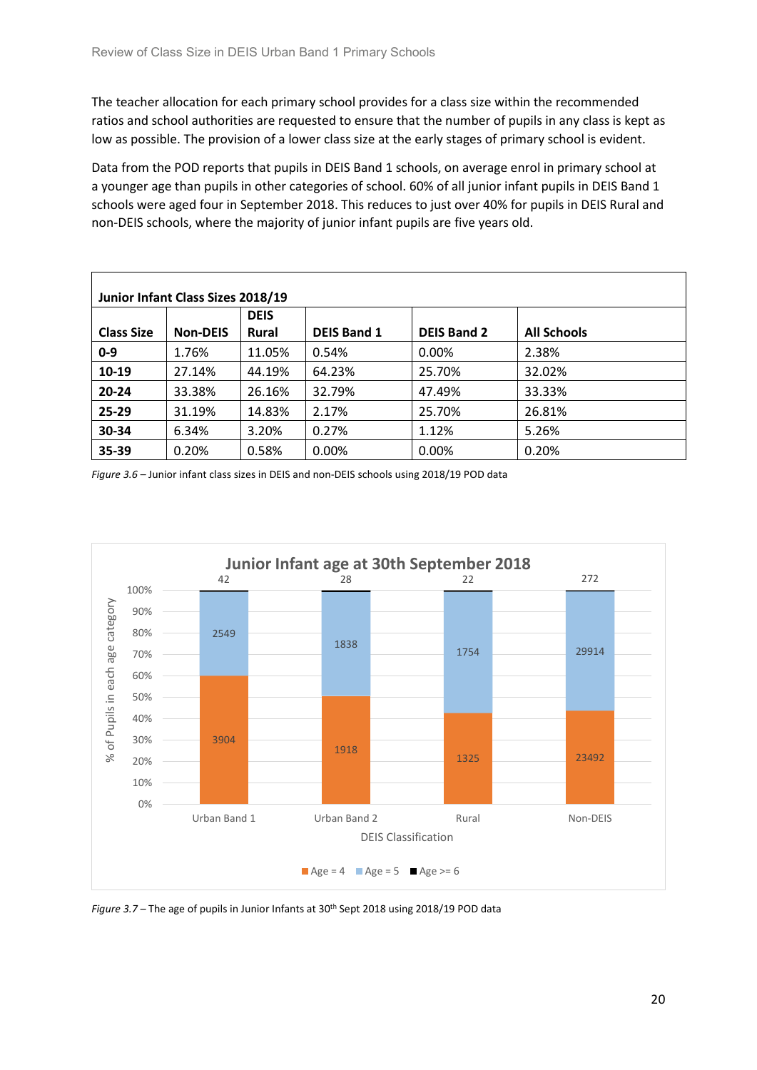The teacher allocation for each primary school provides for a class size within the recommended ratios and school authorities are requested to ensure that the number of pupils in any class is kept as low as possible. The provision of a lower class size at the early stages of primary school is evident.

Data from the POD reports that pupils in DEIS Band 1 schools, on average enrol in primary school at a younger age than pupils in other categories of school. 60% of all junior infant pupils in DEIS Band 1 schools were aged four in September 2018. This reduces to just over 40% for pupils in DEIS Rural and non-DEIS schools, where the majority of junior infant pupils are five years old.

**Junior Infant Class Sizes 2018/19**

| Class Size | Non-DEIS | DEIS Rural | DEIS Band 1 | DEIS Band 2 | All Schools |
|---|---|---|---|---|---|
| **0-9** | 1.76% | 11.05% | 0.54% | 0.00% | 2.38% |
| **10-19** | 27.14% | 44.19% | 64.23% | 25.70% | 32.02% |
| **20-24** | 33.38% | 26.16% | 32.79% | 47.49% | 33.33% |
| **25-29** | 31.19% | 14.83% | 2.17% | 25.70% | 26.81% |
| **30-34** | 6.34% | 3.20% | 0.27% | 1.12% | 5.26% |
| **35-39** | 0.20% | 0.58% | 0.00% | 0.00% | 0.20% |

*Figure 3.6* – Junior infant class sizes in DEIS and non-DEIS schools using 2018/19 POD data

**Junior Infant age at 30th September 2018**

| DEIS Classification | Age = 4 | Age = 5 | Age >= 6 |
|---|---|---|---|
| Urban Band 1 | 3904 | 2549 | 42 |
| Urban Band 2 | 1918 | 1838 | 28 |
| Rural | 1325 | 1754 | 22 |
| Non-DEIS | 23492 | 29914 | 272 |

*Figure 3.7* – The age of pupils in Junior Infants at 30th Sept 2018 using 2018/19 POD data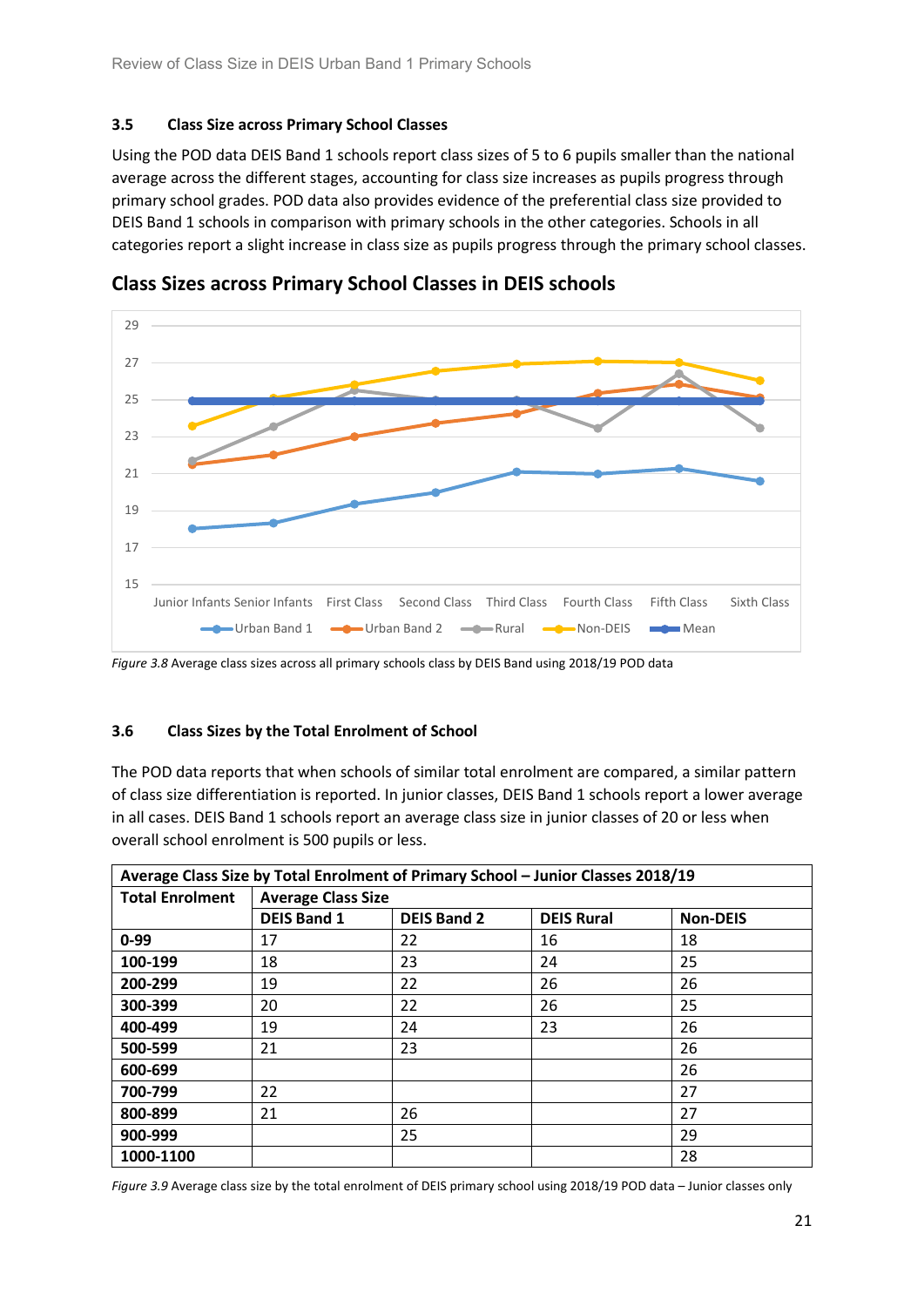### 3.5 Class Size across Primary School Classes

Using the POD data DEIS Band 1 schools report class sizes of 5 to 6 pupils smaller than the national average across the different stages, accounting for class size increases as pupils progress through primary school grades. POD data also provides evidence of the preferential class size provided to DEIS Band 1 schools in comparison with primary schools in the other categories. Schools in all categories report a slight increase in class size as pupils progress through the primary school classes.

**Class Sizes across Primary School Classes in DEIS schools**

*Figure 3.8* Average class sizes across all primary schools class by DEIS Band using 2018/19 POD data

### 3.6 Class Sizes by the Total Enrolment of School

The POD data reports that when schools of similar total enrolment are compared, a similar pattern of class size differentiation is reported. In junior classes, DEIS Band 1 schools report a lower average in all cases. DEIS Band 1 schools report an average class size in junior classes of 20 or less when overall school enrolment is 500 pupils or less.

| Average Class Size by Total Enrolment of Primary School – Junior Classes 2018/19 | | | | |
|---|---|---|---|---|
| **Total Enrolment** | **Average Class Size** | | | |
| | **DEIS Band 1** | **DEIS Band 2** | **DEIS Rural** | **Non-DEIS** |
| **0-99** | 17 | 22 | 16 | 18 |
| **100-199** | 18 | 23 | 24 | 25 |
| **200-299** | 19 | 22 | 26 | 26 |
| **300-399** | 20 | 22 | 26 | 25 |
| **400-499** | 19 | 24 | 23 | 26 |
| **500-599** | 21 | 23 | | 26 |
| **600-699** | | | | 26 |
| **700-799** | 22 | | | 27 |
| **800-899** | 21 | 26 | | 27 |
| **900-999** | | 25 | | 29 |
| **1000-1100** | | | | 28 |

*Figure 3.9* Average class size by the total enrolment of DEIS primary school using 2018/19 POD data – Junior classes only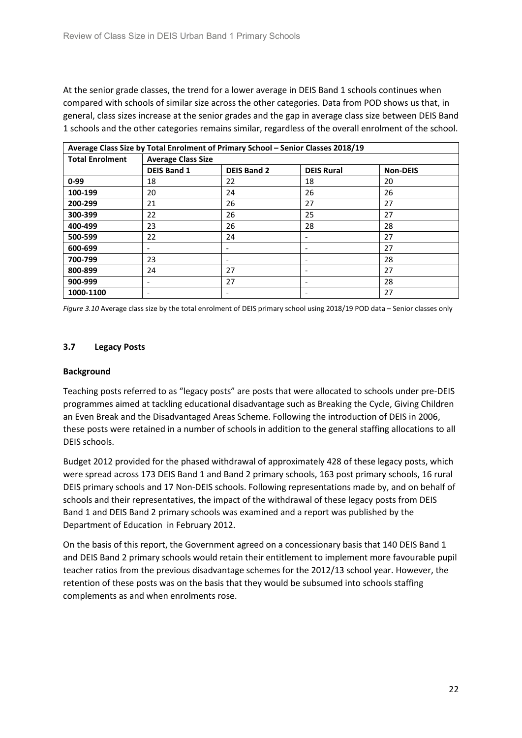At the senior grade classes, the trend for a lower average in DEIS Band 1 schools continues when compared with schools of similar size across the other categories. Data from POD shows us that, in general, class sizes increase at the senior grades and the gap in average class size between DEIS Band 1 schools and the other categories remains similar, regardless of the overall enrolment of the school.

| Average Class Size by Total Enrolment of Primary School – Senior Classes 2018/19 | | | | |
|---|---|---|---|---|
| **Total Enrolment** | **Average Class Size** | | | |
| | **DEIS Band 1** | **DEIS Band 2** | **DEIS Rural** | **Non-DEIS** |
| **0-99** | 18 | 22 | 18 | 20 |
| **100-199** | 20 | 24 | 26 | 26 |
| **200-299** | 21 | 26 | 27 | 27 |
| **300-399** | 22 | 26 | 25 | 27 |
| **400-499** | 23 | 26 | 28 | 28 |
| **500-599** | 22 | 24 | - | 27 |
| **600-699** | - | - | - | 27 |
| **700-799** | 23 | - | - | 28 |
| **800-899** | 24 | 27 | - | 27 |
| **900-999** | - | 27 | - | 28 |
| **1000-1100** | - | - | - | 27 |

*Figure 3.10* Average class size by the total enrolment of DEIS primary school using 2018/19 POD data – Senior classes only

### 3.7 Legacy Posts

**Background**

Teaching posts referred to as "legacy posts" are posts that were allocated to schools under pre-DEIS programmes aimed at tackling educational disadvantage such as Breaking the Cycle, Giving Children an Even Break and the Disadvantaged Areas Scheme. Following the introduction of DEIS in 2006, these posts were retained in a number of schools in addition to the general staffing allocations to all DEIS schools.

Budget 2012 provided for the phased withdrawal of approximately 428 of these legacy posts, which were spread across 173 DEIS Band 1 and Band 2 primary schools, 163 post primary schools, 16 rural DEIS primary schools and 17 Non-DEIS schools. Following representations made by, and on behalf of schools and their representatives, the impact of the withdrawal of these legacy posts from DEIS Band 1 and DEIS Band 2 primary schools was examined and a report was published by the Department of Education in February 2012.

On the basis of this report, the Government agreed on a concessionary basis that 140 DEIS Band 1 and DEIS Band 2 primary schools would retain their entitlement to implement more favourable pupil teacher ratios from the previous disadvantage schemes for the 2012/13 school year. However, the retention of these posts was on the basis that they would be subsumed into schools staffing complements as and when enrolments rose.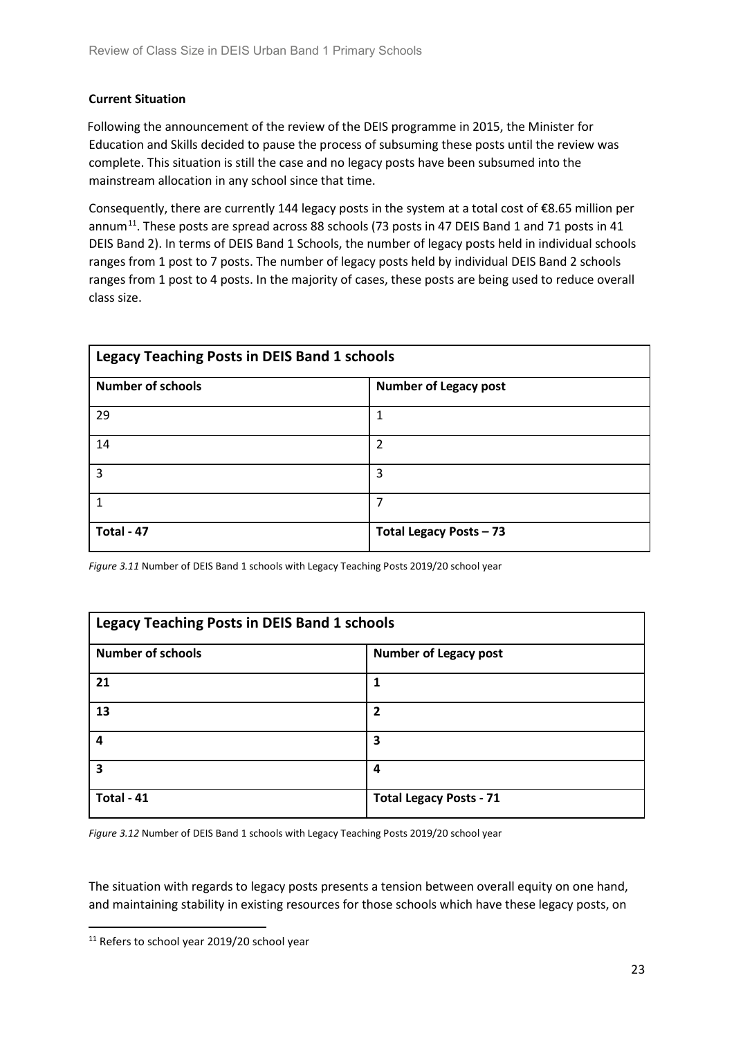**Current Situation**

Following the announcement of the review of the DEIS programme in 2015, the Minister for Education and Skills decided to pause the process of subsuming these posts until the review was complete. This situation is still the case and no legacy posts have been subsumed into the mainstream allocation in any school since that time.

Consequently, there are currently 144 legacy posts in the system at a total cost of €8.65 million per annum[11]. These posts are spread across 88 schools (73 posts in 47 DEIS Band 1 and 71 posts in 41 DEIS Band 2). In terms of DEIS Band 1 Schools, the number of legacy posts held in individual schools ranges from 1 post to 7 posts. The number of legacy posts held by individual DEIS Band 2 schools ranges from 1 post to 4 posts. In the majority of cases, these posts are being used to reduce overall class size.

| **Legacy Teaching Posts in DEIS Band 1 schools** | |
|---|---|
| **Number of schools** | **Number of Legacy post** |
| 29 | 1 |
| 14 | 2 |
| 3 | 3 |
| 1 | 7 |
| **Total - 47** | **Total Legacy Posts – 73** |

*Figure 3.11* Number of DEIS Band 1 schools with Legacy Teaching Posts 2019/20 school year

| **Legacy Teaching Posts in DEIS Band 1 schools** | |
|---|---|
| **Number of schools** | **Number of Legacy post** |
| **21** | **1** |
| **13** | **2** |
| **4** | **3** |
| **3** | **4** |
| **Total - 41** | **Total Legacy Posts - 71** |

*Figure 3.12* Number of DEIS Band 1 schools with Legacy Teaching Posts 2019/20 school year

The situation with regards to legacy posts presents a tension between overall equity on one hand, and maintaining stability in existing resources for those schools which have these legacy posts, on

[11] Refers to school year 2019/20 school year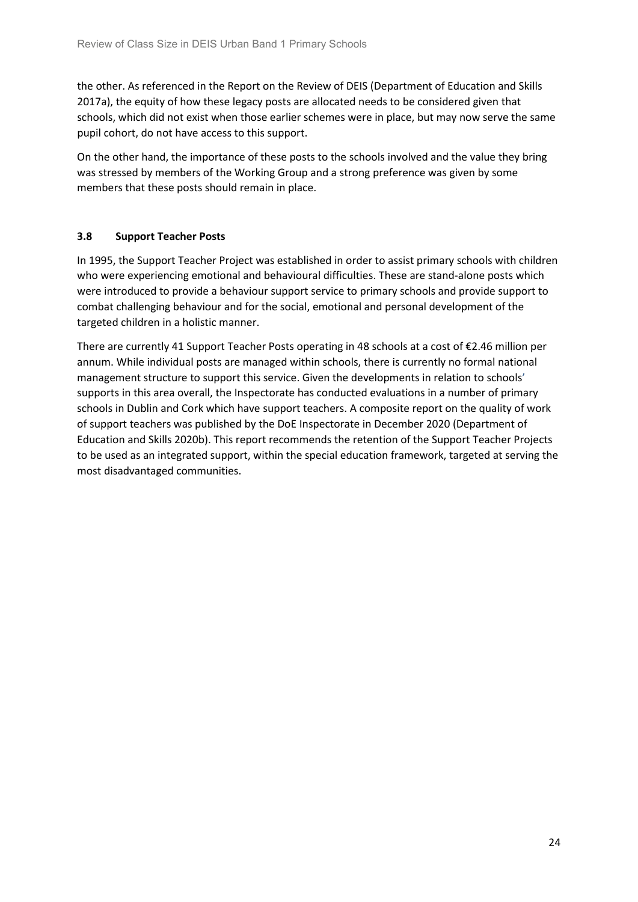the other. As referenced in the Report on the Review of DEIS (Department of Education and Skills 2017a), the equity of how these legacy posts are allocated needs to be considered given that schools, which did not exist when those earlier schemes were in place, but may now serve the same pupil cohort, do not have access to this support.

On the other hand, the importance of these posts to the schools involved and the value they bring was stressed by members of the Working Group and a strong preference was given by some members that these posts should remain in place.

### 3.8 Support Teacher Posts

In 1995, the Support Teacher Project was established in order to assist primary schools with children who were experiencing emotional and behavioural difficulties. These are stand-alone posts which were introduced to provide a behaviour support service to primary schools and provide support to combat challenging behaviour and for the social, emotional and personal development of the targeted children in a holistic manner.

There are currently 41 Support Teacher Posts operating in 48 schools at a cost of €2.46 million per annum. While individual posts are managed within schools, there is currently no formal national management structure to support this service. Given the developments in relation to schools' supports in this area overall, the Inspectorate has conducted evaluations in a number of primary schools in Dublin and Cork which have support teachers. A composite report on the quality of work of support teachers was published by the DoE Inspectorate in December 2020 (Department of Education and Skills 2020b). This report recommends the retention of the Support Teacher Projects to be used as an integrated support, within the special education framework, targeted at serving the most disadvantaged communities.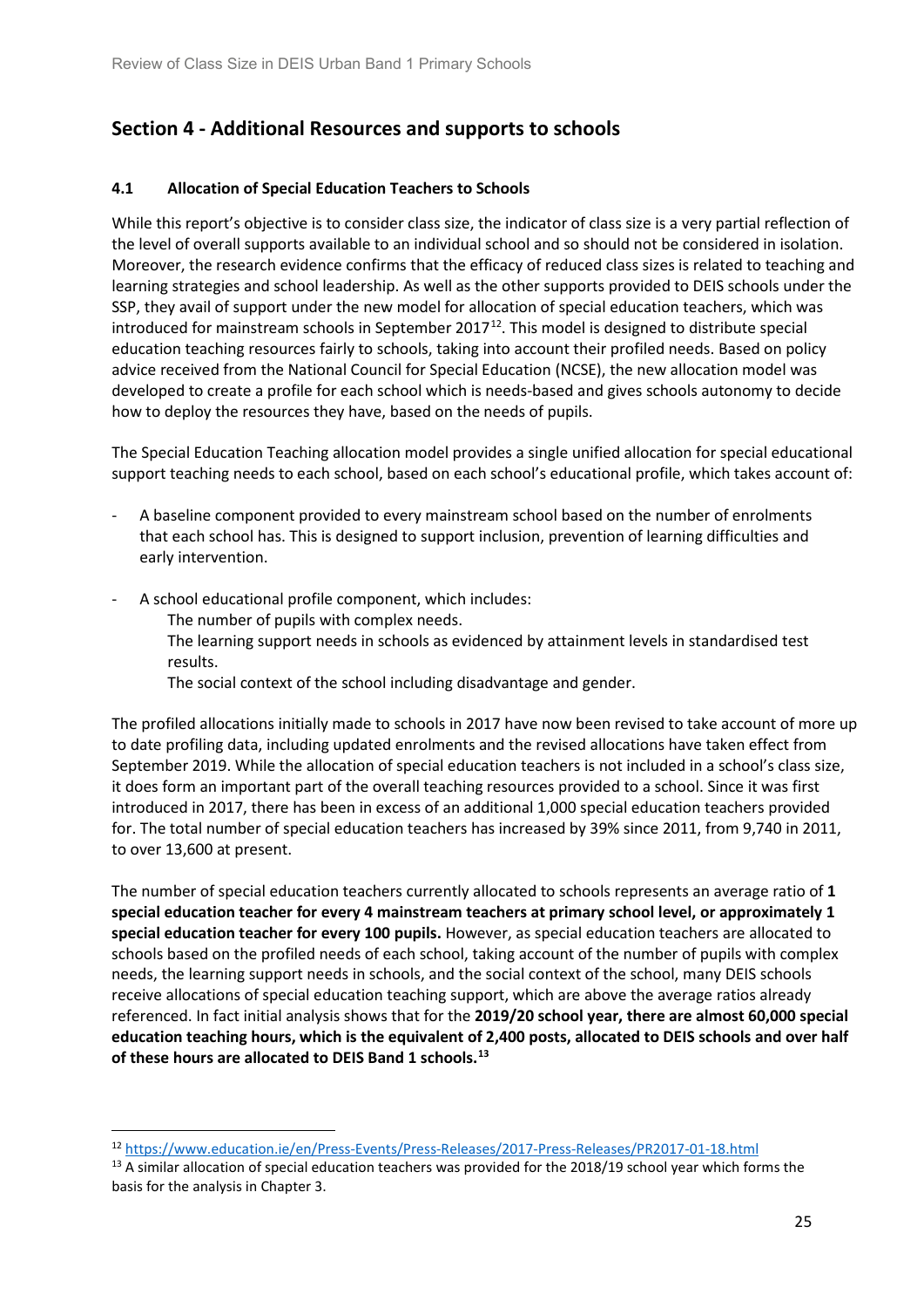## Section 4 - Additional Resources and supports to schools

### 4.1 Allocation of Special Education Teachers to Schools

While this report's objective is to consider class size, the indicator of class size is a very partial reflection of the level of overall supports available to an individual school and so should not be considered in isolation. Moreover, the research evidence confirms that the efficacy of reduced class sizes is related to teaching and learning strategies and school leadership. As well as the other supports provided to DEIS schools under the SSP, they avail of support under the new model for allocation of special education teachers, which was introduced for mainstream schools in September 2017[12]. This model is designed to distribute special education teaching resources fairly to schools, taking into account their profiled needs. Based on policy advice received from the National Council for Special Education (NCSE), the new allocation model was developed to create a profile for each school which is needs-based and gives schools autonomy to decide how to deploy the resources they have, based on the needs of pupils.

The Special Education Teaching allocation model provides a single unified allocation for special educational support teaching needs to each school, based on each school's educational profile, which takes account of:

- A baseline component provided to every mainstream school based on the number of enrolments that each school has. This is designed to support inclusion, prevention of learning difficulties and early intervention.
- A school educational profile component, which includes:
  - The number of pupils with complex needs.
  - The learning support needs in schools as evidenced by attainment levels in standardised test results.
  - The social context of the school including disadvantage and gender.

The profiled allocations initially made to schools in 2017 have now been revised to take account of more up to date profiling data, including updated enrolments and the revised allocations have taken effect from September 2019. While the allocation of special education teachers is not included in a school's class size, it does form an important part of the overall teaching resources provided to a school. Since it was first introduced in 2017, there has been in excess of an additional 1,000 special education teachers provided for. The total number of special education teachers has increased by 39% since 2011, from 9,740 in 2011, to over 13,600 at present.

The number of special education teachers currently allocated to schools represents an average ratio of **1 special education teacher for every 4 mainstream teachers at primary school level, or approximately 1 special education teacher for every 100 pupils.** However, as special education teachers are allocated to schools based on the profiled needs of each school, taking account of the number of pupils with complex needs, the learning support needs in schools, and the social context of the school, many DEIS schools receive allocations of special education teaching support, which are above the average ratios already referenced. In fact initial analysis shows that for the **2019/20 school year, there are almost 60,000 special education teaching hours, which is the equivalent of 2,400 posts, allocated to DEIS schools and over half of these hours are allocated to DEIS Band 1 schools.**[13]

---

[12] https://www.education.ie/en/Press-Events/Press-Releases/2017-Press-Releases/PR2017-01-18.html

[13] A similar allocation of special education teachers was provided for the 2018/19 school year which forms the basis for the analysis in Chapter 3.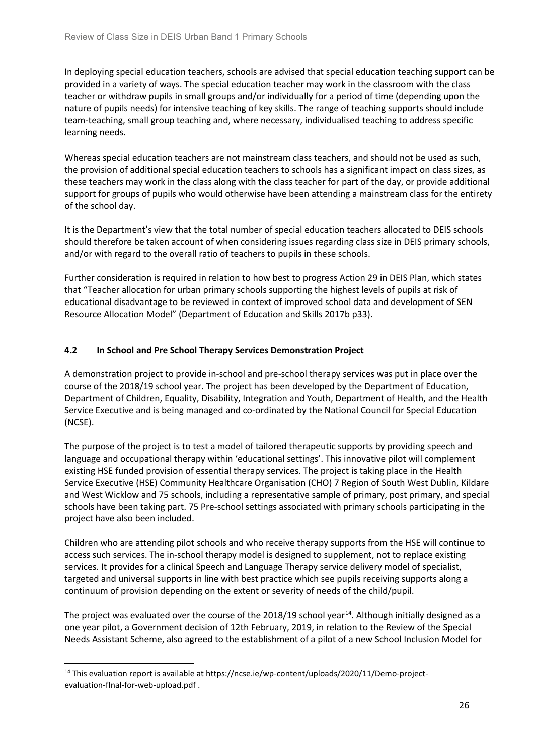In deploying special education teachers, schools are advised that special education teaching support can be provided in a variety of ways. The special education teacher may work in the classroom with the class teacher or withdraw pupils in small groups and/or individually for a period of time (depending upon the nature of pupils needs) for intensive teaching of key skills. The range of teaching supports should include team-teaching, small group teaching and, where necessary, individualised teaching to address specific learning needs.

Whereas special education teachers are not mainstream class teachers, and should not be used as such, the provision of additional special education teachers to schools has a significant impact on class sizes, as these teachers may work in the class along with the class teacher for part of the day, or provide additional support for groups of pupils who would otherwise have been attending a mainstream class for the entirety of the school day.

It is the Department's view that the total number of special education teachers allocated to DEIS schools should therefore be taken account of when considering issues regarding class size in DEIS primary schools, and/or with regard to the overall ratio of teachers to pupils in these schools.

Further consideration is required in relation to how best to progress Action 29 in DEIS Plan, which states that "Teacher allocation for urban primary schools supporting the highest levels of pupils at risk of educational disadvantage to be reviewed in context of improved school data and development of SEN Resource Allocation Model" (Department of Education and Skills 2017b p33).

## 4.2 In School and Pre School Therapy Services Demonstration Project

A demonstration project to provide in-school and pre-school therapy services was put in place over the course of the 2018/19 school year. The project has been developed by the Department of Education, Department of Children, Equality, Disability, Integration and Youth, Department of Health, and the Health Service Executive and is being managed and co-ordinated by the National Council for Special Education (NCSE).

The purpose of the project is to test a model of tailored therapeutic supports by providing speech and language and occupational therapy within 'educational settings'. This innovative pilot will complement existing HSE funded provision of essential therapy services. The project is taking place in the Health Service Executive (HSE) Community Healthcare Organisation (CHO) 7 Region of South West Dublin, Kildare and West Wicklow and 75 schools, including a representative sample of primary, post primary, and special schools have been taking part. 75 Pre-school settings associated with primary schools participating in the project have also been included.

Children who are attending pilot schools and who receive therapy supports from the HSE will continue to access such services. The in-school therapy model is designed to supplement, not to replace existing services. It provides for a clinical Speech and Language Therapy service delivery model of specialist, targeted and universal supports in line with best practice which see pupils receiving supports along a continuum of provision depending on the extent or severity of needs of the child/pupil.

The project was evaluated over the course of the 2018/19 school year[14]. Although initially designed as a one year pilot, a Government decision of 12th February, 2019, in relation to the Review of the Special Needs Assistant Scheme, also agreed to the establishment of a pilot of a new School Inclusion Model for

---

[14] This evaluation report is available at https://ncse.ie/wp-content/uploads/2020/11/Demo-project-evaluation-fInal-for-web-upload.pdf .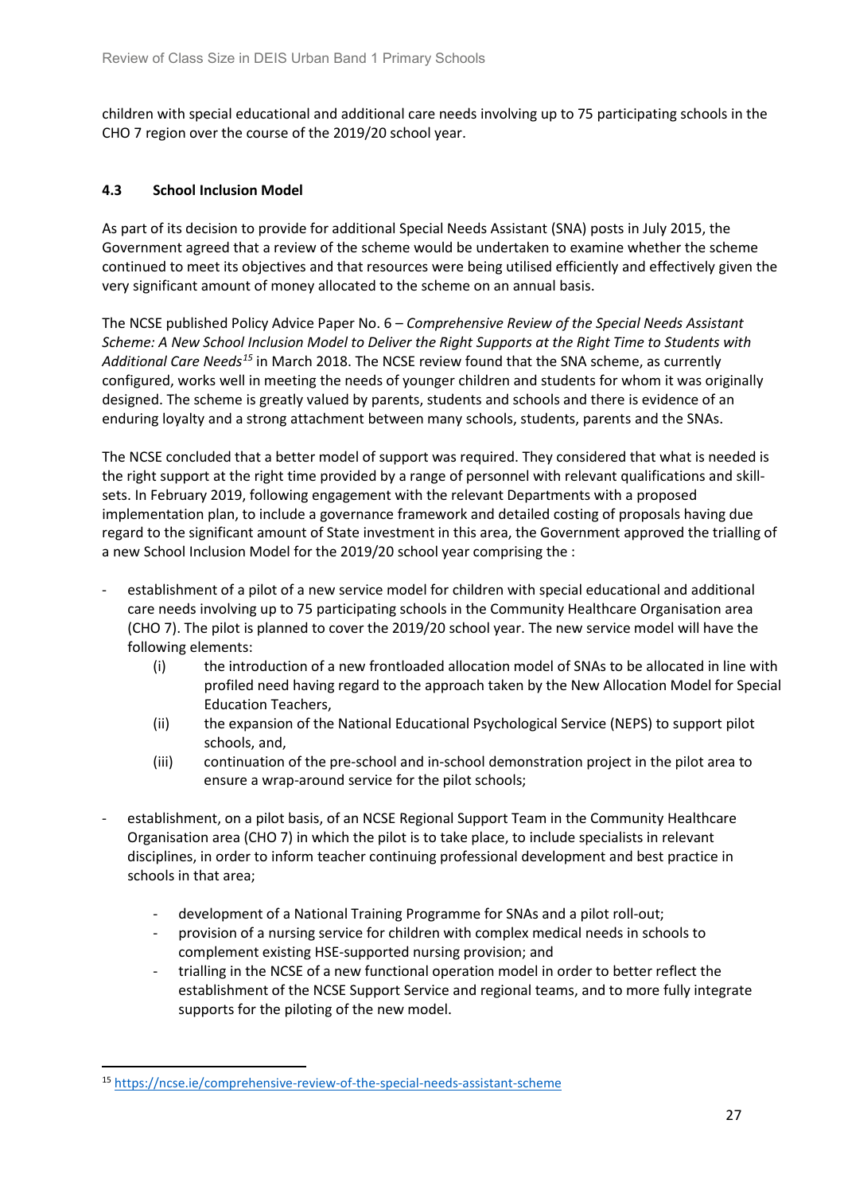children with special educational and additional care needs involving up to 75 participating schools in the CHO 7 region over the course of the 2019/20 school year.

### 4.3 School Inclusion Model

As part of its decision to provide for additional Special Needs Assistant (SNA) posts in July 2015, the Government agreed that a review of the scheme would be undertaken to examine whether the scheme continued to meet its objectives and that resources were being utilised efficiently and effectively given the very significant amount of money allocated to the scheme on an annual basis.

The NCSE published Policy Advice Paper No. 6 – *Comprehensive Review of the Special Needs Assistant Scheme: A New School Inclusion Model to Deliver the Right Supports at the Right Time to Students with Additional Care Needs*[15] in March 2018. The NCSE review found that the SNA scheme, as currently configured, works well in meeting the needs of younger children and students for whom it was originally designed. The scheme is greatly valued by parents, students and schools and there is evidence of an enduring loyalty and a strong attachment between many schools, students, parents and the SNAs.

The NCSE concluded that a better model of support was required. They considered that what is needed is the right support at the right time provided by a range of personnel with relevant qualifications and skill-sets. In February 2019, following engagement with the relevant Departments with a proposed implementation plan, to include a governance framework and detailed costing of proposals having due regard to the significant amount of State investment in this area, the Government approved the trialling of a new School Inclusion Model for the 2019/20 school year comprising the :

- establishment of a pilot of a new service model for children with special educational and additional care needs involving up to 75 participating schools in the Community Healthcare Organisation area (CHO 7). The pilot is planned to cover the 2019/20 school year. The new service model will have the following elements:
  - (i) the introduction of a new frontloaded allocation model of SNAs to be allocated in line with profiled need having regard to the approach taken by the New Allocation Model for Special Education Teachers,
  - (ii) the expansion of the National Educational Psychological Service (NEPS) to support pilot schools, and,
  - (iii) continuation of the pre-school and in-school demonstration project in the pilot area to ensure a wrap-around service for the pilot schools;
- establishment, on a pilot basis, of an NCSE Regional Support Team in the Community Healthcare Organisation area (CHO 7) in which the pilot is to take place, to include specialists in relevant disciplines, in order to inform teacher continuing professional development and best practice in schools in that area;
  - development of a National Training Programme for SNAs and a pilot roll-out;
  - provision of a nursing service for children with complex medical needs in schools to complement existing HSE-supported nursing provision; and
  - trialling in the NCSE of a new functional operation model in order to better reflect the establishment of the NCSE Support Service and regional teams, and to more fully integrate supports for the piloting of the new model.

---

[15] https://ncse.ie/comprehensive-review-of-the-special-needs-assistant-scheme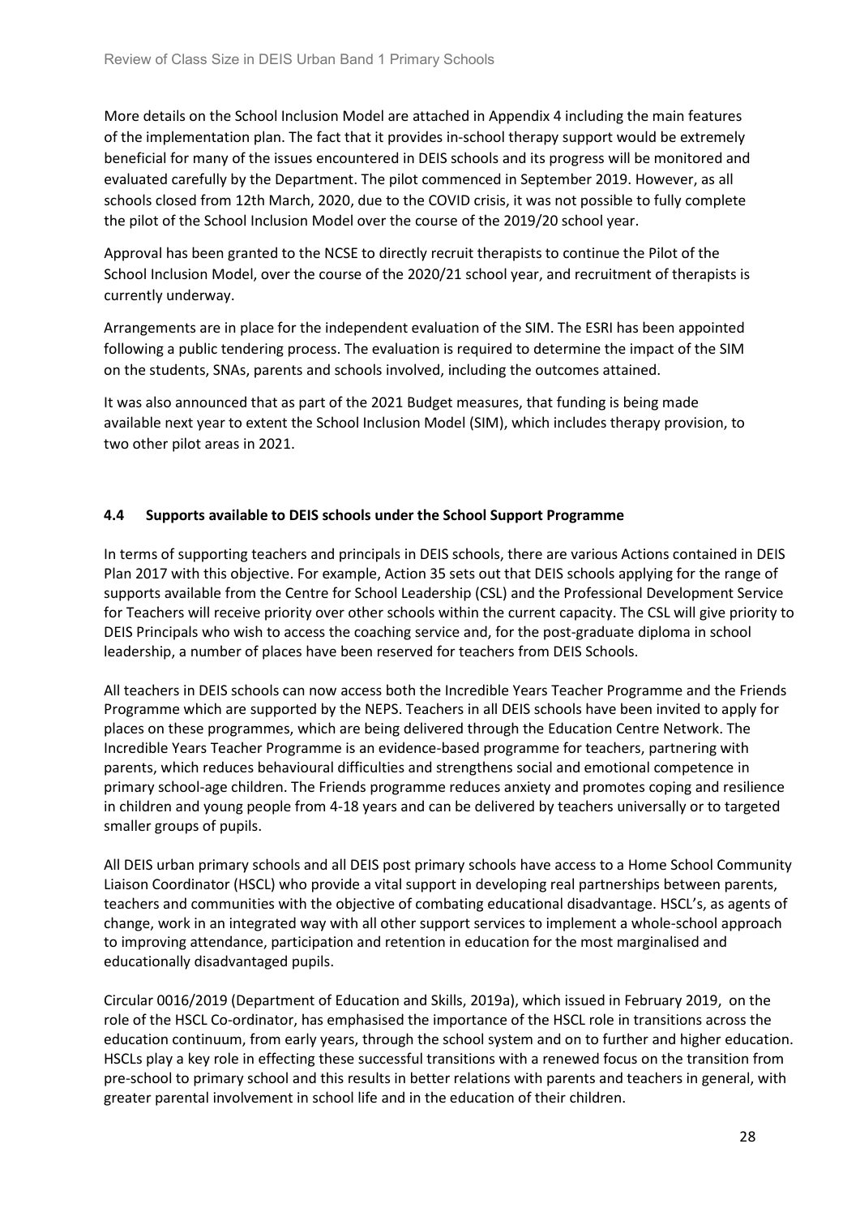More details on the School Inclusion Model are attached in Appendix 4 including the main features of the implementation plan. The fact that it provides in-school therapy support would be extremely beneficial for many of the issues encountered in DEIS schools and its progress will be monitored and evaluated carefully by the Department. The pilot commenced in September 2019. However, as all schools closed from 12th March, 2020, due to the COVID crisis, it was not possible to fully complete the pilot of the School Inclusion Model over the course of the 2019/20 school year.

Approval has been granted to the NCSE to directly recruit therapists to continue the Pilot of the School Inclusion Model, over the course of the 2020/21 school year, and recruitment of therapists is currently underway.

Arrangements are in place for the independent evaluation of the SIM. The ESRI has been appointed following a public tendering process. The evaluation is required to determine the impact of the SIM on the students, SNAs, parents and schools involved, including the outcomes attained.

It was also announced that as part of the 2021 Budget measures, that funding is being made available next year to extent the School Inclusion Model (SIM), which includes therapy provision, to two other pilot areas in 2021.

### 4.4 Supports available to DEIS schools under the School Support Programme

In terms of supporting teachers and principals in DEIS schools, there are various Actions contained in DEIS Plan 2017 with this objective. For example, Action 35 sets out that DEIS schools applying for the range of supports available from the Centre for School Leadership (CSL) and the Professional Development Service for Teachers will receive priority over other schools within the current capacity. The CSL will give priority to DEIS Principals who wish to access the coaching service and, for the post-graduate diploma in school leadership, a number of places have been reserved for teachers from DEIS Schools.

All teachers in DEIS schools can now access both the Incredible Years Teacher Programme and the Friends Programme which are supported by the NEPS. Teachers in all DEIS schools have been invited to apply for places on these programmes, which are being delivered through the Education Centre Network. The Incredible Years Teacher Programme is an evidence-based programme for teachers, partnering with parents, which reduces behavioural difficulties and strengthens social and emotional competence in primary school-age children. The Friends programme reduces anxiety and promotes coping and resilience in children and young people from 4-18 years and can be delivered by teachers universally or to targeted smaller groups of pupils.

All DEIS urban primary schools and all DEIS post primary schools have access to a Home School Community Liaison Coordinator (HSCL) who provide a vital support in developing real partnerships between parents, teachers and communities with the objective of combating educational disadvantage. HSCL's, as agents of change, work in an integrated way with all other support services to implement a whole-school approach to improving attendance, participation and retention in education for the most marginalised and educationally disadvantaged pupils.

Circular 0016/2019 (Department of Education and Skills, 2019a), which issued in February 2019, on the role of the HSCL Co-ordinator, has emphasised the importance of the HSCL role in transitions across the education continuum, from early years, through the school system and on to further and higher education. HSCLs play a key role in effecting these successful transitions with a renewed focus on the transition from pre-school to primary school and this results in better relations with parents and teachers in general, with greater parental involvement in school life and in the education of their children.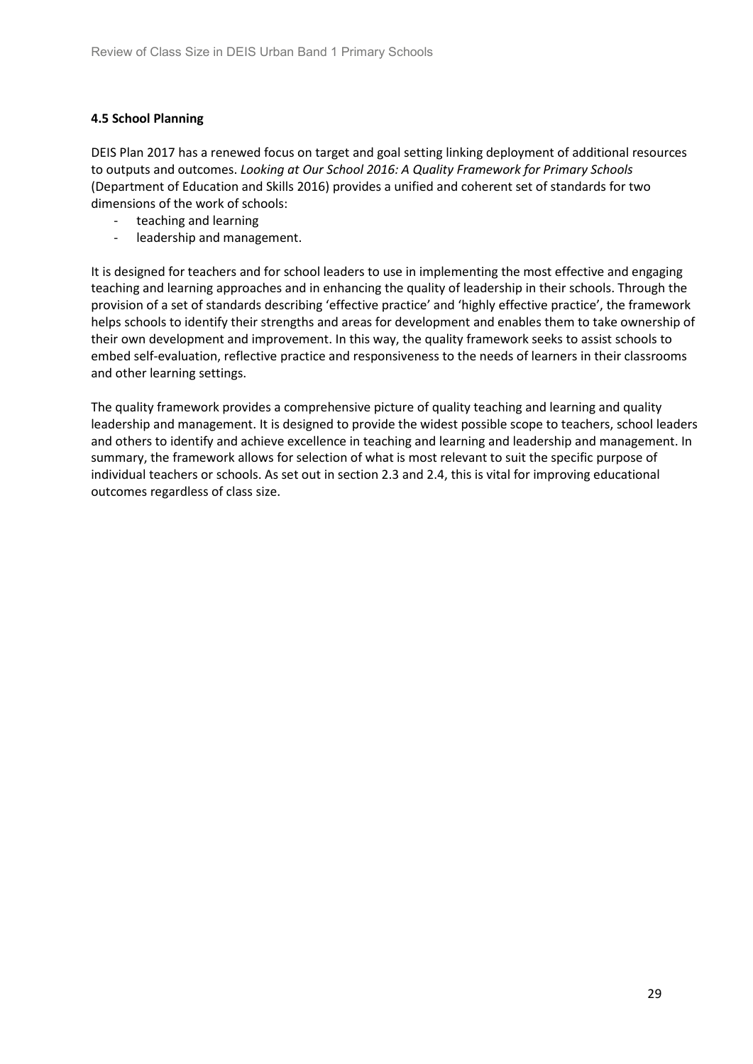### 4.5 School Planning

DEIS Plan 2017 has a renewed focus on target and goal setting linking deployment of additional resources to outputs and outcomes. *Looking at Our School 2016: A Quality Framework for Primary Schools* (Department of Education and Skills 2016) provides a unified and coherent set of standards for two dimensions of the work of schools:

- teaching and learning
- leadership and management.

It is designed for teachers and for school leaders to use in implementing the most effective and engaging teaching and learning approaches and in enhancing the quality of leadership in their schools. Through the provision of a set of standards describing 'effective practice' and 'highly effective practice', the framework helps schools to identify their strengths and areas for development and enables them to take ownership of their own development and improvement. In this way, the quality framework seeks to assist schools to embed self-evaluation, reflective practice and responsiveness to the needs of learners in their classrooms and other learning settings.

The quality framework provides a comprehensive picture of quality teaching and learning and quality leadership and management. It is designed to provide the widest possible scope to teachers, school leaders and others to identify and achieve excellence in teaching and learning and leadership and management. In summary, the framework allows for selection of what is most relevant to suit the specific purpose of individual teachers or schools. As set out in section 2.3 and 2.4, this is vital for improving educational outcomes regardless of class size.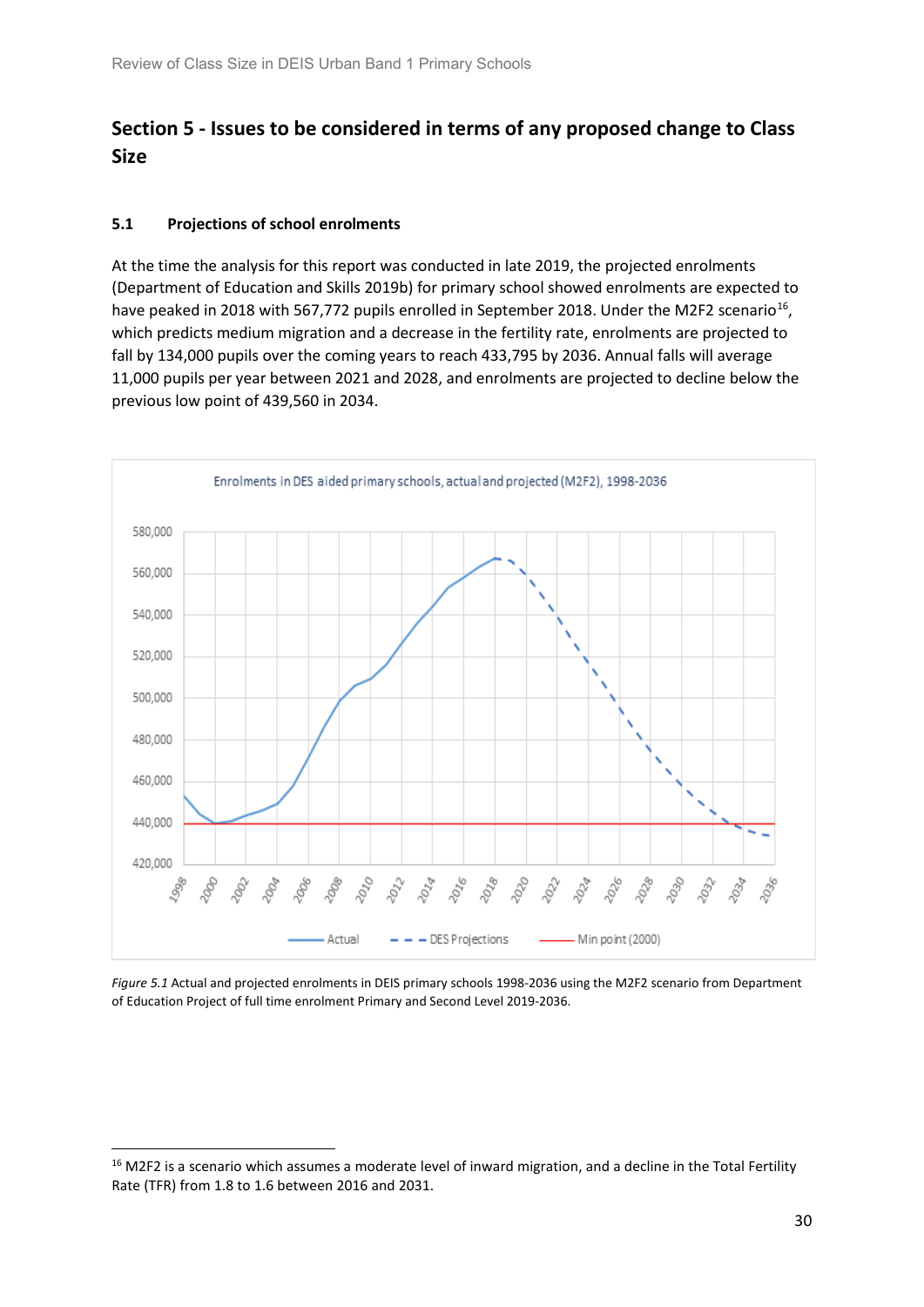## Section 5 - Issues to be considered in terms of any proposed change to Class Size

### 5.1 Projections of school enrolments

At the time the analysis for this report was conducted in late 2019, the projected enrolments (Department of Education and Skills 2019b) for primary school showed enrolments are expected to have peaked in 2018 with 567,772 pupils enrolled in September 2018. Under the M2F2 scenario[16], which predicts medium migration and a decrease in the fertility rate, enrolments are projected to fall by 134,000 pupils over the coming years to reach 433,795 by 2036. Annual falls will average 11,000 pupils per year between 2021 and 2028, and enrolments are projected to decline below the previous low point of 439,560 in 2034.

*Figure 5.1* Actual and projected enrolments in DEIS primary schools 1998-2036 using the M2F2 scenario from Department of Education Project of full time enrolment Primary and Second Level 2019-2036.

---

[16] M2F2 is a scenario which assumes a moderate level of inward migration, and a decline in the Total Fertility Rate (TFR) from 1.8 to 1.6 between 2016 and 2031.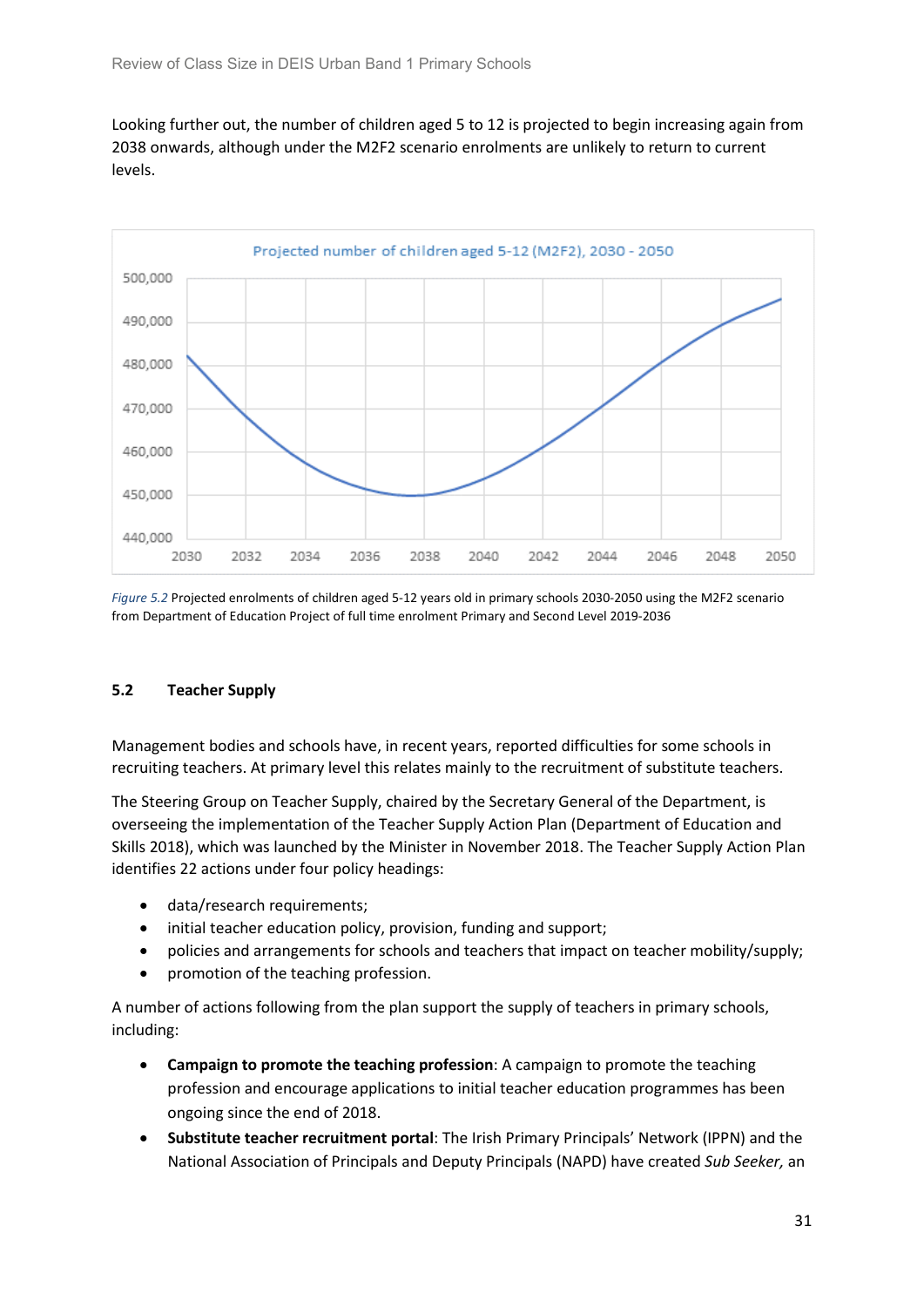Looking further out, the number of children aged 5 to 12 is projected to begin increasing again from 2038 onwards, although under the M2F2 scenario enrolments are unlikely to return to current levels.

*Figure 5.2* Projected enrolments of children aged 5-12 years old in primary schools 2030-2050 using the M2F2 scenario from Department of Education Project of full time enrolment Primary and Second Level 2019-2036

## 5.2 Teacher Supply

Management bodies and schools have, in recent years, reported difficulties for some schools in recruiting teachers. At primary level this relates mainly to the recruitment of substitute teachers.

The Steering Group on Teacher Supply, chaired by the Secretary General of the Department, is overseeing the implementation of the Teacher Supply Action Plan (Department of Education and Skills 2018), which was launched by the Minister in November 2018. The Teacher Supply Action Plan identifies 22 actions under four policy headings:

- data/research requirements;
- initial teacher education policy, provision, funding and support;
- policies and arrangements for schools and teachers that impact on teacher mobility/supply;
- promotion of the teaching profession.

A number of actions following from the plan support the supply of teachers in primary schools, including:

- **Campaign to promote the teaching profession**: A campaign to promote the teaching profession and encourage applications to initial teacher education programmes has been ongoing since the end of 2018.
- **Substitute teacher recruitment portal**: The Irish Primary Principals' Network (IPPN) and the National Association of Principals and Deputy Principals (NAPD) have created *Sub Seeker,* an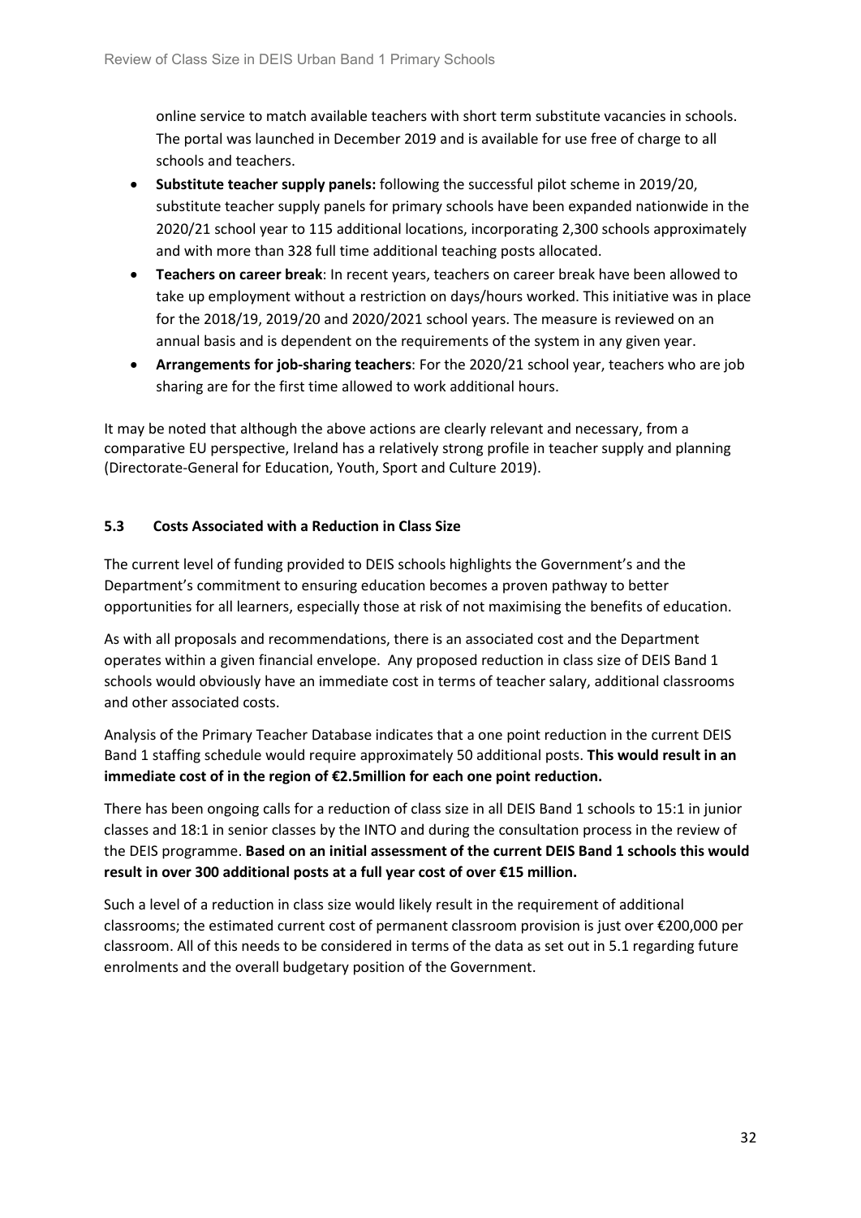online service to match available teachers with short term substitute vacancies in schools. The portal was launched in December 2019 and is available for use free of charge to all schools and teachers.

- **Substitute teacher supply panels:** following the successful pilot scheme in 2019/20, substitute teacher supply panels for primary schools have been expanded nationwide in the 2020/21 school year to 115 additional locations, incorporating 2,300 schools approximately and with more than 328 full time additional teaching posts allocated.
- **Teachers on career break**: In recent years, teachers on career break have been allowed to take up employment without a restriction on days/hours worked. This initiative was in place for the 2018/19, 2019/20 and 2020/2021 school years. The measure is reviewed on an annual basis and is dependent on the requirements of the system in any given year.
- **Arrangements for job-sharing teachers**: For the 2020/21 school year, teachers who are job sharing are for the first time allowed to work additional hours.

It may be noted that although the above actions are clearly relevant and necessary, from a comparative EU perspective, Ireland has a relatively strong profile in teacher supply and planning (Directorate-General for Education, Youth, Sport and Culture 2019).

### 5.3 Costs Associated with a Reduction in Class Size

The current level of funding provided to DEIS schools highlights the Government's and the Department's commitment to ensuring education becomes a proven pathway to better opportunities for all learners, especially those at risk of not maximising the benefits of education.

As with all proposals and recommendations, there is an associated cost and the Department operates within a given financial envelope. Any proposed reduction in class size of DEIS Band 1 schools would obviously have an immediate cost in terms of teacher salary, additional classrooms and other associated costs.

Analysis of the Primary Teacher Database indicates that a one point reduction in the current DEIS Band 1 staffing schedule would require approximately 50 additional posts. **This would result in an immediate cost of in the region of €2.5million for each one point reduction.**

There has been ongoing calls for a reduction of class size in all DEIS Band 1 schools to 15:1 in junior classes and 18:1 in senior classes by the INTO and during the consultation process in the review of the DEIS programme. **Based on an initial assessment of the current DEIS Band 1 schools this would result in over 300 additional posts at a full year cost of over €15 million.**

Such a level of a reduction in class size would likely result in the requirement of additional classrooms; the estimated current cost of permanent classroom provision is just over €200,000 per classroom. All of this needs to be considered in terms of the data as set out in 5.1 regarding future enrolments and the overall budgetary position of the Government.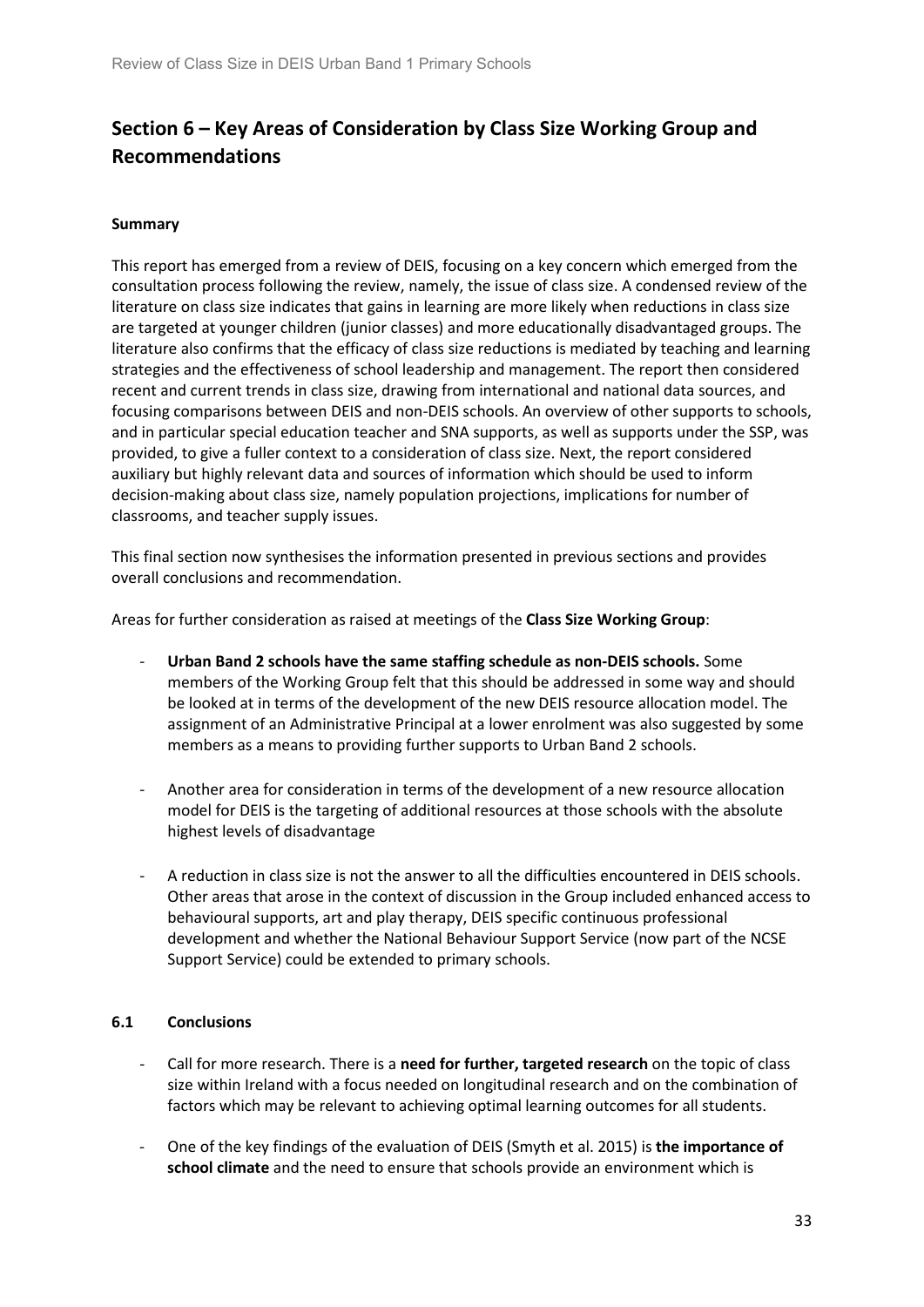## Section 6 – Key Areas of Consideration by Class Size Working Group and Recommendations

**Summary**

This report has emerged from a review of DEIS, focusing on a key concern which emerged from the consultation process following the review, namely, the issue of class size. A condensed review of the literature on class size indicates that gains in learning are more likely when reductions in class size are targeted at younger children (junior classes) and more educationally disadvantaged groups. The literature also confirms that the efficacy of class size reductions is mediated by teaching and learning strategies and the effectiveness of school leadership and management. The report then considered recent and current trends in class size, drawing from international and national data sources, and focusing comparisons between DEIS and non-DEIS schools. An overview of other supports to schools, and in particular special education teacher and SNA supports, as well as supports under the SSP, was provided, to give a fuller context to a consideration of class size. Next, the report considered auxiliary but highly relevant data and sources of information which should be used to inform decision-making about class size, namely population projections, implications for number of classrooms, and teacher supply issues.

This final section now synthesises the information presented in previous sections and provides overall conclusions and recommendation.

Areas for further consideration as raised at meetings of the **Class Size Working Group**:

- **Urban Band 2 schools have the same staffing schedule as non-DEIS schools.** Some members of the Working Group felt that this should be addressed in some way and should be looked at in terms of the development of the new DEIS resource allocation model. The assignment of an Administrative Principal at a lower enrolment was also suggested by some members as a means to providing further supports to Urban Band 2 schools.

- Another area for consideration in terms of the development of a new resource allocation model for DEIS is the targeting of additional resources at those schools with the absolute highest levels of disadvantage

- A reduction in class size is not the answer to all the difficulties encountered in DEIS schools. Other areas that arose in the context of discussion in the Group included enhanced access to behavioural supports, art and play therapy, DEIS specific continuous professional development and whether the National Behaviour Support Service (now part of the NCSE Support Service) could be extended to primary schools.

### 6.1 Conclusions

- Call for more research. There is a **need for further, targeted research** on the topic of class size within Ireland with a focus needed on longitudinal research and on the combination of factors which may be relevant to achieving optimal learning outcomes for all students.

- One of the key findings of the evaluation of DEIS (Smyth et al. 2015) is **the importance of school climate** and the need to ensure that schools provide an environment which is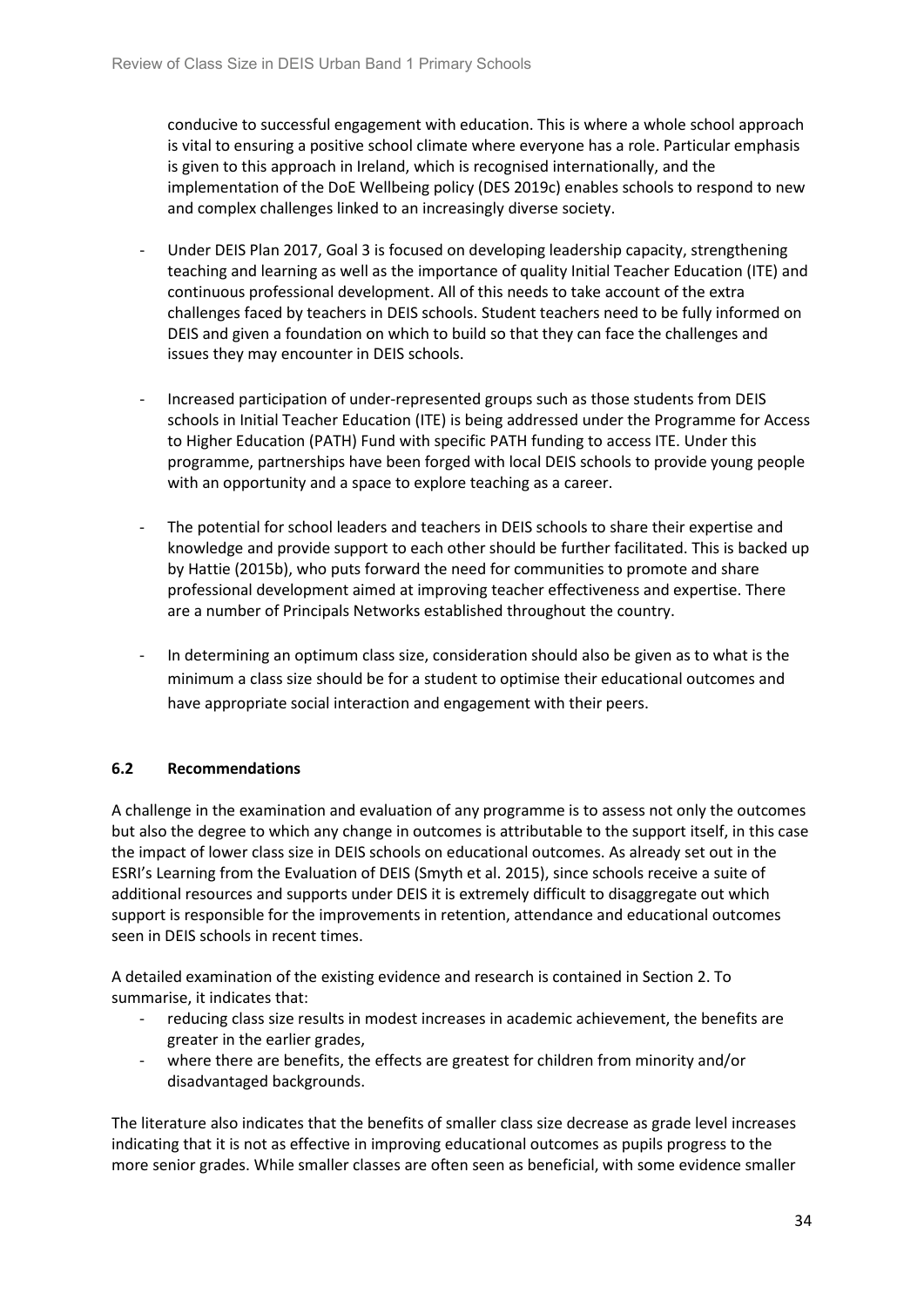conducive to successful engagement with education. This is where a whole school approach is vital to ensuring a positive school climate where everyone has a role. Particular emphasis is given to this approach in Ireland, which is recognised internationally, and the implementation of the DoE Wellbeing policy (DES 2019c) enables schools to respond to new and complex challenges linked to an increasingly diverse society.

- Under DEIS Plan 2017, Goal 3 is focused on developing leadership capacity, strengthening teaching and learning as well as the importance of quality Initial Teacher Education (ITE) and continuous professional development. All of this needs to take account of the extra challenges faced by teachers in DEIS schools. Student teachers need to be fully informed on DEIS and given a foundation on which to build so that they can face the challenges and issues they may encounter in DEIS schools.

- Increased participation of under-represented groups such as those students from DEIS schools in Initial Teacher Education (ITE) is being addressed under the Programme for Access to Higher Education (PATH) Fund with specific PATH funding to access ITE. Under this programme, partnerships have been forged with local DEIS schools to provide young people with an opportunity and a space to explore teaching as a career.

- The potential for school leaders and teachers in DEIS schools to share their expertise and knowledge and provide support to each other should be further facilitated. This is backed up by Hattie (2015b), who puts forward the need for communities to promote and share professional development aimed at improving teacher effectiveness and expertise. There are a number of Principals Networks established throughout the country.

- In determining an optimum class size, consideration should also be given as to what is the minimum a class size should be for a student to optimise their educational outcomes and have appropriate social interaction and engagement with their peers.

### 6.2 Recommendations

A challenge in the examination and evaluation of any programme is to assess not only the outcomes but also the degree to which any change in outcomes is attributable to the support itself, in this case the impact of lower class size in DEIS schools on educational outcomes. As already set out in the ESRI's Learning from the Evaluation of DEIS (Smyth et al. 2015), since schools receive a suite of additional resources and supports under DEIS it is extremely difficult to disaggregate out which support is responsible for the improvements in retention, attendance and educational outcomes seen in DEIS schools in recent times.

A detailed examination of the existing evidence and research is contained in Section 2. To summarise, it indicates that:

- reducing class size results in modest increases in academic achievement, the benefits are greater in the earlier grades,
- where there are benefits, the effects are greatest for children from minority and/or disadvantaged backgrounds.

The literature also indicates that the benefits of smaller class size decrease as grade level increases indicating that it is not as effective in improving educational outcomes as pupils progress to the more senior grades. While smaller classes are often seen as beneficial, with some evidence smaller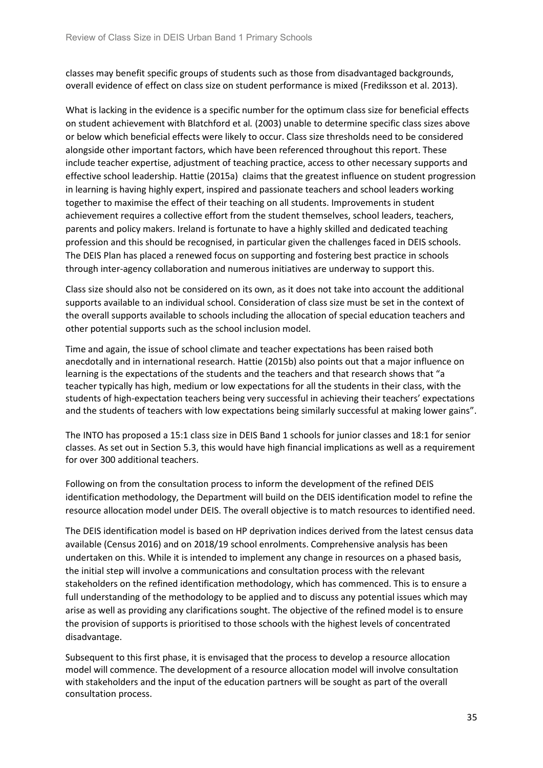classes may benefit specific groups of students such as those from disadvantaged backgrounds, overall evidence of effect on class size on student performance is mixed (Frediksson et al. 2013).

What is lacking in the evidence is a specific number for the optimum class size for beneficial effects on student achievement with Blatchford et al*.* (2003) unable to determine specific class sizes above or below which beneficial effects were likely to occur. Class size thresholds need to be considered alongside other important factors, which have been referenced throughout this report. These include teacher expertise, adjustment of teaching practice, access to other necessary supports and effective school leadership. Hattie (2015a) claims that the greatest influence on student progression in learning is having highly expert, inspired and passionate teachers and school leaders working together to maximise the effect of their teaching on all students. Improvements in student achievement requires a collective effort from the student themselves, school leaders, teachers, parents and policy makers. Ireland is fortunate to have a highly skilled and dedicated teaching profession and this should be recognised, in particular given the challenges faced in DEIS schools. The DEIS Plan has placed a renewed focus on supporting and fostering best practice in schools through inter-agency collaboration and numerous initiatives are underway to support this.

Class size should also not be considered on its own, as it does not take into account the additional supports available to an individual school. Consideration of class size must be set in the context of the overall supports available to schools including the allocation of special education teachers and other potential supports such as the school inclusion model.

Time and again, the issue of school climate and teacher expectations has been raised both anecdotally and in international research. Hattie (2015b) also points out that a major influence on learning is the expectations of the students and the teachers and that research shows that "a teacher typically has high, medium or low expectations for all the students in their class, with the students of high-expectation teachers being very successful in achieving their teachers' expectations and the students of teachers with low expectations being similarly successful at making lower gains".

The INTO has proposed a 15:1 class size in DEIS Band 1 schools for junior classes and 18:1 for senior classes. As set out in Section 5.3, this would have high financial implications as well as a requirement for over 300 additional teachers.

Following on from the consultation process to inform the development of the refined DEIS identification methodology, the Department will build on the DEIS identification model to refine the resource allocation model under DEIS. The overall objective is to match resources to identified need.

The DEIS identification model is based on HP deprivation indices derived from the latest census data available (Census 2016) and on 2018/19 school enrolments. Comprehensive analysis has been undertaken on this. While it is intended to implement any change in resources on a phased basis, the initial step will involve a communications and consultation process with the relevant stakeholders on the refined identification methodology, which has commenced. This is to ensure a full understanding of the methodology to be applied and to discuss any potential issues which may arise as well as providing any clarifications sought. The objective of the refined model is to ensure the provision of supports is prioritised to those schools with the highest levels of concentrated disadvantage.

Subsequent to this first phase, it is envisaged that the process to develop a resource allocation model will commence. The development of a resource allocation model will involve consultation with stakeholders and the input of the education partners will be sought as part of the overall consultation process.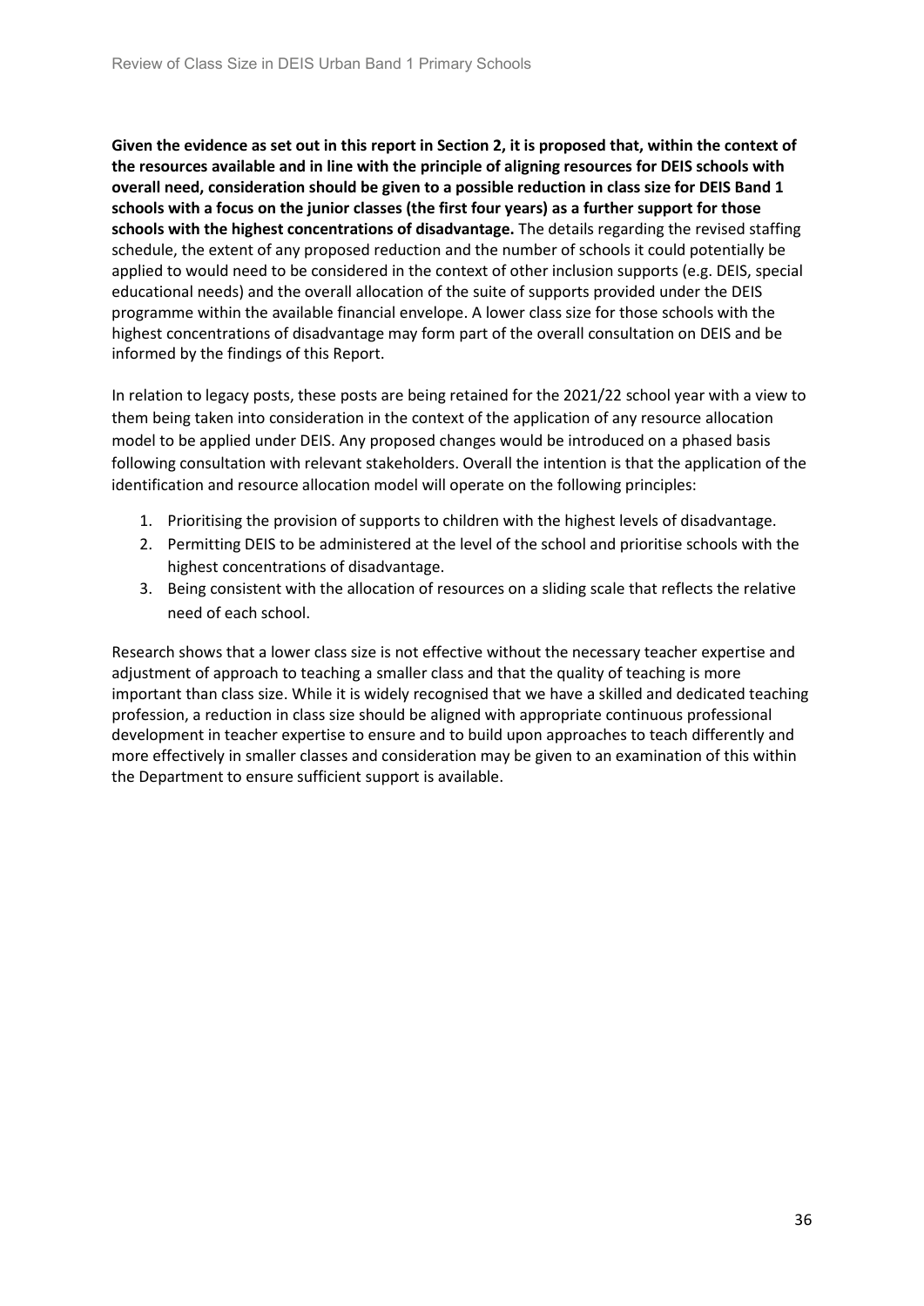**Given the evidence as set out in this report in Section 2, it is proposed that, within the context of the resources available and in line with the principle of aligning resources for DEIS schools with overall need, consideration should be given to a possible reduction in class size for DEIS Band 1 schools with a focus on the junior classes (the first four years) as a further support for those schools with the highest concentrations of disadvantage.** The details regarding the revised staffing schedule, the extent of any proposed reduction and the number of schools it could potentially be applied to would need to be considered in the context of other inclusion supports (e.g. DEIS, special educational needs) and the overall allocation of the suite of supports provided under the DEIS programme within the available financial envelope. A lower class size for those schools with the highest concentrations of disadvantage may form part of the overall consultation on DEIS and be informed by the findings of this Report.

In relation to legacy posts, these posts are being retained for the 2021/22 school year with a view to them being taken into consideration in the context of the application of any resource allocation model to be applied under DEIS. Any proposed changes would be introduced on a phased basis following consultation with relevant stakeholders. Overall the intention is that the application of the identification and resource allocation model will operate on the following principles:

1. Prioritising the provision of supports to children with the highest levels of disadvantage.
2. Permitting DEIS to be administered at the level of the school and prioritise schools with the highest concentrations of disadvantage.
3. Being consistent with the allocation of resources on a sliding scale that reflects the relative need of each school.

Research shows that a lower class size is not effective without the necessary teacher expertise and adjustment of approach to teaching a smaller class and that the quality of teaching is more important than class size. While it is widely recognised that we have a skilled and dedicated teaching profession, a reduction in class size should be aligned with appropriate continuous professional development in teacher expertise to ensure and to build upon approaches to teach differently and more effectively in smaller classes and consideration may be given to an examination of this within the Department to ensure sufficient support is available.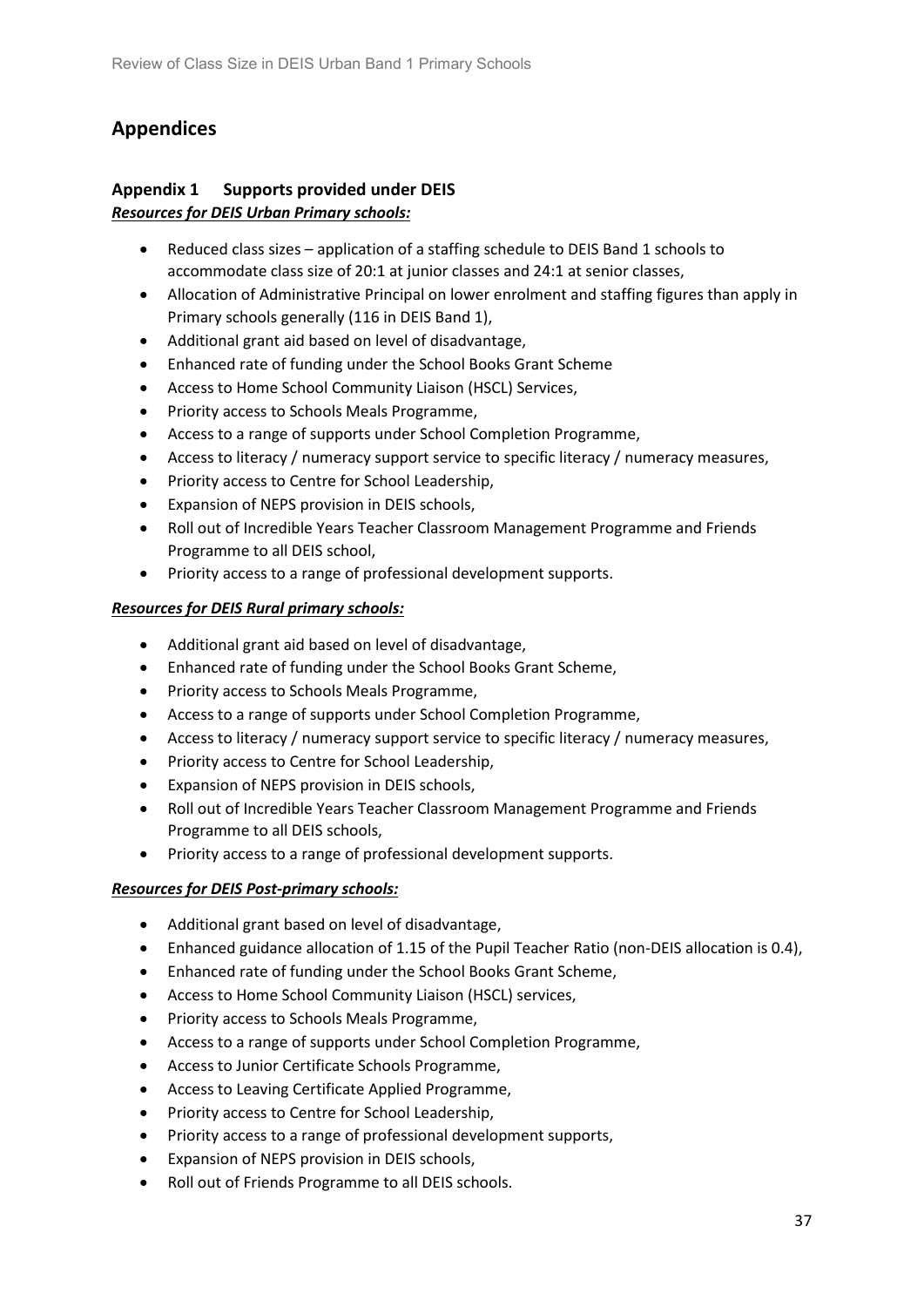# Appendices

## Appendix 1 Supports provided under DEIS

***Resources for DEIS Urban Primary schools:***

- Reduced class sizes – application of a staffing schedule to DEIS Band 1 schools to accommodate class size of 20:1 at junior classes and 24:1 at senior classes,
- Allocation of Administrative Principal on lower enrolment and staffing figures than apply in Primary schools generally (116 in DEIS Band 1),
- Additional grant aid based on level of disadvantage,
- Enhanced rate of funding under the School Books Grant Scheme
- Access to Home School Community Liaison (HSCL) Services,
- Priority access to Schools Meals Programme,
- Access to a range of supports under School Completion Programme,
- Access to literacy / numeracy support service to specific literacy / numeracy measures,
- Priority access to Centre for School Leadership,
- Expansion of NEPS provision in DEIS schools,
- Roll out of Incredible Years Teacher Classroom Management Programme and Friends Programme to all DEIS school,
- Priority access to a range of professional development supports.

***Resources for DEIS Rural primary schools:***

- Additional grant aid based on level of disadvantage,
- Enhanced rate of funding under the School Books Grant Scheme,
- Priority access to Schools Meals Programme,
- Access to a range of supports under School Completion Programme,
- Access to literacy / numeracy support service to specific literacy / numeracy measures,
- Priority access to Centre for School Leadership,
- Expansion of NEPS provision in DEIS schools,
- Roll out of Incredible Years Teacher Classroom Management Programme and Friends Programme to all DEIS schools,
- Priority access to a range of professional development supports.

***Resources for DEIS Post-primary schools:***

- Additional grant based on level of disadvantage,
- Enhanced guidance allocation of 1.15 of the Pupil Teacher Ratio (non-DEIS allocation is 0.4),
- Enhanced rate of funding under the School Books Grant Scheme,
- Access to Home School Community Liaison (HSCL) services,
- Priority access to Schools Meals Programme,
- Access to a range of supports under School Completion Programme,
- Access to Junior Certificate Schools Programme,
- Access to Leaving Certificate Applied Programme,
- Priority access to Centre for School Leadership,
- Priority access to a range of professional development supports,
- Expansion of NEPS provision in DEIS schools,
- Roll out of Friends Programme to all DEIS schools.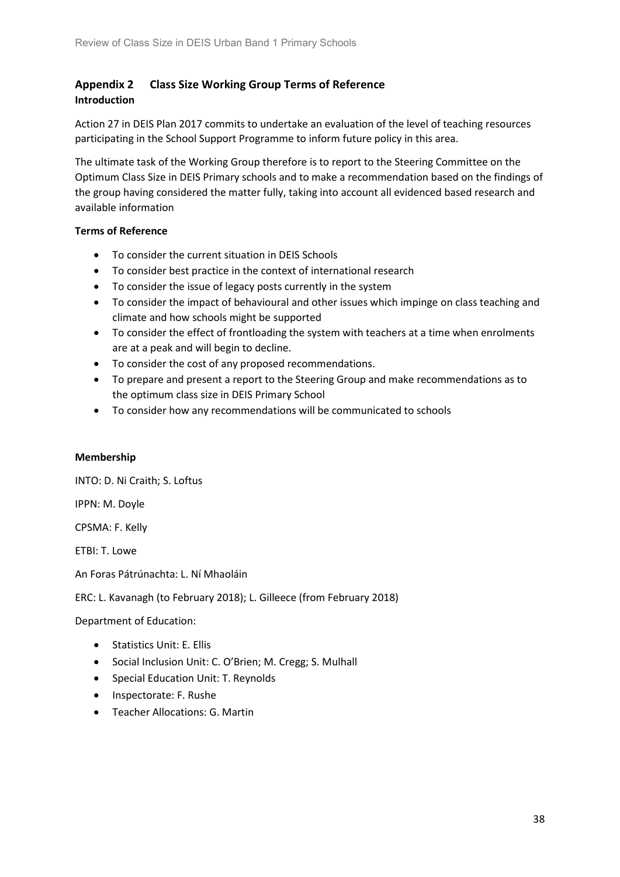## Appendix 2 Class Size Working Group Terms of Reference

**Introduction**

Action 27 in DEIS Plan 2017 commits to undertake an evaluation of the level of teaching resources participating in the School Support Programme to inform future policy in this area.

The ultimate task of the Working Group therefore is to report to the Steering Committee on the Optimum Class Size in DEIS Primary schools and to make a recommendation based on the findings of the group having considered the matter fully, taking into account all evidenced based research and available information

**Terms of Reference**

- To consider the current situation in DEIS Schools
- To consider best practice in the context of international research
- To consider the issue of legacy posts currently in the system
- To consider the impact of behavioural and other issues which impinge on class teaching and climate and how schools might be supported
- To consider the effect of frontloading the system with teachers at a time when enrolments are at a peak and will begin to decline.
- To consider the cost of any proposed recommendations.
- To prepare and present a report to the Steering Group and make recommendations as to the optimum class size in DEIS Primary School
- To consider how any recommendations will be communicated to schools

**Membership**

INTO: D. Ni Craith; S. Loftus

IPPN: M. Doyle

CPSMA: F. Kelly

ETBI: T. Lowe

An Foras Pátrúnachta: L. Ní Mhaoláin

ERC: L. Kavanagh (to February 2018); L. Gilleece (from February 2018)

Department of Education:

- Statistics Unit: E. Ellis
- Social Inclusion Unit: C. O'Brien; M. Cregg; S. Mulhall
- Special Education Unit: T. Reynolds
- Inspectorate: F. Rushe
- Teacher Allocations: G. Martin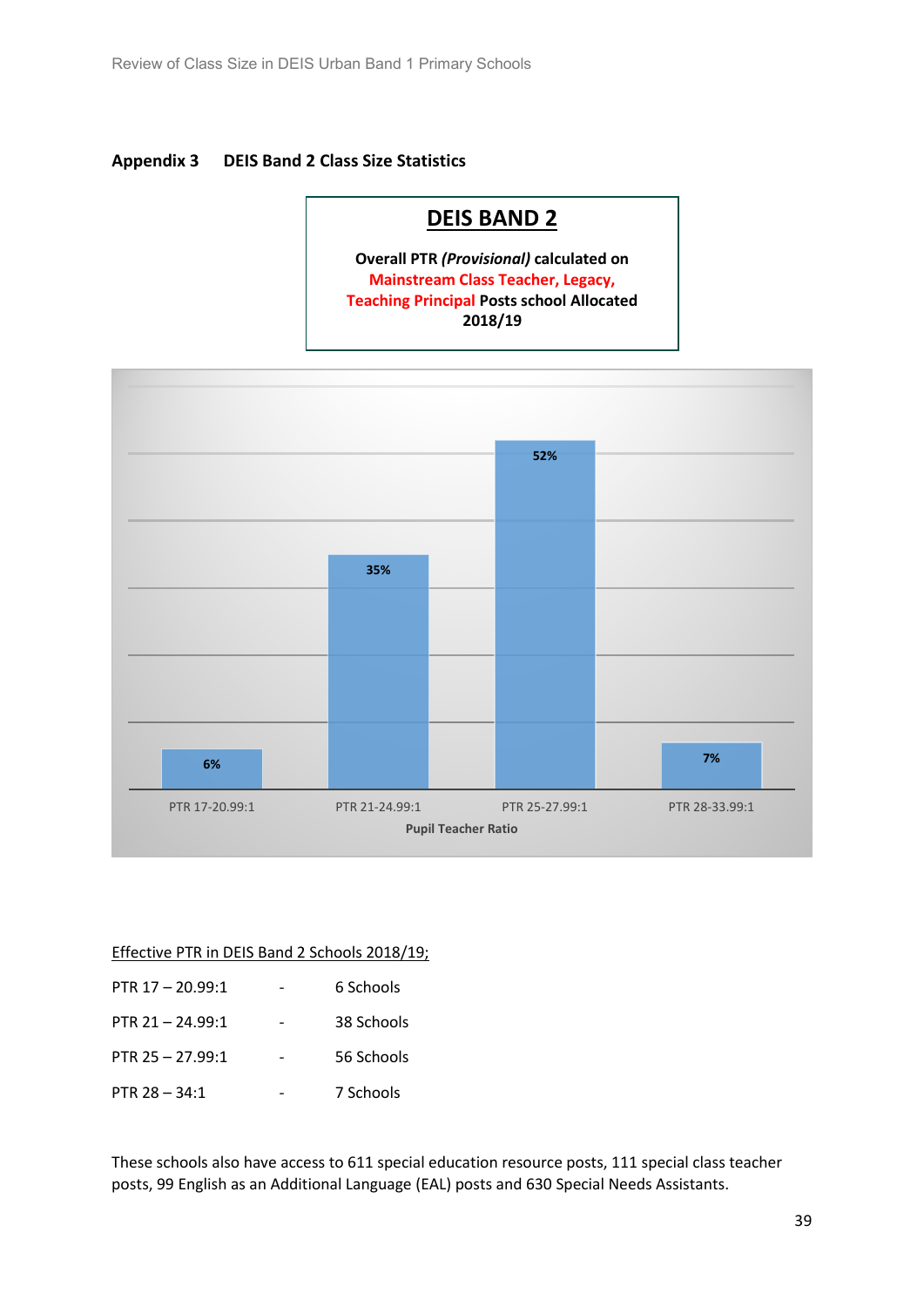## Appendix 3 DEIS Band 2 Class Size Statistics

**DEIS BAND 2**

**Overall PTR *(Provisional)* calculated on Mainstream Class Teacher, Legacy, Teaching Principal Posts school Allocated 2018/19**

| Pupil Teacher Ratio | % |
|---|---|
| PTR 17-20.99:1 | 6% |
| PTR 21-24.99:1 | 35% |
| PTR 25-27.99:1 | 52% |
| PTR 28-33.99:1 | 7% |

Effective PTR in DEIS Band 2 Schools 2018/19;

| | | |
|---|---|---|
| PTR 17 – 20.99:1 | - | 6 Schools |
| PTR 21 – 24.99:1 | - | 38 Schools |
| PTR 25 – 27.99:1 | - | 56 Schools |
| PTR 28 – 34:1 | - | 7 Schools |

These schools also have access to 611 special education resource posts, 111 special class teacher posts, 99 English as an Additional Language (EAL) posts and 630 Special Needs Assistants.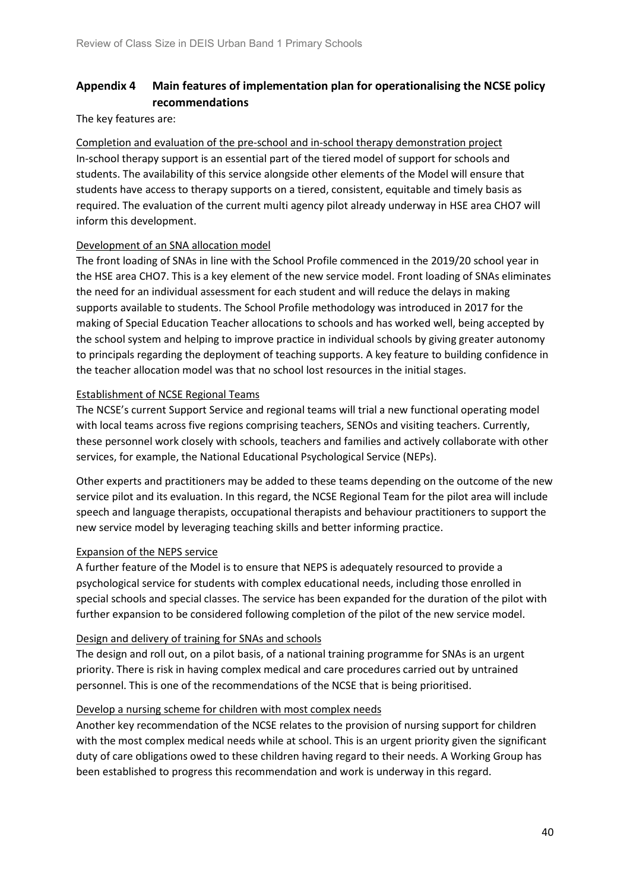## Appendix 4 Main features of implementation plan for operationalising the NCSE policy recommendations

The key features are:

Completion and evaluation of the pre-school and in-school therapy demonstration project

In-school therapy support is an essential part of the tiered model of support for schools and students. The availability of this service alongside other elements of the Model will ensure that students have access to therapy supports on a tiered, consistent, equitable and timely basis as required. The evaluation of the current multi agency pilot already underway in HSE area CHO7 will inform this development.

Development of an SNA allocation model

The front loading of SNAs in line with the School Profile commenced in the 2019/20 school year in the HSE area CHO7. This is a key element of the new service model. Front loading of SNAs eliminates the need for an individual assessment for each student and will reduce the delays in making supports available to students. The School Profile methodology was introduced in 2017 for the making of Special Education Teacher allocations to schools and has worked well, being accepted by the school system and helping to improve practice in individual schools by giving greater autonomy to principals regarding the deployment of teaching supports. A key feature to building confidence in the teacher allocation model was that no school lost resources in the initial stages.

Establishment of NCSE Regional Teams

The NCSE's current Support Service and regional teams will trial a new functional operating model with local teams across five regions comprising teachers, SENOs and visiting teachers. Currently, these personnel work closely with schools, teachers and families and actively collaborate with other services, for example, the National Educational Psychological Service (NEPs).

Other experts and practitioners may be added to these teams depending on the outcome of the new service pilot and its evaluation. In this regard, the NCSE Regional Team for the pilot area will include speech and language therapists, occupational therapists and behaviour practitioners to support the new service model by leveraging teaching skills and better informing practice.

Expansion of the NEPS service

A further feature of the Model is to ensure that NEPS is adequately resourced to provide a psychological service for students with complex educational needs, including those enrolled in special schools and special classes. The service has been expanded for the duration of the pilot with further expansion to be considered following completion of the pilot of the new service model.

Design and delivery of training for SNAs and schools

The design and roll out, on a pilot basis, of a national training programme for SNAs is an urgent priority. There is risk in having complex medical and care procedures carried out by untrained personnel. This is one of the recommendations of the NCSE that is being prioritised.

Develop a nursing scheme for children with most complex needs

Another key recommendation of the NCSE relates to the provision of nursing support for children with the most complex medical needs while at school. This is an urgent priority given the significant duty of care obligations owed to these children having regard to their needs. A Working Group has been established to progress this recommendation and work is underway in this regard.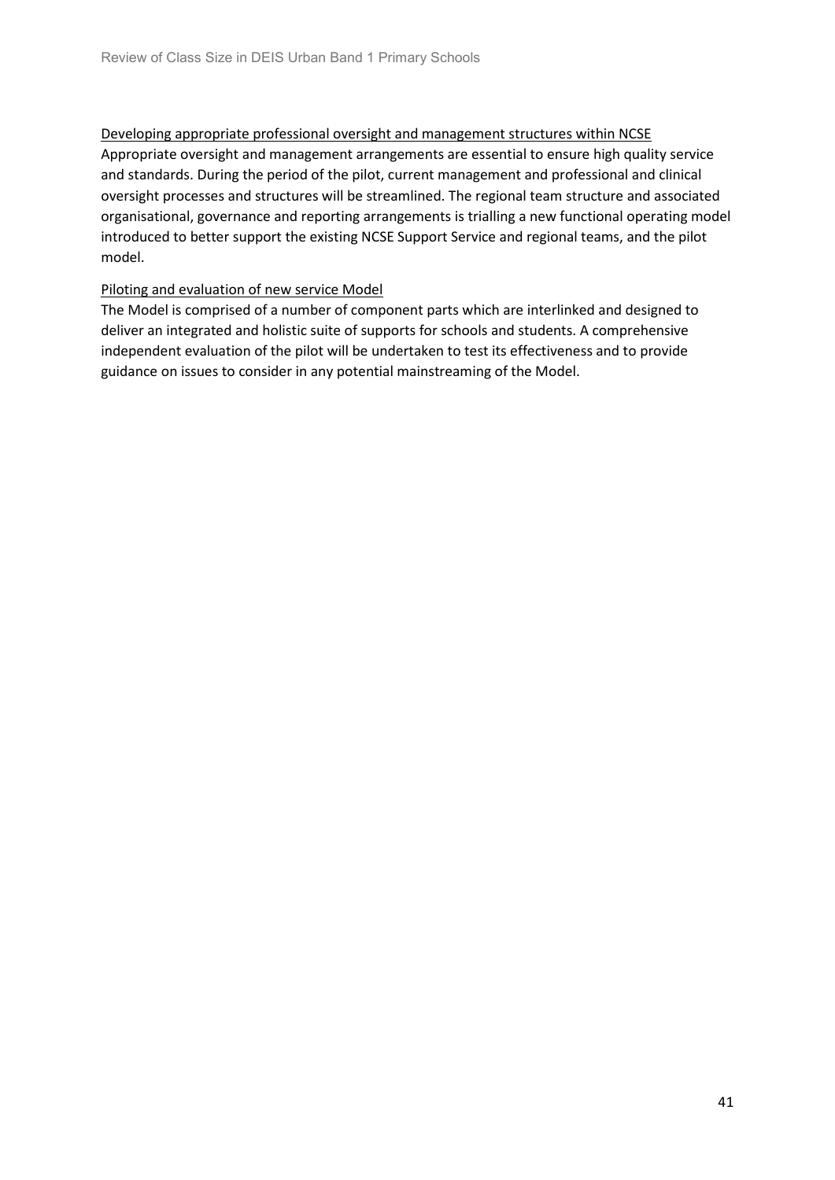Developing appropriate professional oversight and management structures within NCSE

Appropriate oversight and management arrangements are essential to ensure high quality service and standards. During the period of the pilot, current management and professional and clinical oversight processes and structures will be streamlined. The regional team structure and associated organisational, governance and reporting arrangements is trialling a new functional operating model introduced to better support the existing NCSE Support Service and regional teams, and the pilot model.

Piloting and evaluation of new service Model

The Model is comprised of a number of component parts which are interlinked and designed to deliver an integrated and holistic suite of supports for schools and students. A comprehensive independent evaluation of the pilot will be undertaken to test its effectiveness and to provide guidance on issues to consider in any potential mainstreaming of the Model.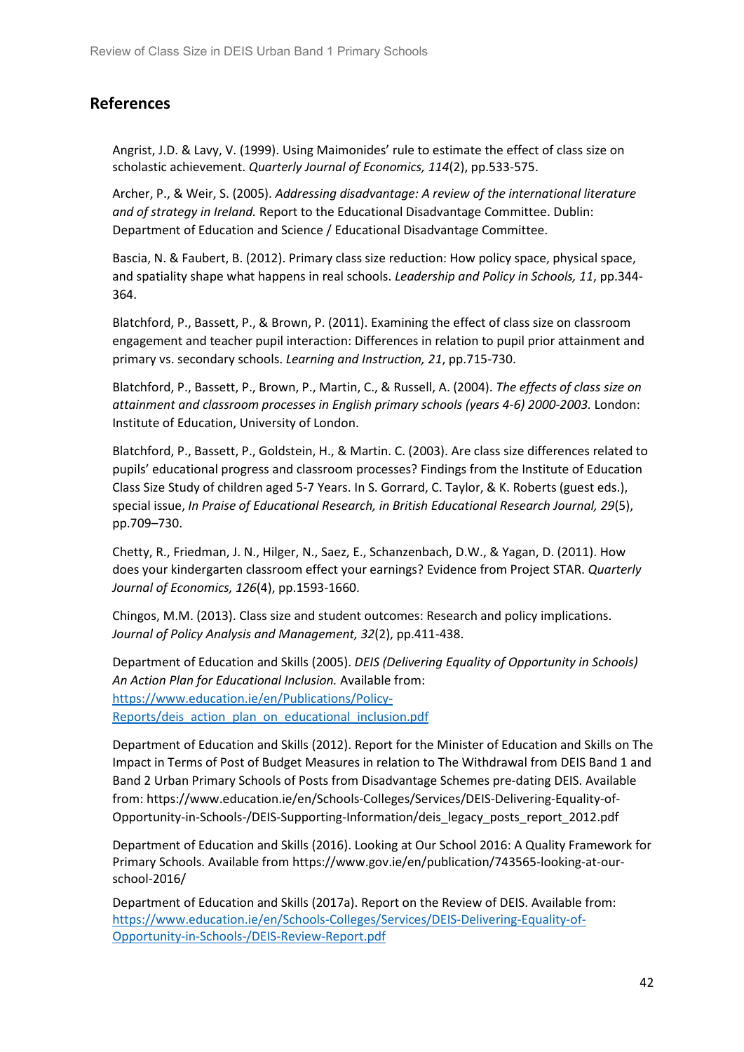## References

Angrist, J.D. & Lavy, V. (1999). Using Maimonides' rule to estimate the effect of class size on scholastic achievement. *Quarterly Journal of Economics, 114*(2), pp.533-575.

Archer, P., & Weir, S. (2005). *Addressing disadvantage: A review of the international literature and of strategy in Ireland.* Report to the Educational Disadvantage Committee. Dublin: Department of Education and Science / Educational Disadvantage Committee.

Bascia, N. & Faubert, B. (2012). Primary class size reduction: How policy space, physical space, and spatiality shape what happens in real schools. *Leadership and Policy in Schools, 11*, pp.344-364.

Blatchford, P., Bassett, P., & Brown, P. (2011). Examining the effect of class size on classroom engagement and teacher pupil interaction: Differences in relation to pupil prior attainment and primary vs. secondary schools. *Learning and Instruction, 21*, pp.715-730.

Blatchford, P., Bassett, P., Brown, P., Martin, C., & Russell, A. (2004). *The effects of class size on attainment and classroom processes in English primary schools (years 4-6) 2000-2003.* London: Institute of Education, University of London.

Blatchford, P., Bassett, P., Goldstein, H., & Martin. C. (2003). Are class size differences related to pupils' educational progress and classroom processes? Findings from the Institute of Education Class Size Study of children aged 5-7 Years. In S. Gorrard, C. Taylor, & K. Roberts (guest eds.), special issue, *In Praise of Educational Research, in British Educational Research Journal, 29*(5), pp.709–730.

Chetty, R., Friedman, J. N., Hilger, N., Saez, E., Schanzenbach, D.W., & Yagan, D. (2011). How does your kindergarten classroom effect your earnings? Evidence from Project STAR. *Quarterly Journal of Economics, 126*(4), pp.1593-1660.

Chingos, M.M. (2013). Class size and student outcomes: Research and policy implications. *Journal of Policy Analysis and Management, 32*(2), pp.411-438.

Department of Education and Skills (2005). *DEIS (Delivering Equality of Opportunity in Schools) An Action Plan for Educational Inclusion.* Available from: https://www.education.ie/en/Publications/Policy-Reports/deis_action_plan_on_educational_inclusion.pdf

Department of Education and Skills (2012). Report for the Minister of Education and Skills on The Impact in Terms of Post of Budget Measures in relation to The Withdrawal from DEIS Band 1 and Band 2 Urban Primary Schools of Posts from Disadvantage Schemes pre-dating DEIS. Available from: https://www.education.ie/en/Schools-Colleges/Services/DEIS-Delivering-Equality-of-Opportunity-in-Schools-/DEIS-Supporting-Information/deis_legacy_posts_report_2012.pdf

Department of Education and Skills (2016). Looking at Our School 2016: A Quality Framework for Primary Schools. Available from https://www.gov.ie/en/publication/743565-looking-at-our-school-2016/

Department of Education and Skills (2017a). Report on the Review of DEIS. Available from: https://www.education.ie/en/Schools-Colleges/Services/DEIS-Delivering-Equality-of-Opportunity-in-Schools-/DEIS-Review-Report.pdf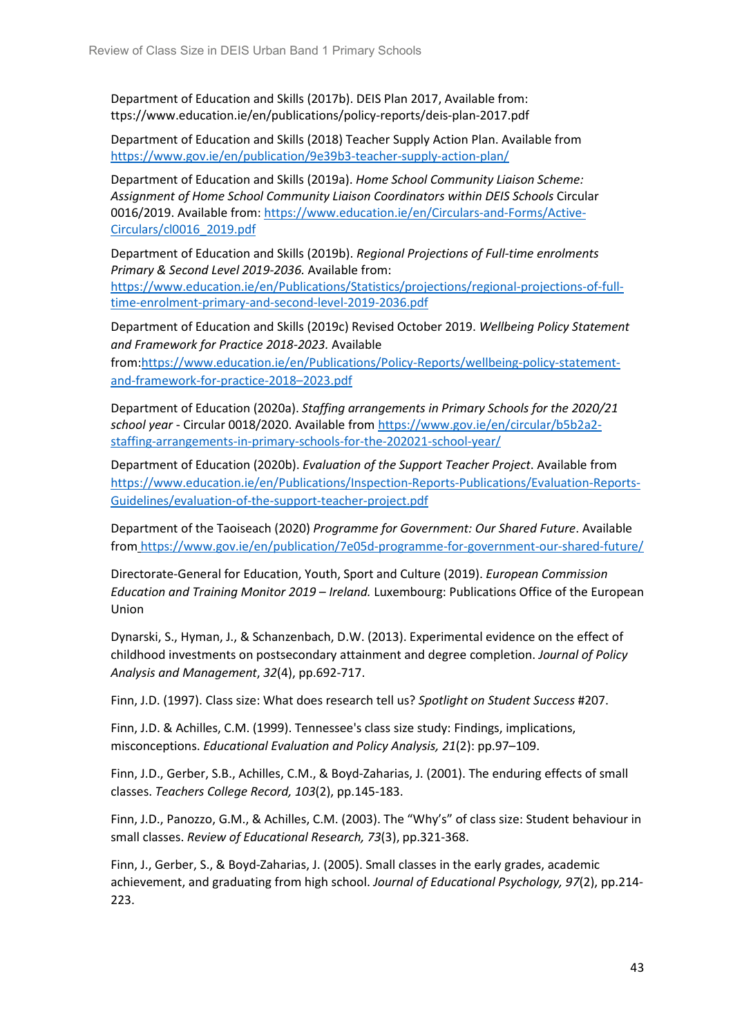Department of Education and Skills (2017b). DEIS Plan 2017, Available from: ttps://www.education.ie/en/publications/policy-reports/deis-plan-2017.pdf

Department of Education and Skills (2018) Teacher Supply Action Plan. Available from https://www.gov.ie/en/publication/9e39b3-teacher-supply-action-plan/

Department of Education and Skills (2019a). *Home School Community Liaison Scheme: Assignment of Home School Community Liaison Coordinators within DEIS Schools* Circular 0016/2019. Available from: https://www.education.ie/en/Circulars-and-Forms/Active-Circulars/cl0016_2019.pdf

Department of Education and Skills (2019b). *Regional Projections of Full-time enrolments Primary & Second Level 2019-2036.* Available from: https://www.education.ie/en/Publications/Statistics/projections/regional-projections-of-full-time-enrolment-primary-and-second-level-2019-2036.pdf

Department of Education and Skills (2019c) Revised October 2019. *Wellbeing Policy Statement and Framework for Practice 2018-2023.* Available from:https://www.education.ie/en/Publications/Policy-Reports/wellbeing-policy-statement-and-framework-for-practice-2018–2023.pdf

Department of Education (2020a). *Staffing arrangements in Primary Schools for the 2020/21 school year* - Circular 0018/2020. Available from https://www.gov.ie/en/circular/b5b2a2-staffing-arrangements-in-primary-schools-for-the-202021-school-year/

Department of Education (2020b). *Evaluation of the Support Teacher Project*. Available from https://www.education.ie/en/Publications/Inspection-Reports-Publications/Evaluation-Reports-Guidelines/evaluation-of-the-support-teacher-project.pdf

Department of the Taoiseach (2020) *Programme for Government: Our Shared Future*. Available from https://www.gov.ie/en/publication/7e05d-programme-for-government-our-shared-future/

Directorate-General for Education, Youth, Sport and Culture (2019). *European Commission Education and Training Monitor 2019 – Ireland.* Luxembourg: Publications Office of the European Union

Dynarski, S., Hyman, J., & Schanzenbach, D.W. (2013). Experimental evidence on the effect of childhood investments on postsecondary attainment and degree completion. *Journal of Policy Analysis and Management*, *32*(4), pp.692-717.

Finn, J.D. (1997). Class size: What does research tell us? *Spotlight on Student Success* #207.

Finn, J.D. & Achilles, C.M. (1999). Tennessee's class size study: Findings, implications, misconceptions. *Educational Evaluation and Policy Analysis, 21*(2): pp.97–109.

Finn, J.D., Gerber, S.B., Achilles, C.M., & Boyd-Zaharias, J. (2001). The enduring effects of small classes. *Teachers College Record, 103*(2), pp.145-183.

Finn, J.D., Panozzo, G.M., & Achilles, C.M. (2003). The "Why's" of class size: Student behaviour in small classes. *Review of Educational Research, 73*(3), pp.321-368.

Finn, J., Gerber, S., & Boyd-Zaharias, J. (2005). Small classes in the early grades, academic achievement, and graduating from high school. *Journal of Educational Psychology, 97*(2), pp.214-223.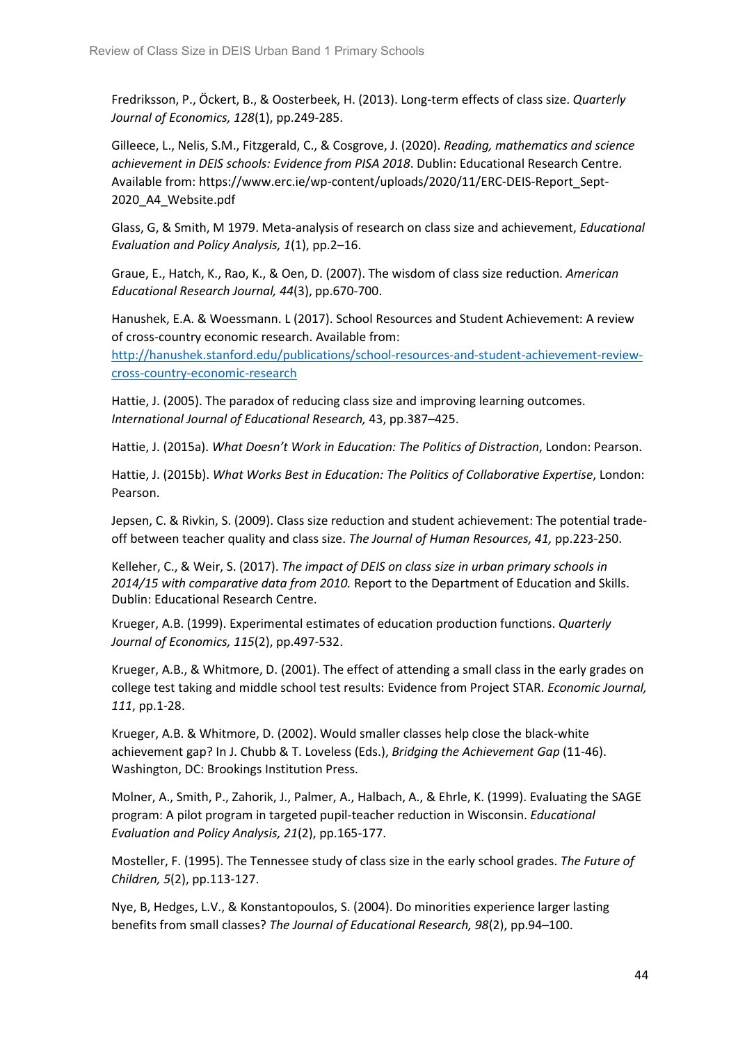Fredriksson, P., Öckert, B., & Oosterbeek, H. (2013). Long-term effects of class size. *Quarterly Journal of Economics, 128*(1), pp.249-285.

Gilleece, L., Nelis, S.M., Fitzgerald, C., & Cosgrove, J. (2020). *Reading, mathematics and science achievement in DEIS schools: Evidence from PISA 2018*. Dublin: Educational Research Centre. Available from: https://www.erc.ie/wp-content/uploads/2020/11/ERC-DEIS-Report_Sept-2020_A4_Website.pdf

Glass, G, & Smith, M 1979. Meta-analysis of research on class size and achievement, *Educational Evaluation and Policy Analysis, 1*(1), pp.2–16.

Graue, E., Hatch, K., Rao, K., & Oen, D. (2007). The wisdom of class size reduction. *American Educational Research Journal, 44*(3), pp.670-700.

Hanushek, E.A. & Woessmann. L (2017). School Resources and Student Achievement: A review of cross-country economic research. Available from: [http://hanushek.stanford.edu/publications/school-resources-and-student-achievement-review-cross-country-economic-research](http://hanushek.stanford.edu/publications/school-resources-and-student-achievement-review-cross-country-economic-research)

Hattie, J. (2005). The paradox of reducing class size and improving learning outcomes. *International Journal of Educational Research,* 43, pp.387–425.

Hattie, J. (2015a). *What Doesn't Work in Education: The Politics of Distraction*, London: Pearson.

Hattie, J. (2015b). *What Works Best in Education: The Politics of Collaborative Expertise*, London: Pearson.

Jepsen, C. & Rivkin, S. (2009). Class size reduction and student achievement: The potential trade-off between teacher quality and class size. *The Journal of Human Resources, 41,* pp.223-250.

Kelleher, C., & Weir, S. (2017). *The impact of DEIS on class size in urban primary schools in 2014/15 with comparative data from 2010.* Report to the Department of Education and Skills. Dublin: Educational Research Centre.

Krueger, A.B. (1999). Experimental estimates of education production functions. *Quarterly Journal of Economics, 115*(2), pp.497-532.

Krueger, A.B., & Whitmore, D. (2001). The effect of attending a small class in the early grades on college test taking and middle school test results: Evidence from Project STAR. *Economic Journal, 111*, pp.1-28.

Krueger, A.B. & Whitmore, D. (2002). Would smaller classes help close the black-white achievement gap? In J. Chubb & T. Loveless (Eds.), *Bridging the Achievement Gap* (11-46). Washington, DC: Brookings Institution Press.

Molner, A., Smith, P., Zahorik, J., Palmer, A., Halbach, A., & Ehrle, K. (1999). Evaluating the SAGE program: A pilot program in targeted pupil-teacher reduction in Wisconsin. *Educational Evaluation and Policy Analysis, 21*(2), pp.165-177.

Mosteller, F. (1995). The Tennessee study of class size in the early school grades. *The Future of Children, 5*(2), pp.113-127.

Nye, B, Hedges, L.V., & Konstantopoulos, S. (2004). Do minorities experience larger lasting benefits from small classes? *The Journal of Educational Research, 98*(2), pp.94–100.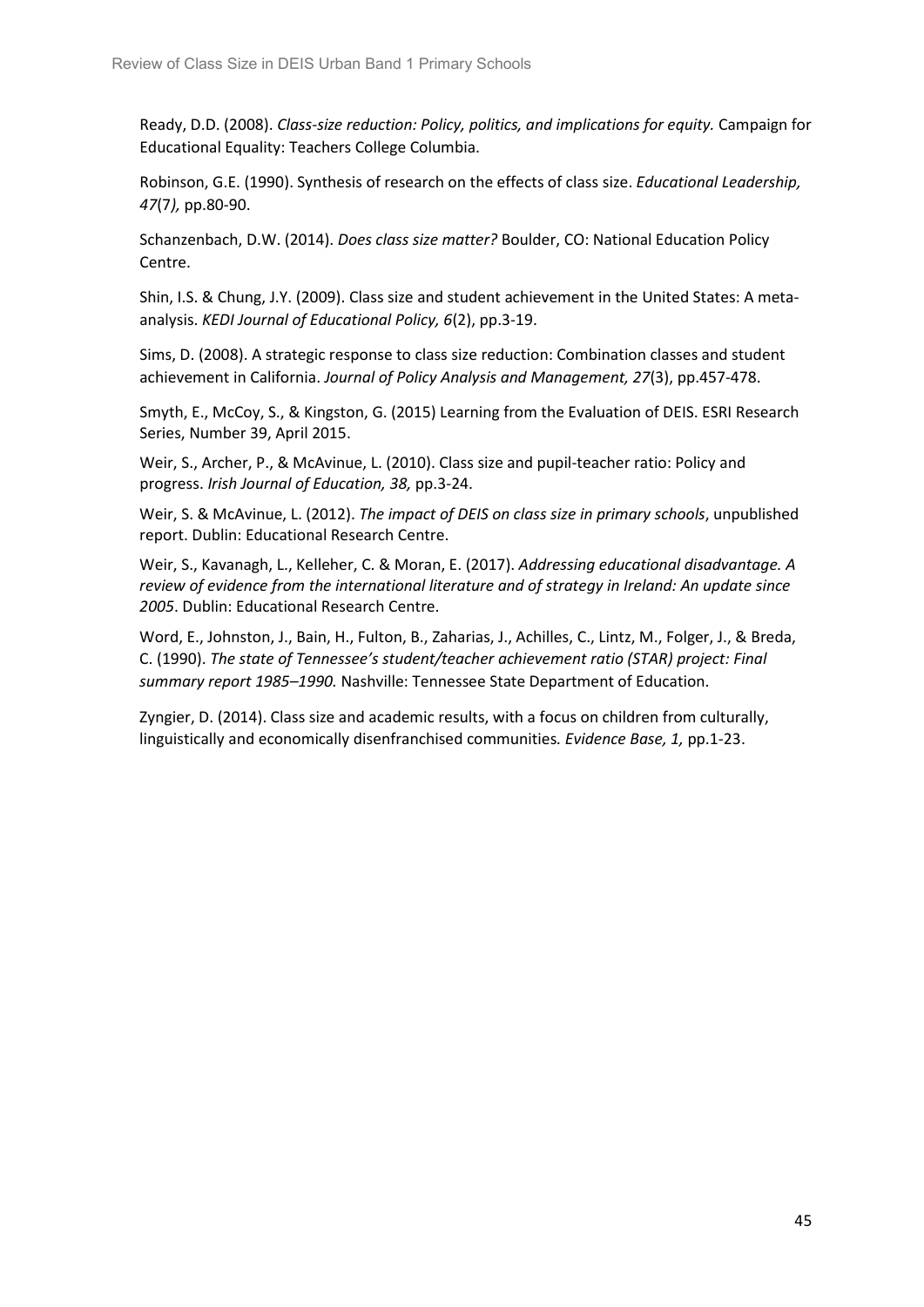Ready, D.D. (2008). *Class-size reduction: Policy, politics, and implications for equity.* Campaign for Educational Equality: Teachers College Columbia.

Robinson, G.E. (1990). Synthesis of research on the effects of class size. *Educational Leadership, 47*(7*),* pp.80-90.

Schanzenbach, D.W. (2014). *Does class size matter?* Boulder, CO: National Education Policy Centre.

Shin, I.S. & Chung, J.Y. (2009). Class size and student achievement in the United States: A meta-analysis. *KEDI Journal of Educational Policy, 6*(2), pp.3-19.

Sims, D. (2008). A strategic response to class size reduction: Combination classes and student achievement in California. *Journal of Policy Analysis and Management, 27*(3), pp.457-478.

Smyth, E., McCoy, S., & Kingston, G. (2015) Learning from the Evaluation of DEIS. ESRI Research Series, Number 39, April 2015.

Weir, S., Archer, P., & McAvinue, L. (2010). Class size and pupil-teacher ratio: Policy and progress. *Irish Journal of Education, 38,* pp.3-24.

Weir, S. & McAvinue, L. (2012). *The impact of DEIS on class size in primary schools*, unpublished report. Dublin: Educational Research Centre.

Weir, S., Kavanagh, L., Kelleher, C. & Moran, E. (2017). *Addressing educational disadvantage. A review of evidence from the international literature and of strategy in Ireland: An update since 2005*. Dublin: Educational Research Centre.

Word, E., Johnston, J., Bain, H., Fulton, B., Zaharias, J., Achilles, C., Lintz, M., Folger, J., & Breda, C. (1990). *The state of Tennessee's student/teacher achievement ratio (STAR) project: Final summary report 1985–1990.* Nashville: Tennessee State Department of Education.

Zyngier, D. (2014). Class size and academic results, with a focus on children from culturally, linguistically and economically disenfranchised communities*. Evidence Base, 1,* pp.1-23.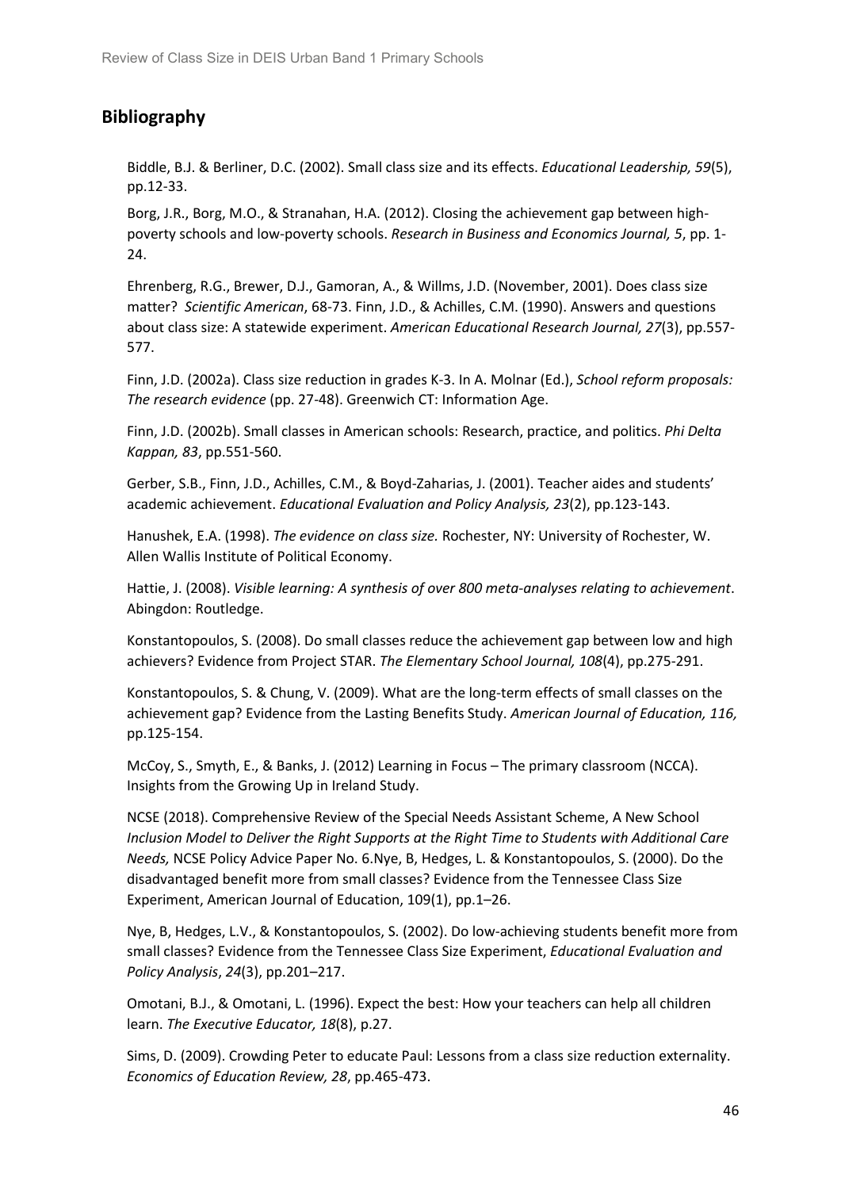## Bibliography

Biddle, B.J. & Berliner, D.C. (2002). Small class size and its effects. *Educational Leadership, 59*(5), pp.12-33.

Borg, J.R., Borg, M.O., & Stranahan, H.A. (2012). Closing the achievement gap between high-poverty schools and low-poverty schools. *Research in Business and Economics Journal, 5*, pp. 1-24.

Ehrenberg, R.G., Brewer, D.J., Gamoran, A., & Willms, J.D. (November, 2001). Does class size matter? *Scientific American*, 68-73. Finn, J.D., & Achilles, C.M. (1990). Answers and questions about class size: A statewide experiment. *American Educational Research Journal, 27*(3), pp.557-577.

Finn, J.D. (2002a). Class size reduction in grades K-3. In A. Molnar (Ed.), *School reform proposals: The research evidence* (pp. 27-48). Greenwich CT: Information Age.

Finn, J.D. (2002b). Small classes in American schools: Research, practice, and politics. *Phi Delta Kappan, 83*, pp.551-560.

Gerber, S.B., Finn, J.D., Achilles, C.M., & Boyd-Zaharias, J. (2001). Teacher aides and students' academic achievement. *Educational Evaluation and Policy Analysis, 23*(2), pp.123-143.

Hanushek, E.A. (1998). *The evidence on class size.* Rochester, NY: University of Rochester, W. Allen Wallis Institute of Political Economy.

Hattie, J. (2008). *Visible learning: A synthesis of over 800 meta-analyses relating to achievement*. Abingdon: Routledge.

Konstantopoulos, S. (2008). Do small classes reduce the achievement gap between low and high achievers? Evidence from Project STAR. *The Elementary School Journal, 108*(4), pp.275-291.

Konstantopoulos, S. & Chung, V. (2009). What are the long-term effects of small classes on the achievement gap? Evidence from the Lasting Benefits Study. *American Journal of Education, 116,* pp.125-154.

McCoy, S., Smyth, E., & Banks, J. (2012) Learning in Focus – The primary classroom (NCCA). Insights from the Growing Up in Ireland Study.

NCSE (2018). Comprehensive Review of the Special Needs Assistant Scheme, A New School *Inclusion Model to Deliver the Right Supports at the Right Time to Students with Additional Care Needs,* NCSE Policy Advice Paper No. 6.Nye, B, Hedges, L. & Konstantopoulos, S. (2000). Do the disadvantaged benefit more from small classes? Evidence from the Tennessee Class Size Experiment, American Journal of Education, 109(1), pp.1–26.

Nye, B, Hedges, L.V., & Konstantopoulos, S. (2002). Do low-achieving students benefit more from small classes? Evidence from the Tennessee Class Size Experiment, *Educational Evaluation and Policy Analysis*, *24*(3), pp.201–217.

Omotani, B.J., & Omotani, L. (1996). Expect the best: How your teachers can help all children learn. *The Executive Educator, 18*(8), p.27.

Sims, D. (2009). Crowding Peter to educate Paul: Lessons from a class size reduction externality. *Economics of Education Review, 28*, pp.465-473.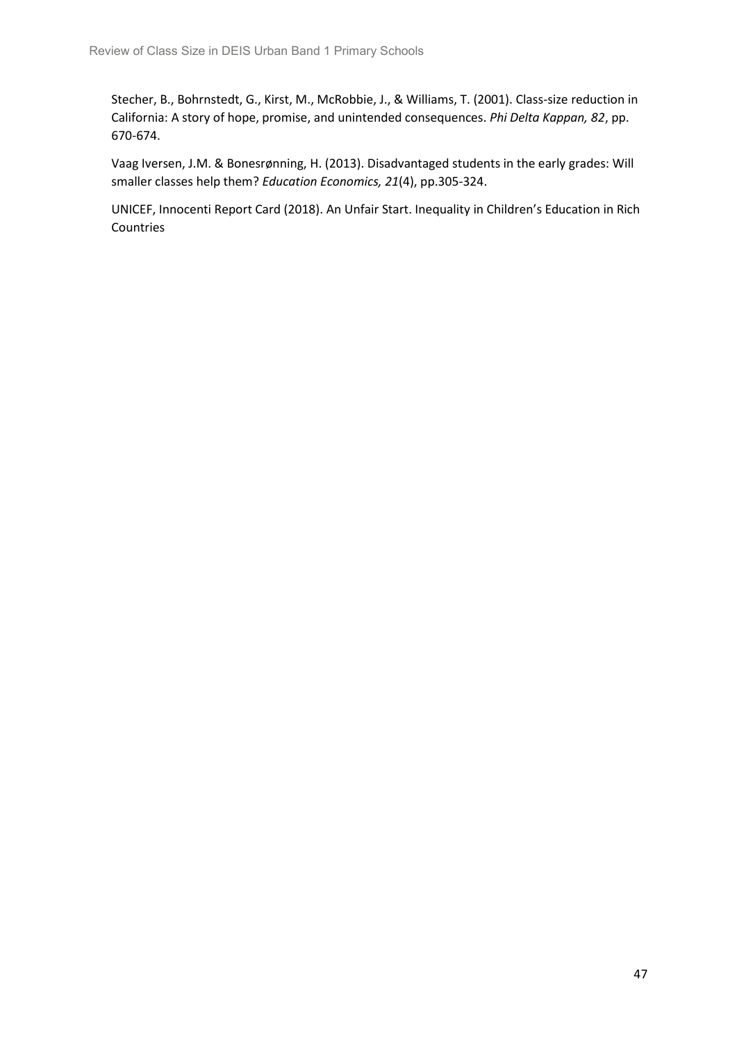Stecher, B., Bohrnstedt, G., Kirst, M., McRobbie, J., & Williams, T. (2001). Class-size reduction in California: A story of hope, promise, and unintended consequences. *Phi Delta Kappan, 82*, pp. 670-674.

Vaag Iversen, J.M. & Bonesrønning, H. (2013). Disadvantaged students in the early grades: Will smaller classes help them? *Education Economics, 21*(4), pp.305-324.

UNICEF, Innocenti Report Card (2018). An Unfair Start. Inequality in Children's Education in Rich Countries